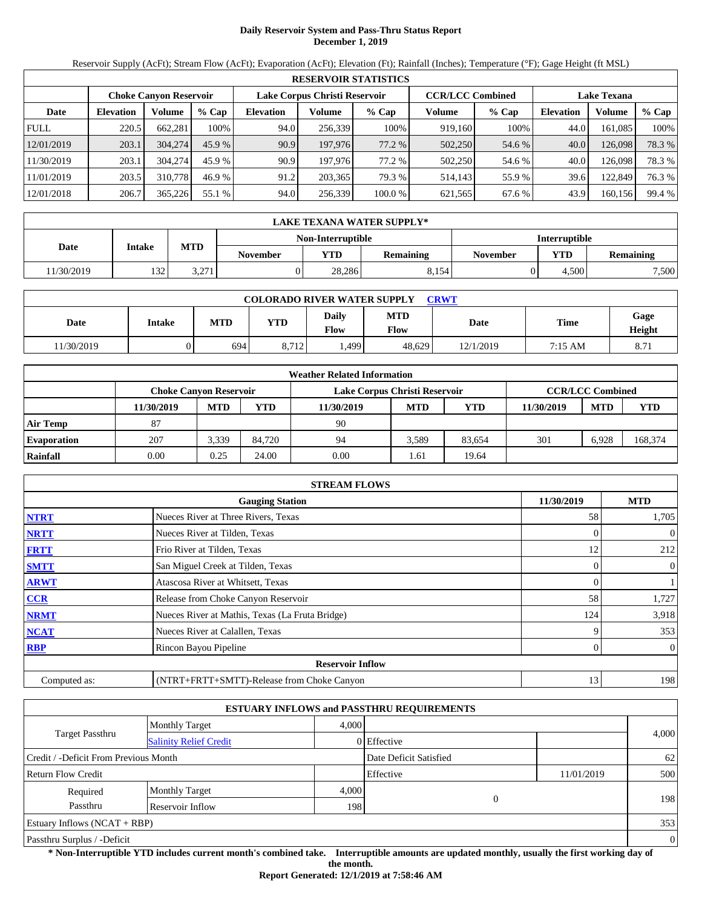# Daily Reservoir System and Pass-Thru Status Report
## December 1, 2019

Reservoir Supply (AcFt); Stream Flow (AcFt); Evaporation (AcFt); Elevation (Ft); Rainfall (Inches); Temperature (°F); Gage Height (ft MSL)

| RESERVOIR STATISTICS | | | | | | | | | | | |
|---|---|---|---|---|---|---|---|---|---|---|---|
| | Choke Canyon Reservoir | | | Lake Corpus Christi Reservoir | | | CCR/LCC Combined | | Lake Texana | | |
| Date | Elevation | Volume | % Cap | Elevation | Volume | % Cap | Volume | % Cap | Elevation | Volume | % Cap |
| FULL | 220.5 | 662,281 | 100% | 94.0 | 256,339 | 100% | 919,160 | 100% | 44.0 | 161,085 | 100% |
| 12/01/2019 | 203.1 | 304,274 | 45.9 % | 90.9 | 197,976 | 77.2 % | 502,250 | 54.6 % | 40.0 | 126,098 | 78.3 % |
| 11/30/2019 | 203.1 | 304,274 | 45.9 % | 90.9 | 197,976 | 77.2 % | 502,250 | 54.6 % | 40.0 | 126,098 | 78.3 % |
| 11/01/2019 | 203.5 | 310,778 | 46.9 % | 91.2 | 203,365 | 79.3 % | 514,143 | 55.9 % | 39.6 | 122,849 | 76.3 % |
| 12/01/2018 | 206.7 | 365,226 | 55.1 % | 94.0 | 256,339 | 100.0 % | 621,565 | 67.6 % | 43.9 | 160,156 | 99.4 % |

| LAKE TEXANA WATER SUPPLY* | | | | | | | | |
|---|---|---|---|---|---|---|---|---|
| Date | Intake | MTD | Non-Interruptible | | | Interruptible | | |
| | | | November | YTD | Remaining | November | YTD | Remaining |
| 11/30/2019 | 132 | 3,271 | 0 | 28,286 | 8,154 | 0 | 4,500 | 7,500 |

| COLORADO RIVER WATER SUPPLY CRWT | | | | | | | | |
|---|---|---|---|---|---|---|---|---|
| Date | Intake | MTD | YTD | Daily Flow | MTD Flow | Date | Time | Gage Height |
| 11/30/2019 | 0 | 694 | 8,712 | 1,499 | 48,629 | 12/1/2019 | 7:15 AM | 8.71 |

| Weather Related Information | | | | | | | | | |
|---|---|---|---|---|---|---|---|---|---|
| | Choke Canyon Reservoir | | | Lake Corpus Christi Reservoir | | | CCR/LCC Combined | | |
| | 11/30/2019 | MTD | YTD | 11/30/2019 | MTD | YTD | 11/30/2019 | MTD | YTD |
| Air Temp | 87 | | | 90 | | | | | |
| Evaporation | 207 | 3,339 | 84,720 | 94 | 3,589 | 83,654 | 301 | 6,928 | 168,374 |
| Rainfall | 0.00 | 0.25 | 24.00 | 0.00 | 1.61 | 19.64 | | | |

| STREAM FLOWS | | | |
|---|---|---|---|
| | Gauging Station | 11/30/2019 | MTD |
| NTRT | Nueces River at Three Rivers, Texas | 58 | 1,705 |
| NRTT | Nueces River at Tilden, Texas | 0 | 0 |
| FRTT | Frio River at Tilden, Texas | 12 | 212 |
| SMTT | San Miguel Creek at Tilden, Texas | 0 | 0 |
| ARWT | Atascosa River at Whitsett, Texas | 0 | 1 |
| CCR | Release from Choke Canyon Reservoir | 58 | 1,727 |
| NRMT | Nueces River at Mathis, Texas (La Fruta Bridge) | 124 | 3,918 |
| NCAT | Nueces River at Calallen, Texas | 9 | 353 |
| RBP | Rincon Bayou Pipeline | 0 | 0 |
| | Reservoir Inflow | | |
| Computed as: | (NTRT+FRTT+SMTT)-Release from Choke Canyon | 13 | 198 |

| ESTUARY INFLOWS and PASSTHRU REQUIREMENTS | | | | | |
|---|---|---|---|---|---|
| Target Passthru | Monthly Target | 4,000 | | | 4,000 |
| | Salinity Relief Credit | 0 | Effective | | |
| Credit / -Deficit From Previous Month | | | Date Deficit Satisfied | | 62 |
| Return Flow Credit | | | Effective | 11/01/2019 | 500 |
| Required Passthru | Monthly Target | 4,000 | 0 | | 198 |
| | Reservoir Inflow | 198 | | | |
| Estuary Inflows (NCAT + RBP) | | | | | 353 |
| Passthru Surplus / -Deficit | | | | | 0 |

**\* Non-Interruptible YTD includes current month's combined take. Interruptible amounts are updated monthly, usually the first working day of the month.**

**Report Generated: 12/1/2019 at 7:58:46 AM**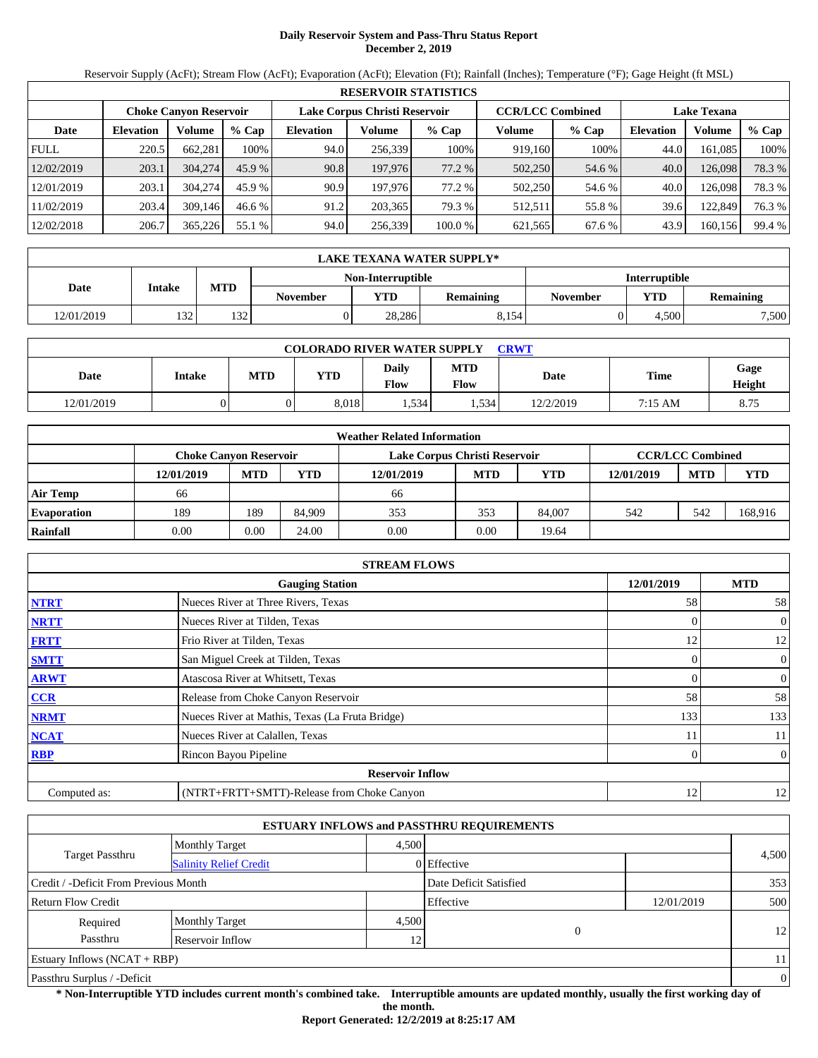# Daily Reservoir System and Pass-Thru Status Report
## December 2, 2019

Reservoir Supply (AcFt); Stream Flow (AcFt); Evaporation (AcFt); Elevation (Ft); Rainfall (Inches); Temperature (°F); Gage Height (ft MSL)

| RESERVOIR STATISTICS | | | | | | | | | | | |
|---|---|---|---|---|---|---|---|---|---|---|---|
| | Choke Canyon Reservoir | | | Lake Corpus Christi Reservoir | | | CCR/LCC Combined | | Lake Texana | | |
| Date | Elevation | Volume | % Cap | Elevation | Volume | % Cap | Volume | % Cap | Elevation | Volume | % Cap |
| FULL | 220.5 | 662,281 | 100% | 94.0 | 256,339 | 100% | 919,160 | 100% | 44.0 | 161,085 | 100% |
| 12/02/2019 | 203.1 | 304,274 | 45.9 % | 90.8 | 197,976 | 77.2 % | 502,250 | 54.6 % | 40.0 | 126,098 | 78.3 % |
| 12/01/2019 | 203.1 | 304,274 | 45.9 % | 90.9 | 197,976 | 77.2 % | 502,250 | 54.6 % | 40.0 | 126,098 | 78.3 % |
| 11/02/2019 | 203.4 | 309,146 | 46.6 % | 91.2 | 203,365 | 79.3 % | 512,511 | 55.8 % | 39.6 | 122,849 | 76.3 % |
| 12/02/2018 | 206.7 | 365,226 | 55.1 % | 94.0 | 256,339 | 100.0 % | 621,565 | 67.6 % | 43.9 | 160,156 | 99.4 % |

| LAKE TEXANA WATER SUPPLY* | | | | | | | | |
|---|---|---|---|---|---|---|---|---|
| Date | Intake | MTD | Non-Interruptible | | | Interruptible | | |
| | | | November | YTD | Remaining | November | YTD | Remaining |
| 12/01/2019 | 132 | 132 | 0 | 28,286 | 8,154 | 0 | 4,500 | 7,500 |

| COLORADO RIVER WATER SUPPLY CRWT | | | | | | | | |
|---|---|---|---|---|---|---|---|---|
| Date | Intake | MTD | YTD | Daily Flow | MTD Flow | Date | Time | Gage Height |
| 12/01/2019 | 0 | 0 | 8,018 | 1,534 | 1,534 | 12/2/2019 | 7:15 AM | 8.75 |

| Weather Related Information | | | | | | | | | |
|---|---|---|---|---|---|---|---|---|---|
| | Choke Canyon Reservoir | | | Lake Corpus Christi Reservoir | | | CCR/LCC Combined | | |
| | 12/01/2019 | MTD | YTD | 12/01/2019 | MTD | YTD | 12/01/2019 | MTD | YTD |
| Air Temp | 66 | | | 66 | | | | | |
| Evaporation | 189 | 189 | 84,909 | 353 | 353 | 84,007 | 542 | 542 | 168,916 |
| Rainfall | 0.00 | 0.00 | 24.00 | 0.00 | 0.00 | 19.64 | | | |

| STREAM FLOWS | | | |
|---|---|---|---|
| | Gauging Station | 12/01/2019 | MTD |
| NTRT | Nueces River at Three Rivers, Texas | 58 | 58 |
| NRTT | Nueces River at Tilden, Texas | 0 | 0 |
| FRTT | Frio River at Tilden, Texas | 12 | 12 |
| SMTT | San Miguel Creek at Tilden, Texas | 0 | 0 |
| ARWT | Atascosa River at Whitsett, Texas | 0 | 0 |
| CCR | Release from Choke Canyon Reservoir | 58 | 58 |
| NRMT | Nueces River at Mathis, Texas (La Fruta Bridge) | 133 | 133 |
| NCAT | Nueces River at Calallen, Texas | 11 | 11 |
| RBP | Rincon Bayou Pipeline | 0 | 0 |
| | Reservoir Inflow | | |
| Computed as: | (NTRT+FRTT+SMTT)-Release from Choke Canyon | 12 | 12 |

| ESTUARY INFLOWS and PASSTHRU REQUIREMENTS | | | | | |
|---|---|---|---|---|---|
| Target Passthru | Monthly Target | 4,500 | | | 4,500 |
| | Salinity Relief Credit | 0 | Effective | | |
| Credit / -Deficit From Previous Month | | | Date Deficit Satisfied | | 353 |
| Return Flow Credit | | | Effective | 12/01/2019 | 500 |
| Required Passthru | Monthly Target | 4,500 | 0 | | 12 |
| | Reservoir Inflow | 12 | | | |
| Estuary Inflows (NCAT + RBP) | | | | | 11 |
| Passthru Surplus / -Deficit | | | | | 0 |

**\* Non-Interruptible YTD includes current month's combined take. Interruptible amounts are updated monthly, usually the first working day of the month.**

**Report Generated: 12/2/2019 at 8:25:17 AM**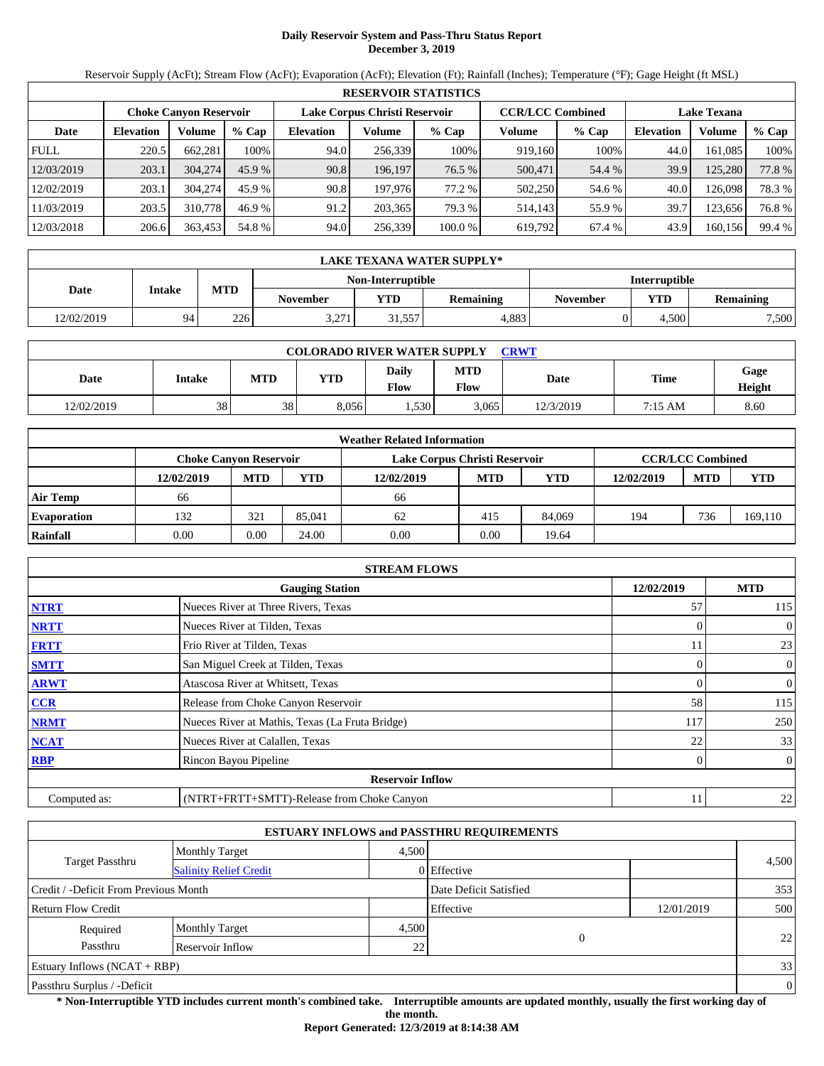# Daily Reservoir System and Pass-Thru Status Report
## December 3, 2019

Reservoir Supply (AcFt); Stream Flow (AcFt); Evaporation (AcFt); Elevation (Ft); Rainfall (Inches); Temperature (°F); Gage Height (ft MSL)

| RESERVOIR STATISTICS | | | | | | | | | | | |
|---|---|---|---|---|---|---|---|---|---|---|---|
| | Choke Canyon Reservoir | | | Lake Corpus Christi Reservoir | | | CCR/LCC Combined | | Lake Texana | | |
| Date | Elevation | Volume | % Cap | Elevation | Volume | % Cap | Volume | % Cap | Elevation | Volume | % Cap |
| FULL | 220.5 | 662,281 | 100% | 94.0 | 256,339 | 100% | 919,160 | 100% | 44.0 | 161,085 | 100% |
| 12/03/2019 | 203.1 | 304,274 | 45.9 % | 90.8 | 196,197 | 76.5 % | 500,471 | 54.4 % | 39.9 | 125,280 | 77.8 % |
| 12/02/2019 | 203.1 | 304,274 | 45.9 % | 90.8 | 197,976 | 77.2 % | 502,250 | 54.6 % | 40.0 | 126,098 | 78.3 % |
| 11/03/2019 | 203.5 | 310,778 | 46.9 % | 91.2 | 203,365 | 79.3 % | 514,143 | 55.9 % | 39.7 | 123,656 | 76.8 % |
| 12/03/2018 | 206.6 | 363,453 | 54.8 % | 94.0 | 256,339 | 100.0 % | 619,792 | 67.4 % | 43.9 | 160,156 | 99.4 % |

| LAKE TEXANA WATER SUPPLY* | | | | | | | | |
|---|---|---|---|---|---|---|---|---|
| Date | Intake | MTD | Non-Interruptible | | | Interruptible | | |
| | | | November | YTD | Remaining | November | YTD | Remaining |
| 12/02/2019 | 94 | 226 | 3,271 | 31,557 | 4,883 | 0 | 4,500 | 7,500 |

| COLORADO RIVER WATER SUPPLY CRWT | | | | | | | | |
|---|---|---|---|---|---|---|---|---|
| Date | Intake | MTD | YTD | Daily Flow | MTD Flow | Date | Time | Gage Height |
| 12/02/2019 | 38 | 38 | 8,056 | 1,530 | 3,065 | 12/3/2019 | 7:15 AM | 8.60 |

| Weather Related Information | | | | | | | | | |
|---|---|---|---|---|---|---|---|---|---|
| | Choke Canyon Reservoir | | | Lake Corpus Christi Reservoir | | | CCR/LCC Combined | | |
| | 12/02/2019 | MTD | YTD | 12/02/2019 | MTD | YTD | 12/02/2019 | MTD | YTD |
| Air Temp | 66 | | | 66 | | | | | |
| Evaporation | 132 | 321 | 85,041 | 62 | 415 | 84,069 | 194 | 736 | 169,110 |
| Rainfall | 0.00 | 0.00 | 24.00 | 0.00 | 0.00 | 19.64 | | | |

| STREAM FLOWS | | | |
|---|---|---|---|
| | Gauging Station | 12/02/2019 | MTD |
| NTRT | Nueces River at Three Rivers, Texas | 57 | 115 |
| NRTT | Nueces River at Tilden, Texas | 0 | 0 |
| FRTT | Frio River at Tilden, Texas | 11 | 23 |
| SMTT | San Miguel Creek at Tilden, Texas | 0 | 0 |
| ARWT | Atascosa River at Whitsett, Texas | 0 | 0 |
| CCR | Release from Choke Canyon Reservoir | 58 | 115 |
| NRMT | Nueces River at Mathis, Texas (La Fruta Bridge) | 117 | 250 |
| NCAT | Nueces River at Calallen, Texas | 22 | 33 |
| RBP | Rincon Bayou Pipeline | 0 | 0 |
| | **Reservoir Inflow** | | |
| Computed as: | (NTRT+FRTT+SMTT)-Release from Choke Canyon | 11 | 22 |

| ESTUARY INFLOWS and PASSTHRU REQUIREMENTS | | | | | |
|---|---|---|---|---|---|
| Target Passthru | Monthly Target | 4,500 | | | 4,500 |
| | Salinity Relief Credit | 0 | Effective | | |
| Credit / -Deficit From Previous Month | | | Date Deficit Satisfied | | 353 |
| Return Flow Credit | | | Effective | 12/01/2019 | 500 |
| Required Passthru | Monthly Target | 4,500 | 0 | | 22 |
| | Reservoir Inflow | 22 | | | |
| Estuary Inflows (NCAT + RBP) | | | | | 33 |
| Passthru Surplus / -Deficit | | | | | 0 |

**\* Non-Interruptible YTD includes current month's combined take. Interruptible amounts are updated monthly, usually the first working day of the month.**

**Report Generated: 12/3/2019 at 8:14:38 AM**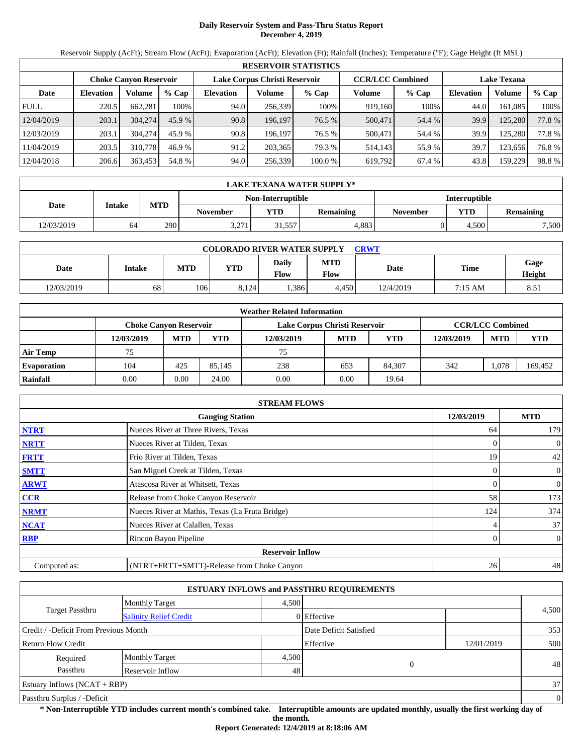# Daily Reservoir System and Pass-Thru Status Report
**December 4, 2019**

Reservoir Supply (AcFt); Stream Flow (AcFt); Evaporation (AcFt); Elevation (Ft); Rainfall (Inches); Temperature (°F); Gage Height (ft MSL)

| RESERVOIR STATISTICS | | | | | | | | | | | |
|---|---|---|---|---|---|---|---|---|---|---|---|
| | Choke Canyon Reservoir | | | Lake Corpus Christi Reservoir | | | CCR/LCC Combined | | Lake Texana | | |
| Date | Elevation | Volume | % Cap | Elevation | Volume | % Cap | Volume | % Cap | Elevation | Volume | % Cap |
| FULL | 220.5 | 662,281 | 100% | 94.0 | 256,339 | 100% | 919,160 | 100% | 44.0 | 161,085 | 100% |
| 12/04/2019 | 203.1 | 304,274 | 45.9 % | 90.8 | 196,197 | 76.5 % | 500,471 | 54.4 % | 39.9 | 125,280 | 77.8 % |
| 12/03/2019 | 203.1 | 304,274 | 45.9 % | 90.8 | 196,197 | 76.5 % | 500,471 | 54.4 % | 39.9 | 125,280 | 77.8 % |
| 11/04/2019 | 203.5 | 310,778 | 46.9 % | 91.2 | 203,365 | 79.3 % | 514,143 | 55.9 % | 39.7 | 123,656 | 76.8 % |
| 12/04/2018 | 206.6 | 363,453 | 54.8 % | 94.0 | 256,339 | 100.0 % | 619,792 | 67.4 % | 43.8 | 159,229 | 98.8 % |

| LAKE TEXANA WATER SUPPLY* | | | | | | | | |
|---|---|---|---|---|---|---|---|---|
| Date | Intake | MTD | Non-Interruptible | | | Interruptible | | |
| | | | November | YTD | Remaining | November | YTD | Remaining |
| 12/03/2019 | 64 | 290 | 3,271 | 31,557 | 4,883 | 0 | 4,500 | 7,500 |

| COLORADO RIVER WATER SUPPLY CRWT | | | | | | | | |
|---|---|---|---|---|---|---|---|---|
| Date | Intake | MTD | YTD | Daily Flow | MTD Flow | Date | Time | Gage Height |
| 12/03/2019 | 68 | 106 | 8,124 | 1,386 | 4,450 | 12/4/2019 | 7:15 AM | 8.51 |

| Weather Related Information | | | | | | | | | |
|---|---|---|---|---|---|---|---|---|---|
| | Choke Canyon Reservoir | | | Lake Corpus Christi Reservoir | | | CCR/LCC Combined | | |
| | 12/03/2019 | MTD | YTD | 12/03/2019 | MTD | YTD | 12/03/2019 | MTD | YTD |
| Air Temp | 75 | | | 75 | | | | | |
| Evaporation | 104 | 425 | 85,145 | 238 | 653 | 84,307 | 342 | 1,078 | 169,452 |
| Rainfall | 0.00 | 0.00 | 24.00 | 0.00 | 0.00 | 19.64 | | | |

| STREAM FLOWS | | | |
|---|---|---|---|
| | Gauging Station | 12/03/2019 | MTD |
| NTRT | Nueces River at Three Rivers, Texas | 64 | 179 |
| NRTT | Nueces River at Tilden, Texas | 0 | 0 |
| FRTT | Frio River at Tilden, Texas | 19 | 42 |
| SMTT | San Miguel Creek at Tilden, Texas | 0 | 0 |
| ARWT | Atascosa River at Whitsett, Texas | 0 | 0 |
| CCR | Release from Choke Canyon Reservoir | 58 | 173 |
| NRMT | Nueces River at Mathis, Texas (La Fruta Bridge) | 124 | 374 |
| NCAT | Nueces River at Calallen, Texas | 4 | 37 |
| RBP | Rincon Bayou Pipeline | 0 | 0 |
| | Reservoir Inflow | | |
| Computed as: | (NTRT+FRTT+SMTT)-Release from Choke Canyon | 26 | 48 |

| ESTUARY INFLOWS and PASSTHRU REQUIREMENTS | | | | | |
|---|---|---|---|---|---|
| Target Passthru | Monthly Target | 4,500 | | | 4,500 |
| | Salinity Relief Credit | 0 | Effective | | |
| Credit / -Deficit From Previous Month | | | Date Deficit Satisfied | | 353 |
| Return Flow Credit | | | Effective | 12/01/2019 | 500 |
| Required Passthru | Monthly Target | 4,500 | 0 | | 48 |
| | Reservoir Inflow | 48 | | | |
| Estuary Inflows (NCAT + RBP) | | | | | 37 |
| Passthru Surplus / -Deficit | | | | | 0 |

**\* Non-Interruptible YTD includes current month's combined take. Interruptible amounts are updated monthly, usually the first working day of the month.**

**Report Generated: 12/4/2019 at 8:18:06 AM**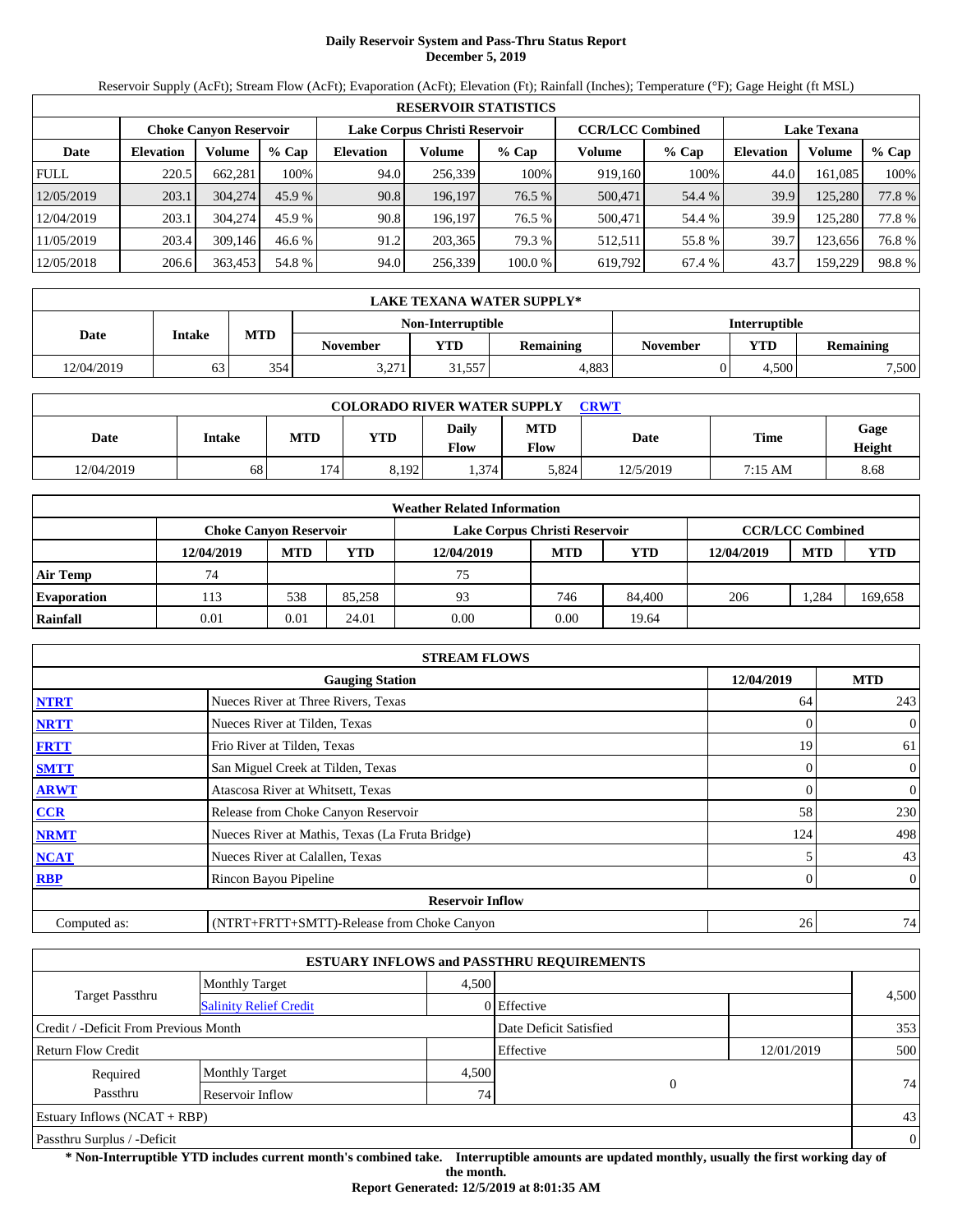# Daily Reservoir System and Pass-Thru Status Report
## December 5, 2019

Reservoir Supply (AcFt); Stream Flow (AcFt); Evaporation (AcFt); Elevation (Ft); Rainfall (Inches); Temperature (°F); Gage Height (ft MSL)

| RESERVOIR STATISTICS | | | | | | | | | | | |
|---|---|---|---|---|---|---|---|---|---|---|---|
| | Choke Canyon Reservoir | | | Lake Corpus Christi Reservoir | | | CCR/LCC Combined | | Lake Texana | | |
| Date | Elevation | Volume | % Cap | Elevation | Volume | % Cap | Volume | % Cap | Elevation | Volume | % Cap |
| FULL | 220.5 | 662,281 | 100% | 94.0 | 256,339 | 100% | 919,160 | 100% | 44.0 | 161,085 | 100% |
| 12/05/2019 | 203.1 | 304,274 | 45.9 % | 90.8 | 196,197 | 76.5 % | 500,471 | 54.4 % | 39.9 | 125,280 | 77.8 % |
| 12/04/2019 | 203.1 | 304,274 | 45.9 % | 90.8 | 196,197 | 76.5 % | 500,471 | 54.4 % | 39.9 | 125,280 | 77.8 % |
| 11/05/2019 | 203.4 | 309,146 | 46.6 % | 91.2 | 203,365 | 79.3 % | 512,511 | 55.8 % | 39.7 | 123,656 | 76.8 % |
| 12/05/2018 | 206.6 | 363,453 | 54.8 % | 94.0 | 256,339 | 100.0 % | 619,792 | 67.4 % | 43.7 | 159,229 | 98.8 % |

| LAKE TEXANA WATER SUPPLY* | | | | | | | | |
|---|---|---|---|---|---|---|---|---|
| Date | Intake | MTD | Non-Interruptible | | | Interruptible | | |
| | | | November | YTD | Remaining | November | YTD | Remaining |
| 12/04/2019 | 63 | 354 | 3,271 | 31,557 | 4,883 | 0 | 4,500 | 7,500 |

| COLORADO RIVER WATER SUPPLY CRWT | | | | | | | | |
|---|---|---|---|---|---|---|---|---|
| Date | Intake | MTD | YTD | Daily Flow | MTD Flow | Date | Time | Gage Height |
| 12/04/2019 | 68 | 174 | 8,192 | 1,374 | 5,824 | 12/5/2019 | 7:15 AM | 8.68 |

| Weather Related Information | | | | | | | | | |
|---|---|---|---|---|---|---|---|---|---|
| | Choke Canyon Reservoir | | | Lake Corpus Christi Reservoir | | | CCR/LCC Combined | | |
| | 12/04/2019 | MTD | YTD | 12/04/2019 | MTD | YTD | 12/04/2019 | MTD | YTD |
| Air Temp | 74 | | | 75 | | | | | |
| Evaporation | 113 | 538 | 85,258 | 93 | 746 | 84,400 | 206 | 1,284 | 169,658 |
| Rainfall | 0.01 | 0.01 | 24.01 | 0.00 | 0.00 | 19.64 | | | |

| STREAM FLOWS | | | |
|---|---|---|---|
| | Gauging Station | 12/04/2019 | MTD |
| NTRT | Nueces River at Three Rivers, Texas | 64 | 243 |
| NRTT | Nueces River at Tilden, Texas | 0 | 0 |
| FRTT | Frio River at Tilden, Texas | 19 | 61 |
| SMTT | San Miguel Creek at Tilden, Texas | 0 | 0 |
| ARWT | Atascosa River at Whitsett, Texas | 0 | 0 |
| CCR | Release from Choke Canyon Reservoir | 58 | 230 |
| NRMT | Nueces River at Mathis, Texas (La Fruta Bridge) | 124 | 498 |
| NCAT | Nueces River at Calallen, Texas | 5 | 43 |
| RBP | Rincon Bayou Pipeline | 0 | 0 |
| | Reservoir Inflow | | |
| Computed as: | (NTRT+FRTT+SMTT)-Release from Choke Canyon | 26 | 74 |

| ESTUARY INFLOWS and PASSTHRU REQUIREMENTS | | | | | |
|---|---|---|---|---|---|
| Target Passthru | Monthly Target | 4,500 | | | 4,500 |
| | Salinity Relief Credit | 0 | Effective | | |
| Credit / -Deficit From Previous Month | | | Date Deficit Satisfied | | 353 |
| Return Flow Credit | | | Effective | 12/01/2019 | 500 |
| Required Passthru | Monthly Target | 4,500 | 0 | | 74 |
| | Reservoir Inflow | 74 | | | |
| Estuary Inflows (NCAT + RBP) | | | | | 43 |
| Passthru Surplus / -Deficit | | | | | 0 |

**\* Non-Interruptible YTD includes current month's combined take. Interruptible amounts are updated monthly, usually the first working day of the month.**

**Report Generated: 12/5/2019 at 8:01:35 AM**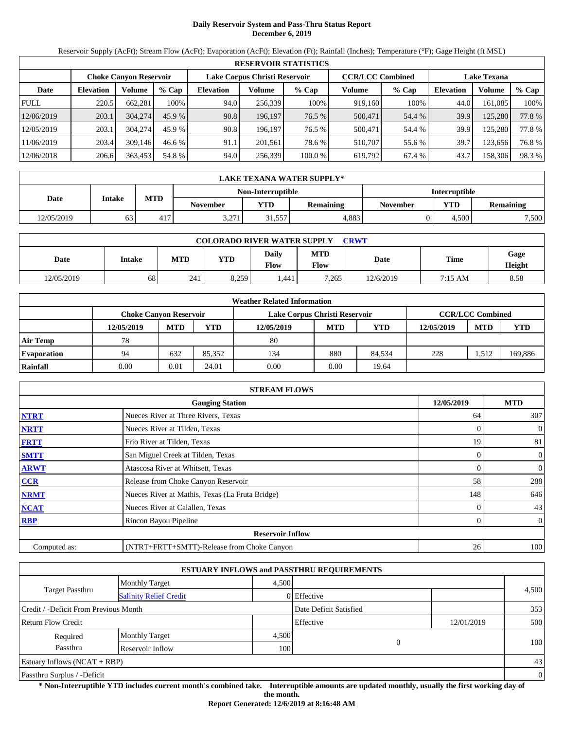# Daily Reservoir System and Pass-Thru Status Report
## December 6, 2019

Reservoir Supply (AcFt); Stream Flow (AcFt); Evaporation (AcFt); Elevation (Ft); Rainfall (Inches); Temperature (°F); Gage Height (ft MSL)

| RESERVOIR STATISTICS | | | | | | | | | | |
|---|---|---|---|---|---|---|---|---|---|---|
| | Choke Canyon Reservoir | | | Lake Corpus Christi Reservoir | | | CCR/LCC Combined | | Lake Texana | | |
| Date | Elevation | Volume | % Cap | Elevation | Volume | % Cap | Volume | % Cap | Elevation | Volume | % Cap |
| FULL | 220.5 | 662,281 | 100% | 94.0 | 256,339 | 100% | 919,160 | 100% | 44.0 | 161,085 | 100% |
| 12/06/2019 | 203.1 | 304,274 | 45.9 % | 90.8 | 196,197 | 76.5 % | 500,471 | 54.4 % | 39.9 | 125,280 | 77.8 % |
| 12/05/2019 | 203.1 | 304,274 | 45.9 % | 90.8 | 196,197 | 76.5 % | 500,471 | 54.4 % | 39.9 | 125,280 | 77.8 % |
| 11/06/2019 | 203.4 | 309,146 | 46.6 % | 91.1 | 201,561 | 78.6 % | 510,707 | 55.6 % | 39.7 | 123,656 | 76.8 % |
| 12/06/2018 | 206.6 | 363,453 | 54.8 % | 94.0 | 256,339 | 100.0 % | 619,792 | 67.4 % | 43.7 | 158,306 | 98.3 % |

| LAKE TEXANA WATER SUPPLY* | | | | | | | | |
|---|---|---|---|---|---|---|---|---|
| Date | Intake | MTD | Non-Interruptible | | | Interruptible | | |
| | | | November | YTD | Remaining | November | YTD | Remaining |
| 12/05/2019 | 63 | 417 | 3,271 | 31,557 | 4,883 | 0 | 4,500 | 7,500 |

| COLORADO RIVER WATER SUPPLY CRWT | | | | | | | | |
|---|---|---|---|---|---|---|---|---|
| Date | Intake | MTD | YTD | Daily Flow | MTD Flow | Date | Time | Gage Height |
| 12/05/2019 | 68 | 241 | 8,259 | 1,441 | 7,265 | 12/6/2019 | 7:15 AM | 8.58 |

| Weather Related Information | | | | | | | | | |
|---|---|---|---|---|---|---|---|---|---|
| | Choke Canyon Reservoir | | | Lake Corpus Christi Reservoir | | | CCR/LCC Combined | | |
| | 12/05/2019 | MTD | YTD | 12/05/2019 | MTD | YTD | 12/05/2019 | MTD | YTD |
| Air Temp | 78 | | | 80 | | | | | |
| Evaporation | 94 | 632 | 85,352 | 134 | 880 | 84,534 | 228 | 1,512 | 169,886 |
| Rainfall | 0.00 | 0.01 | 24.01 | 0.00 | 0.00 | 19.64 | | | |

| STREAM FLOWS | | | |
|---|---|---|---|
| | Gauging Station | 12/05/2019 | MTD |
| NTRT | Nueces River at Three Rivers, Texas | 64 | 307 |
| NRTT | Nueces River at Tilden, Texas | 0 | 0 |
| FRTT | Frio River at Tilden, Texas | 19 | 81 |
| SMTT | San Miguel Creek at Tilden, Texas | 0 | 0 |
| ARWT | Atascosa River at Whitsett, Texas | 0 | 0 |
| CCR | Release from Choke Canyon Reservoir | 58 | 288 |
| NRMT | Nueces River at Mathis, Texas (La Fruta Bridge) | 148 | 646 |
| NCAT | Nueces River at Calallen, Texas | 0 | 43 |
| RBP | Rincon Bayou Pipeline | 0 | 0 |
| | Reservoir Inflow | | |
| Computed as: | (NTRT+FRTT+SMTT)-Release from Choke Canyon | 26 | 100 |

| ESTUARY INFLOWS and PASSTHRU REQUIREMENTS | | | | | |
|---|---|---|---|---|---|
| Target Passthru | Monthly Target | 4,500 | | | 4,500 |
| | Salinity Relief Credit | 0 | Effective | | |
| Credit / -Deficit From Previous Month | | | Date Deficit Satisfied | | 353 |
| Return Flow Credit | | | Effective | 12/01/2019 | 500 |
| Required Passthru | Monthly Target | 4,500 | 0 | | 100 |
| | Reservoir Inflow | 100 | | | |
| Estuary Inflows (NCAT + RBP) | | | | | 43 |
| Passthru Surplus / -Deficit | | | | | 0 |

**\* Non-Interruptible YTD includes current month's combined take. Interruptible amounts are updated monthly, usually the first working day of the month.**

**Report Generated: 12/6/2019 at 8:16:48 AM**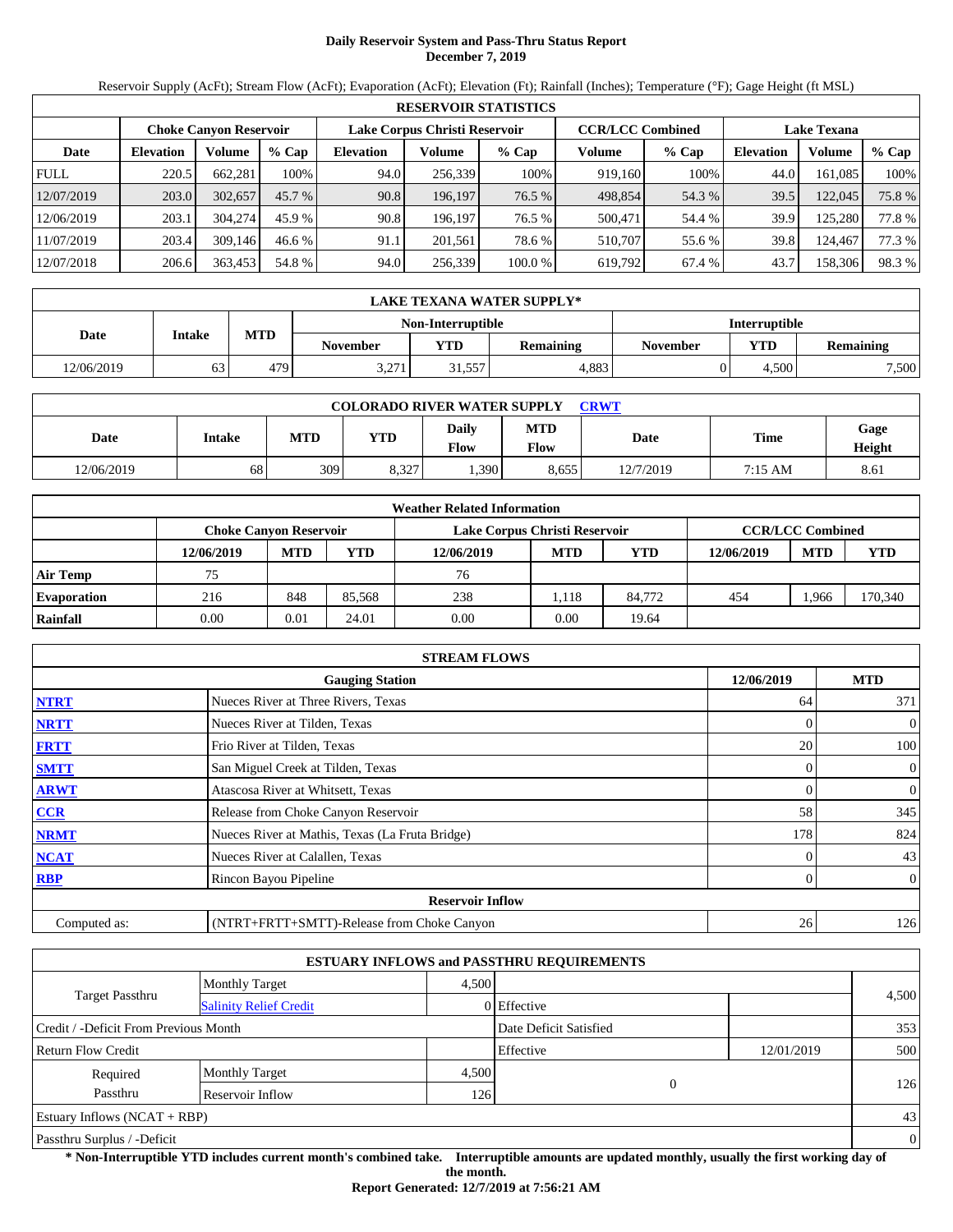# Daily Reservoir System and Pass-Thru Status Report
## December 7, 2019

Reservoir Supply (AcFt); Stream Flow (AcFt); Evaporation (AcFt); Elevation (Ft); Rainfall (Inches); Temperature (°F); Gage Height (ft MSL)

| RESERVOIR STATISTICS | | | | | | | | | | | |
|---|---|---|---|---|---|---|---|---|---|---|---|
| | Choke Canyon Reservoir | | | Lake Corpus Christi Reservoir | | | CCR/LCC Combined | | Lake Texana | | |
| Date | Elevation | Volume | % Cap | Elevation | Volume | % Cap | Volume | % Cap | Elevation | Volume | % Cap |
| FULL | 220.5 | 662,281 | 100% | 94.0 | 256,339 | 100% | 919,160 | 100% | 44.0 | 161,085 | 100% |
| 12/07/2019 | 203.0 | 302,657 | 45.7 % | 90.8 | 196,197 | 76.5 % | 498,854 | 54.3 % | 39.5 | 122,045 | 75.8 % |
| 12/06/2019 | 203.1 | 304,274 | 45.9 % | 90.8 | 196,197 | 76.5 % | 500,471 | 54.4 % | 39.9 | 125,280 | 77.8 % |
| 11/07/2019 | 203.4 | 309,146 | 46.6 % | 91.1 | 201,561 | 78.6 % | 510,707 | 55.6 % | 39.8 | 124,467 | 77.3 % |
| 12/07/2018 | 206.6 | 363,453 | 54.8 % | 94.0 | 256,339 | 100.0 % | 619,792 | 67.4 % | 43.7 | 158,306 | 98.3 % |

| LAKE TEXANA WATER SUPPLY* | | | | | | | | |
|---|---|---|---|---|---|---|---|---|
| Date | Intake | MTD | Non-Interruptible | | | Interruptible | | |
| | | | November | YTD | Remaining | November | YTD | Remaining |
| 12/06/2019 | 63 | 479 | 3,271 | 31,557 | 4,883 | 0 | 4,500 | 7,500 |

| COLORADO RIVER WATER SUPPLY CRWT | | | | | | | | |
|---|---|---|---|---|---|---|---|---|
| Date | Intake | MTD | YTD | Daily Flow | MTD Flow | Date | Time | Gage Height |
| 12/06/2019 | 68 | 309 | 8,327 | 1,390 | 8,655 | 12/7/2019 | 7:15 AM | 8.61 |

| Weather Related Information | | | | | | | | | |
|---|---|---|---|---|---|---|---|---|---|
| | Choke Canyon Reservoir | | | Lake Corpus Christi Reservoir | | | CCR/LCC Combined | | |
| | 12/06/2019 | MTD | YTD | 12/06/2019 | MTD | YTD | 12/06/2019 | MTD | YTD |
| Air Temp | 75 | | | 76 | | | | | |
| Evaporation | 216 | 848 | 85,568 | 238 | 1,118 | 84,772 | 454 | 1,966 | 170,340 |
| Rainfall | 0.00 | 0.01 | 24.01 | 0.00 | 0.00 | 19.64 | | | |

| STREAM FLOWS | | | |
|---|---|---|---|
| | Gauging Station | 12/06/2019 | MTD |
| NTRT | Nueces River at Three Rivers, Texas | 64 | 371 |
| NRTT | Nueces River at Tilden, Texas | 0 | 0 |
| FRTT | Frio River at Tilden, Texas | 20 | 100 |
| SMTT | San Miguel Creek at Tilden, Texas | 0 | 0 |
| ARWT | Atascosa River at Whitsett, Texas | 0 | 0 |
| CCR | Release from Choke Canyon Reservoir | 58 | 345 |
| NRMT | Nueces River at Mathis, Texas (La Fruta Bridge) | 178 | 824 |
| NCAT | Nueces River at Calallen, Texas | 0 | 43 |
| RBP | Rincon Bayou Pipeline | 0 | 0 |
| | Reservoir Inflow | | |
| Computed as: | (NTRT+FRTT+SMTT)-Release from Choke Canyon | 26 | 126 |

| ESTUARY INFLOWS and PASSTHRU REQUIREMENTS | | | | | |
|---|---|---|---|---|---|
| Target Passthru | Monthly Target | 4,500 | | | 4,500 |
| | Salinity Relief Credit | 0 | Effective | | |
| Credit / -Deficit From Previous Month | | | Date Deficit Satisfied | | 353 |
| Return Flow Credit | | | Effective | 12/01/2019 | 500 |
| Required Passthru | Monthly Target | 4,500 | 0 | | 126 |
| | Reservoir Inflow | 126 | | | |
| Estuary Inflows (NCAT + RBP) | | | | | 43 |
| Passthru Surplus / -Deficit | | | | | 0 |

**\* Non-Interruptible YTD includes current month's combined take. Interruptible amounts are updated monthly, usually the first working day of the month.**

**Report Generated: 12/7/2019 at 7:56:21 AM**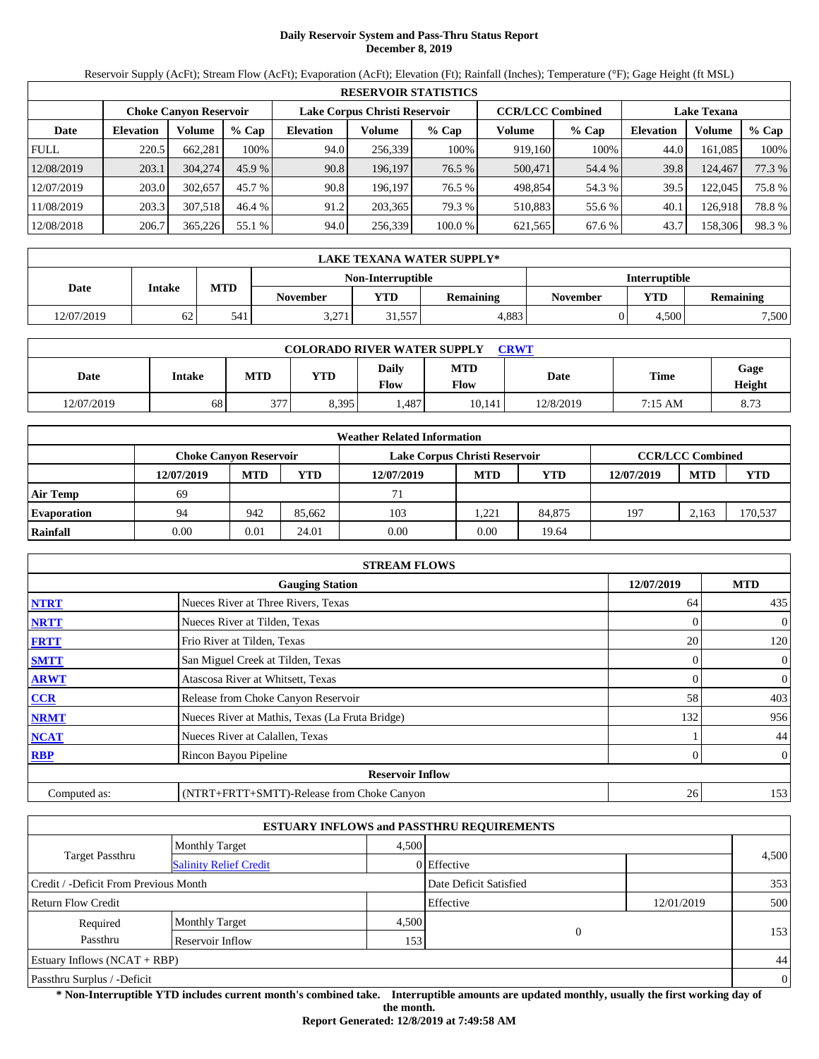# Daily Reservoir System and Pass-Thru Status Report
**December 8, 2019**

Reservoir Supply (AcFt); Stream Flow (AcFt); Evaporation (AcFt); Elevation (Ft); Rainfall (Inches); Temperature (°F); Gage Height (ft MSL)

| RESERVOIR STATISTICS | | | | | | | | | | | |
|---|---|---|---|---|---|---|---|---|---|---|---|
| | Choke Canyon Reservoir | | | Lake Corpus Christi Reservoir | | | CCR/LCC Combined | | Lake Texana | | |
| Date | Elevation | Volume | % Cap | Elevation | Volume | % Cap | Volume | % Cap | Elevation | Volume | % Cap |
| FULL | 220.5 | 662,281 | 100% | 94.0 | 256,339 | 100% | 919,160 | 100% | 44.0 | 161,085 | 100% |
| 12/08/2019 | 203.1 | 304,274 | 45.9 % | 90.8 | 196,197 | 76.5 % | 500,471 | 54.4 % | 39.8 | 124,467 | 77.3 % |
| 12/07/2019 | 203.0 | 302,657 | 45.7 % | 90.8 | 196,197 | 76.5 % | 498,854 | 54.3 % | 39.5 | 122,045 | 75.8 % |
| 11/08/2019 | 203.3 | 307,518 | 46.4 % | 91.2 | 203,365 | 79.3 % | 510,883 | 55.6 % | 40.1 | 126,918 | 78.8 % |
| 12/08/2018 | 206.7 | 365,226 | 55.1 % | 94.0 | 256,339 | 100.0 % | 621,565 | 67.6 % | 43.7 | 158,306 | 98.3 % |

| LAKE TEXANA WATER SUPPLY* | | | | | | | |
|---|---|---|---|---|---|---|---|
| Date | Intake | MTD | Non-Interruptible | | | Interruptible | | |
| | | | November | YTD | Remaining | November | YTD | Remaining |
| 12/07/2019 | 62 | 541 | 3,271 | 31,557 | 4,883 | 0 | 4,500 | 7,500 |

| COLORADO RIVER WATER SUPPLY CRWT | | | | | | | | |
|---|---|---|---|---|---|---|---|---|
| Date | Intake | MTD | YTD | Daily Flow | MTD Flow | Date | Time | Gage Height |
| 12/07/2019 | 68 | 377 | 8,395 | 1,487 | 10,141 | 12/8/2019 | 7:15 AM | 8.73 |

| Weather Related Information | | | | | | | | | |
|---|---|---|---|---|---|---|---|---|---|
| | Choke Canyon Reservoir | | | Lake Corpus Christi Reservoir | | | CCR/LCC Combined | | |
| | 12/07/2019 | MTD | YTD | 12/07/2019 | MTD | YTD | 12/07/2019 | MTD | YTD |
| Air Temp | 69 | | | 71 | | | | | |
| Evaporation | 94 | 942 | 85,662 | 103 | 1,221 | 84,875 | 197 | 2,163 | 170,537 |
| Rainfall | 0.00 | 0.01 | 24.01 | 0.00 | 0.00 | 19.64 | | | |

| STREAM FLOWS | | | |
|---|---|---|---|
| | Gauging Station | 12/07/2019 | MTD |
| NTRT | Nueces River at Three Rivers, Texas | 64 | 435 |
| NRTT | Nueces River at Tilden, Texas | 0 | 0 |
| FRTT | Frio River at Tilden, Texas | 20 | 120 |
| SMTT | San Miguel Creek at Tilden, Texas | 0 | 0 |
| ARWT | Atascosa River at Whitsett, Texas | 0 | 0 |
| CCR | Release from Choke Canyon Reservoir | 58 | 403 |
| NRMT | Nueces River at Mathis, Texas (La Fruta Bridge) | 132 | 956 |
| NCAT | Nueces River at Calallen, Texas | 1 | 44 |
| RBP | Rincon Bayou Pipeline | 0 | 0 |
| | **Reservoir Inflow** | | |
| Computed as: | (NTRT+FRTT+SMTT)-Release from Choke Canyon | 26 | 153 |

| ESTUARY INFLOWS and PASSTHRU REQUIREMENTS | | | | | |
|---|---|---|---|---|---|
| Target Passthru | Monthly Target | 4,500 | | | 4,500 |
| | Salinity Relief Credit | 0 | Effective | | |
| Credit / -Deficit From Previous Month | | | Date Deficit Satisfied | | 353 |
| Return Flow Credit | | | Effective | 12/01/2019 | 500 |
| Required Passthru | Monthly Target | 4,500 | 0 | | 153 |
| | Reservoir Inflow | 153 | | | |
| Estuary Inflows (NCAT + RBP) | | | | | 44 |
| Passthru Surplus / -Deficit | | | | | 0 |

**\* Non-Interruptible YTD includes current month's combined take. Interruptible amounts are updated monthly, usually the first working day of the month.**

**Report Generated: 12/8/2019 at 7:49:58 AM**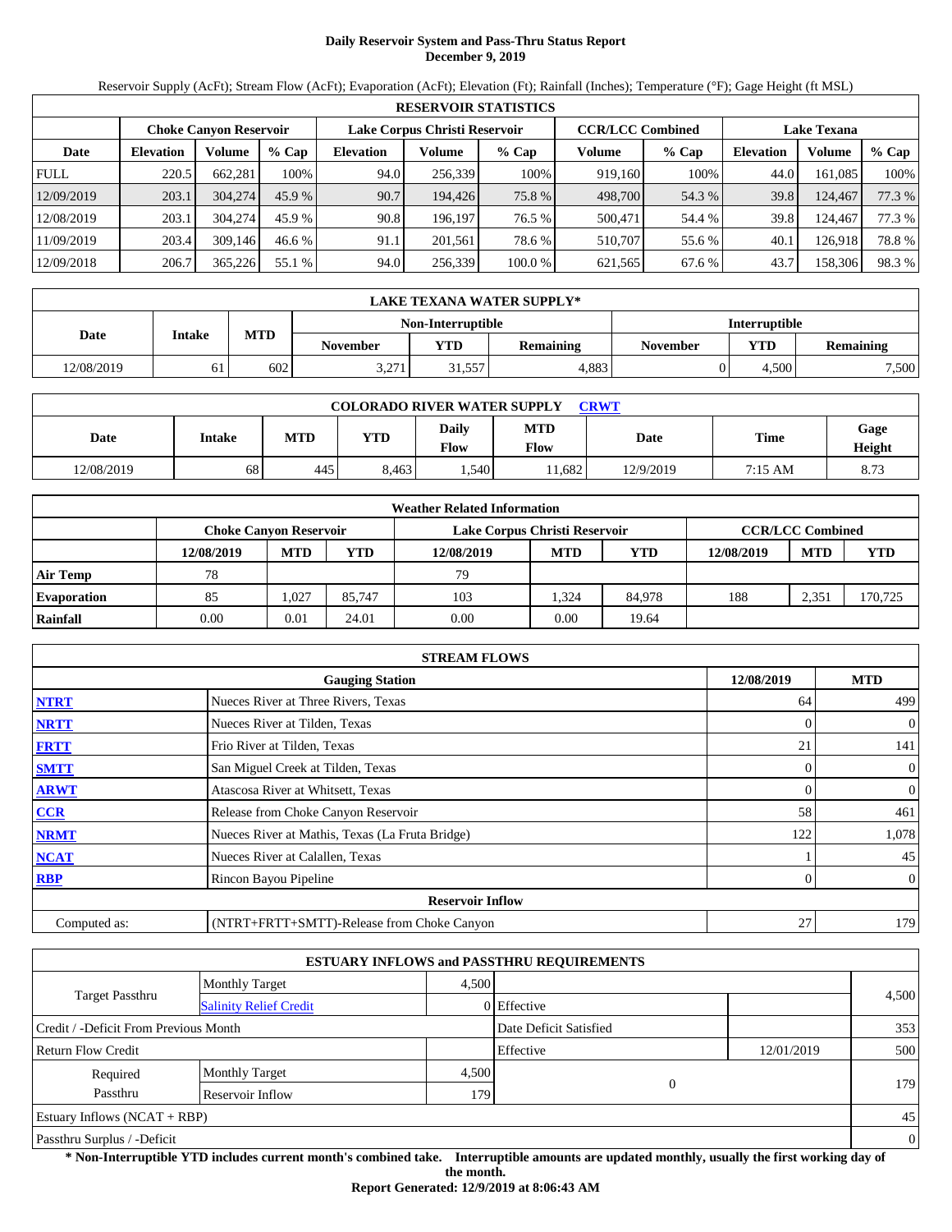# Daily Reservoir System and Pass-Thru Status Report
## December 9, 2019

Reservoir Supply (AcFt); Stream Flow (AcFt); Evaporation (AcFt); Elevation (Ft); Rainfall (Inches); Temperature (°F); Gage Height (ft MSL)

| RESERVOIR STATISTICS | | | | | | | | | | | |
|---|---|---|---|---|---|---|---|---|---|---|---|
| | Choke Canyon Reservoir | | | Lake Corpus Christi Reservoir | | | CCR/LCC Combined | | Lake Texana | | |
| Date | Elevation | Volume | % Cap | Elevation | Volume | % Cap | Volume | % Cap | Elevation | Volume | % Cap |
| FULL | 220.5 | 662,281 | 100% | 94.0 | 256,339 | 100% | 919,160 | 100% | 44.0 | 161,085 | 100% |
| 12/09/2019 | 203.1 | 304,274 | 45.9 % | 90.7 | 194,426 | 75.8 % | 498,700 | 54.3 % | 39.8 | 124,467 | 77.3 % |
| 12/08/2019 | 203.1 | 304,274 | 45.9 % | 90.8 | 196,197 | 76.5 % | 500,471 | 54.4 % | 39.8 | 124,467 | 77.3 % |
| 11/09/2019 | 203.4 | 309,146 | 46.6 % | 91.1 | 201,561 | 78.6 % | 510,707 | 55.6 % | 40.1 | 126,918 | 78.8 % |
| 12/09/2018 | 206.7 | 365,226 | 55.1 % | 94.0 | 256,339 | 100.0 % | 621,565 | 67.6 % | 43.7 | 158,306 | 98.3 % |

| LAKE TEXANA WATER SUPPLY* | | | | | | | |
|---|---|---|---|---|---|---|---|
| Date | Intake | MTD | Non-Interruptible | | | Interruptible | | |
| | | | November | YTD | Remaining | November | YTD | Remaining |
| 12/08/2019 | 61 | 602 | 3,271 | 31,557 | 4,883 | 0 | 4,500 | 7,500 |

| COLORADO RIVER WATER SUPPLY CRWT | | | | | | | | |
|---|---|---|---|---|---|---|---|---|
| Date | Intake | MTD | YTD | Daily Flow | MTD Flow | Date | Time | Gage Height |
| 12/08/2019 | 68 | 445 | 8,463 | 1,540 | 11,682 | 12/9/2019 | 7:15 AM | 8.73 |

| Weather Related Information | | | | | | | | | |
|---|---|---|---|---|---|---|---|---|---|
| | Choke Canyon Reservoir | | | Lake Corpus Christi Reservoir | | | CCR/LCC Combined | | |
| | 12/08/2019 | MTD | YTD | 12/08/2019 | MTD | YTD | 12/08/2019 | MTD | YTD |
| Air Temp | 78 | | | 79 | | | | | |
| Evaporation | 85 | 1,027 | 85,747 | 103 | 1,324 | 84,978 | 188 | 2,351 | 170,725 |
| Rainfall | 0.00 | 0.01 | 24.01 | 0.00 | 0.00 | 19.64 | | | |

| STREAM FLOWS | | | |
|---|---|---|---|
| | Gauging Station | 12/08/2019 | MTD |
| NTRT | Nueces River at Three Rivers, Texas | 64 | 499 |
| NRTT | Nueces River at Tilden, Texas | 0 | 0 |
| FRTT | Frio River at Tilden, Texas | 21 | 141 |
| SMTT | San Miguel Creek at Tilden, Texas | 0 | 0 |
| ARWT | Atascosa River at Whitsett, Texas | 0 | 0 |
| CCR | Release from Choke Canyon Reservoir | 58 | 461 |
| NRMT | Nueces River at Mathis, Texas (La Fruta Bridge) | 122 | 1,078 |
| NCAT | Nueces River at Calallen, Texas | 1 | 45 |
| RBP | Rincon Bayou Pipeline | 0 | 0 |
| Reservoir Inflow | | | |
| Computed as: | (NTRT+FRTT+SMTT)-Release from Choke Canyon | 27 | 179 |

| ESTUARY INFLOWS and PASSTHRU REQUIREMENTS | | | | | |
|---|---|---|---|---|---|
| Target Passthru | Monthly Target | 4,500 | | | 4,500 |
| | Salinity Relief Credit | 0 | Effective | | |
| Credit / -Deficit From Previous Month | | | Date Deficit Satisfied | | 353 |
| Return Flow Credit | | | Effective | 12/01/2019 | 500 |
| Required Passthru | Monthly Target | 4,500 | 0 | | 179 |
| | Reservoir Inflow | 179 | | | |
| Estuary Inflows (NCAT + RBP) | | | | | 45 |
| Passthru Surplus / -Deficit | | | | | 0 |

**\* Non-Interruptible YTD includes current month's combined take. Interruptible amounts are updated monthly, usually the first working day of the month.**

**Report Generated: 12/9/2019 at 8:06:43 AM**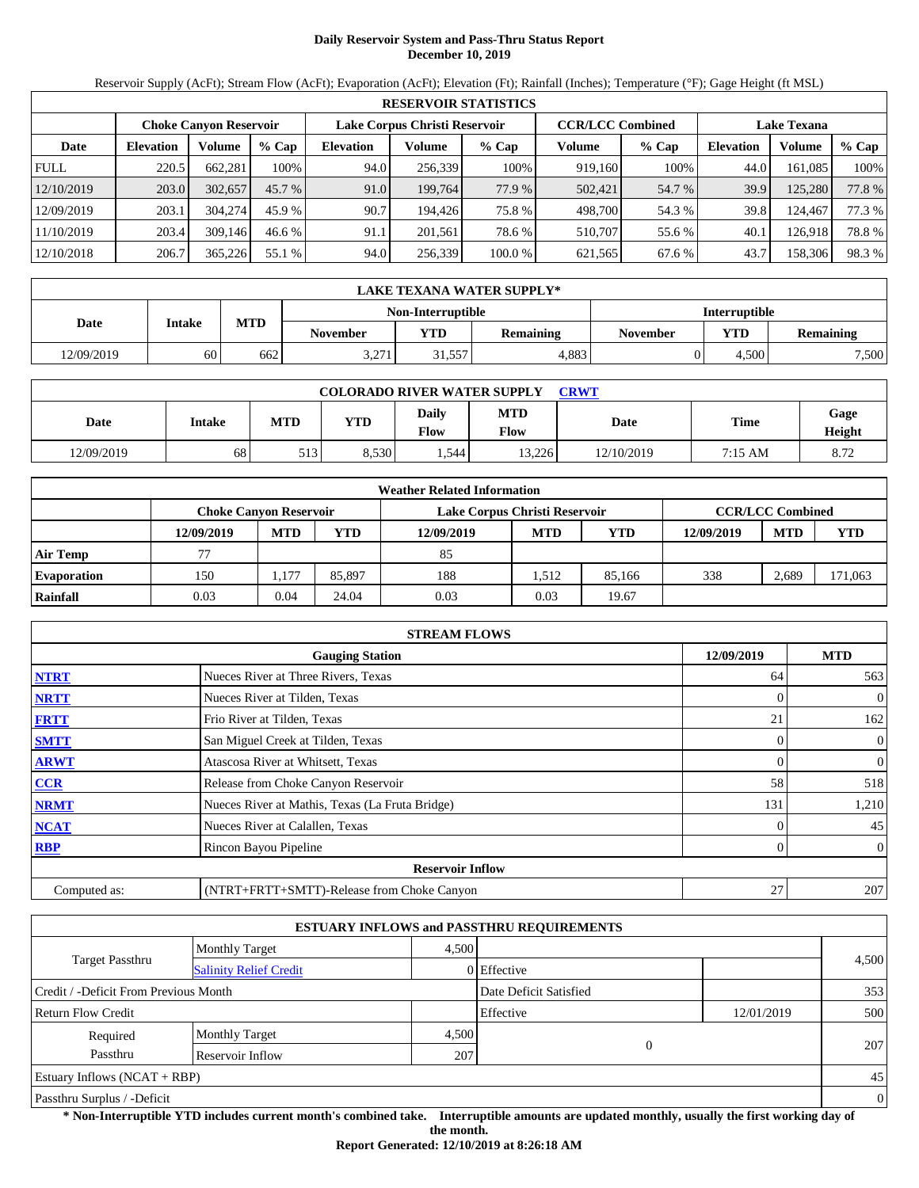# Daily Reservoir System and Pass-Thru Status Report
## December 10, 2019

Reservoir Supply (AcFt); Stream Flow (AcFt); Evaporation (AcFt); Elevation (Ft); Rainfall (Inches); Temperature (°F); Gage Height (ft MSL)

| RESERVOIR STATISTICS | | | | | | | | | | | |
|---|---|---|---|---|---|---|---|---|---|---|---|
| | Choke Canyon Reservoir | | | Lake Corpus Christi Reservoir | | | CCR/LCC Combined | | Lake Texana | | |
| Date | Elevation | Volume | % Cap | Elevation | Volume | % Cap | Volume | % Cap | Elevation | Volume | % Cap |
| FULL | 220.5 | 662,281 | 100% | 94.0 | 256,339 | 100% | 919,160 | 100% | 44.0 | 161,085 | 100% |
| 12/10/2019 | 203.0 | 302,657 | 45.7 % | 91.0 | 199,764 | 77.9 % | 502,421 | 54.7 % | 39.9 | 125,280 | 77.8 % |
| 12/09/2019 | 203.1 | 304,274 | 45.9 % | 90.7 | 194,426 | 75.8 % | 498,700 | 54.3 % | 39.8 | 124,467 | 77.3 % |
| 11/10/2019 | 203.4 | 309,146 | 46.6 % | 91.1 | 201,561 | 78.6 % | 510,707 | 55.6 % | 40.1 | 126,918 | 78.8 % |
| 12/10/2018 | 206.7 | 365,226 | 55.1 % | 94.0 | 256,339 | 100.0 % | 621,565 | 67.6 % | 43.7 | 158,306 | 98.3 % |

| LAKE TEXANA WATER SUPPLY* | | | | | | | | |
|---|---|---|---|---|---|---|---|---|
| | | | Non-Interruptible | | | Interruptible | | |
| Date | Intake | MTD | November | YTD | Remaining | November | YTD | Remaining |
| 12/09/2019 | 60 | 662 | 3,271 | 31,557 | 4,883 | 0 | 4,500 | 7,500 |

| COLORADO RIVER WATER SUPPLY CRWT | | | | | | | | |
|---|---|---|---|---|---|---|---|---|
| Date | Intake | MTD | YTD | Daily Flow | MTD Flow | Date | Time | Gage Height |
| 12/09/2019 | 68 | 513 | 8,530 | 1,544 | 13,226 | 12/10/2019 | 7:15 AM | 8.72 |

| Weather Related Information | | | | | | | | | |
|---|---|---|---|---|---|---|---|---|---|
| | Choke Canyon Reservoir | | | Lake Corpus Christi Reservoir | | | CCR/LCC Combined | | |
| | 12/09/2019 | MTD | YTD | 12/09/2019 | MTD | YTD | 12/09/2019 | MTD | YTD |
| Air Temp | 77 | | | 85 | | | | | |
| Evaporation | 150 | 1,177 | 85,897 | 188 | 1,512 | 85,166 | 338 | 2,689 | 171,063 |
| Rainfall | 0.03 | 0.04 | 24.04 | 0.03 | 0.03 | 19.67 | | | |

| STREAM FLOWS | | | |
|---|---|---|---|
| | Gauging Station | 12/09/2019 | MTD |
| NTRT | Nueces River at Three Rivers, Texas | 64 | 563 |
| NRTT | Nueces River at Tilden, Texas | 0 | 0 |
| FRTT | Frio River at Tilden, Texas | 21 | 162 |
| SMTT | San Miguel Creek at Tilden, Texas | 0 | 0 |
| ARWT | Atascosa River at Whitsett, Texas | 0 | 0 |
| CCR | Release from Choke Canyon Reservoir | 58 | 518 |
| NRMT | Nueces River at Mathis, Texas (La Fruta Bridge) | 131 | 1,210 |
| NCAT | Nueces River at Calallen, Texas | 0 | 45 |
| RBP | Rincon Bayou Pipeline | 0 | 0 |
| | **Reservoir Inflow** | | |
| Computed as: | (NTRT+FRTT+SMTT)-Release from Choke Canyon | 27 | 207 |

| ESTUARY INFLOWS and PASSTHRU REQUIREMENTS | | | | | |
|---|---|---|---|---|---|
| Target Passthru | Monthly Target | 4,500 | | | 4,500 |
| | Salinity Relief Credit | 0 | Effective | | |
| Credit / -Deficit From Previous Month | | | Date Deficit Satisfied | | 353 |
| Return Flow Credit | | | Effective | 12/01/2019 | 500 |
| Required Passthru | Monthly Target | 4,500 | 0 | | 207 |
| | Reservoir Inflow | 207 | | | |
| Estuary Inflows (NCAT + RBP) | | | | | 45 |
| Passthru Surplus / -Deficit | | | | | 0 |

**\* Non-Interruptible YTD includes current month's combined take. Interruptible amounts are updated monthly, usually the first working day of the month.**

**Report Generated: 12/10/2019 at 8:26:18 AM**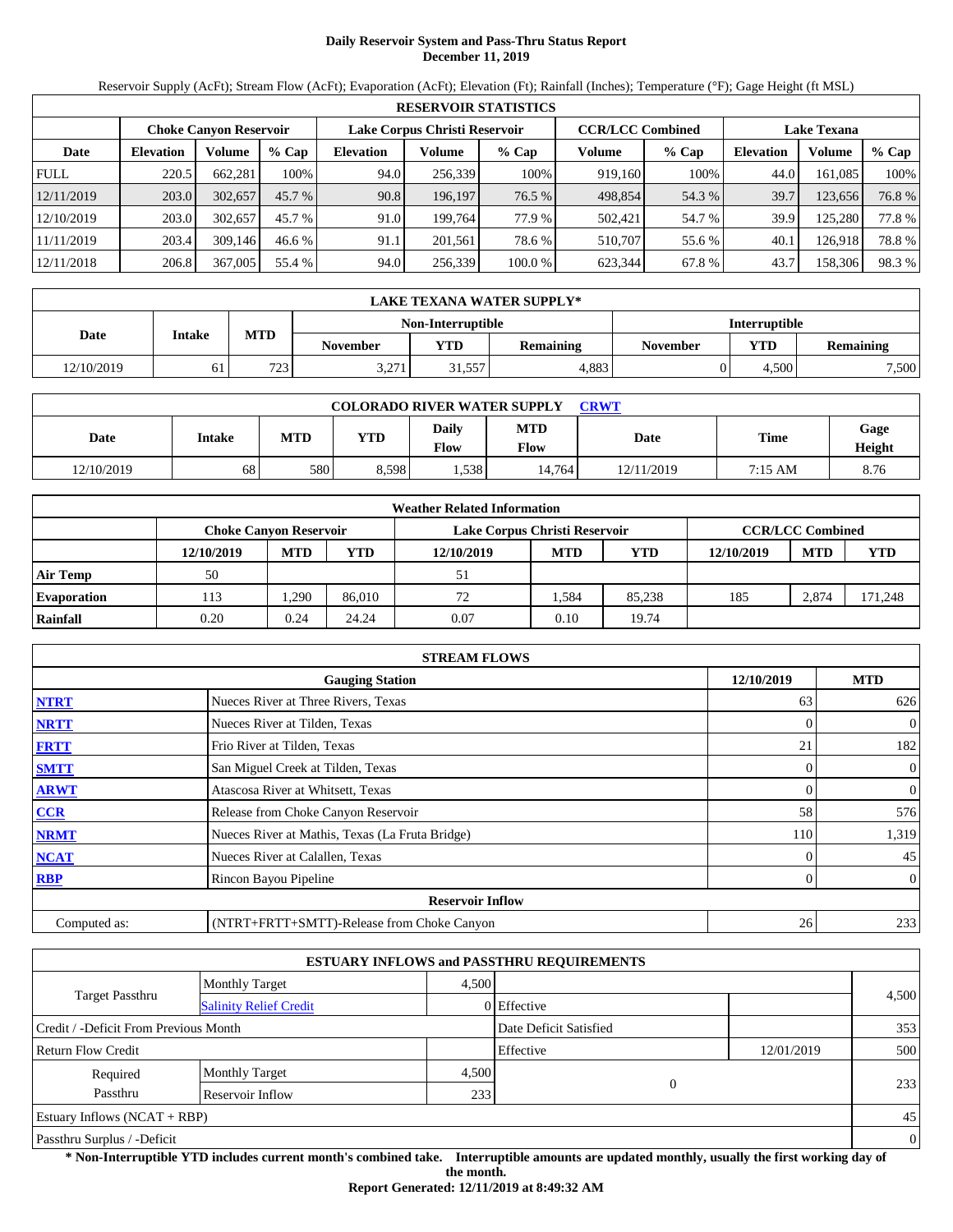# Daily Reservoir System and Pass-Thru Status Report
## December 11, 2019

Reservoir Supply (AcFt); Stream Flow (AcFt); Evaporation (AcFt); Elevation (Ft); Rainfall (Inches); Temperature (°F); Gage Height (ft MSL)

| RESERVOIR STATISTICS | | | | | | | | | | | |
|---|---|---|---|---|---|---|---|---|---|---|---|
| | Choke Canyon Reservoir | | | Lake Corpus Christi Reservoir | | | CCR/LCC Combined | | Lake Texana | | |
| Date | Elevation | Volume | % Cap | Elevation | Volume | % Cap | Volume | % Cap | Elevation | Volume | % Cap |
| FULL | 220.5 | 662,281 | 100% | 94.0 | 256,339 | 100% | 919,160 | 100% | 44.0 | 161,085 | 100% |
| 12/11/2019 | 203.0 | 302,657 | 45.7 % | 90.8 | 196,197 | 76.5 % | 498,854 | 54.3 % | 39.7 | 123,656 | 76.8 % |
| 12/10/2019 | 203.0 | 302,657 | 45.7 % | 91.0 | 199,764 | 77.9 % | 502,421 | 54.7 % | 39.9 | 125,280 | 77.8 % |
| 11/11/2019 | 203.4 | 309,146 | 46.6 % | 91.1 | 201,561 | 78.6 % | 510,707 | 55.6 % | 40.1 | 126,918 | 78.8 % |
| 12/11/2018 | 206.8 | 367,005 | 55.4 % | 94.0 | 256,339 | 100.0 % | 623,344 | 67.8 % | 43.7 | 158,306 | 98.3 % |

| LAKE TEXANA WATER SUPPLY* | | | | | | | | |
|---|---|---|---|---|---|---|---|---|
| Date | Intake | MTD | Non-Interruptible | | | Interruptible | | |
| | | | November | YTD | Remaining | November | YTD | Remaining |
| 12/10/2019 | 61 | 723 | 3,271 | 31,557 | 4,883 | 0 | 4,500 | 7,500 |

| COLORADO RIVER WATER SUPPLY CRWT | | | | | | | | |
|---|---|---|---|---|---|---|---|---|
| Date | Intake | MTD | YTD | Daily Flow | MTD Flow | Date | Time | Gage Height |
| 12/10/2019 | 68 | 580 | 8,598 | 1,538 | 14,764 | 12/11/2019 | 7:15 AM | 8.76 |

| Weather Related Information | | | | | | | | | |
|---|---|---|---|---|---|---|---|---|---|
| | Choke Canyon Reservoir | | | Lake Corpus Christi Reservoir | | | CCR/LCC Combined | | |
| | 12/10/2019 | MTD | YTD | 12/10/2019 | MTD | YTD | 12/10/2019 | MTD | YTD |
| Air Temp | 50 | | | 51 | | | | | |
| Evaporation | 113 | 1,290 | 86,010 | 72 | 1,584 | 85,238 | 185 | 2,874 | 171,248 |
| Rainfall | 0.20 | 0.24 | 24.24 | 0.07 | 0.10 | 19.74 | | | |

| STREAM FLOWS | | | |
|---|---|---|---|
| | Gauging Station | 12/10/2019 | MTD |
| NTRT | Nueces River at Three Rivers, Texas | 63 | 626 |
| NRTT | Nueces River at Tilden, Texas | 0 | 0 |
| FRTT | Frio River at Tilden, Texas | 21 | 182 |
| SMTT | San Miguel Creek at Tilden, Texas | 0 | 0 |
| ARWT | Atascosa River at Whitsett, Texas | 0 | 0 |
| CCR | Release from Choke Canyon Reservoir | 58 | 576 |
| NRMT | Nueces River at Mathis, Texas (La Fruta Bridge) | 110 | 1,319 |
| NCAT | Nueces River at Calallen, Texas | 0 | 45 |
| RBP | Rincon Bayou Pipeline | 0 | 0 |
| | **Reservoir Inflow** | | |
| Computed as: | (NTRT+FRTT+SMTT)-Release from Choke Canyon | 26 | 233 |

| ESTUARY INFLOWS and PASSTHRU REQUIREMENTS | | | | | |
|---|---|---|---|---|---|
| Target Passthru | Monthly Target | 4,500 | | | 4,500 |
| | Salinity Relief Credit | 0 | Effective | | |
| Credit / -Deficit From Previous Month | | | Date Deficit Satisfied | | 353 |
| Return Flow Credit | | | Effective | 12/01/2019 | 500 |
| Required Passthru | Monthly Target | 4,500 | 0 | | 233 |
| | Reservoir Inflow | 233 | | | |
| Estuary Inflows (NCAT + RBP) | | | | | 45 |
| Passthru Surplus / -Deficit | | | | | 0 |

**\* Non-Interruptible YTD includes current month's combined take. Interruptible amounts are updated monthly, usually the first working day of the month.**

**Report Generated: 12/11/2019 at 8:49:32 AM**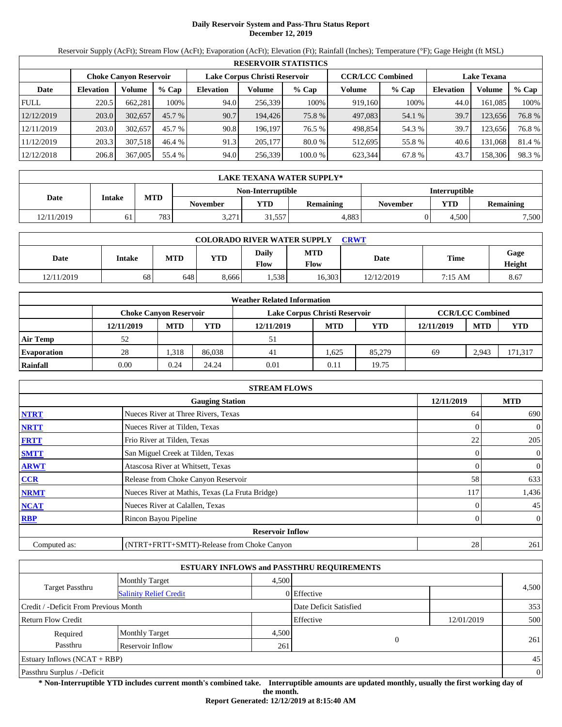# Daily Reservoir System and Pass-Thru Status Report
## December 12, 2019

Reservoir Supply (AcFt); Stream Flow (AcFt); Evaporation (AcFt); Elevation (Ft); Rainfall (Inches); Temperature (°F); Gage Height (ft MSL)

| RESERVOIR STATISTICS | | | | | | | | | | | |
|---|---|---|---|---|---|---|---|---|---|---|---|
| | Choke Canyon Reservoir | | | Lake Corpus Christi Reservoir | | | CCR/LCC Combined | | Lake Texana | | |
| Date | Elevation | Volume | % Cap | Elevation | Volume | % Cap | Volume | % Cap | Elevation | Volume | % Cap |
| FULL | 220.5 | 662,281 | 100% | 94.0 | 256,339 | 100% | 919,160 | 100% | 44.0 | 161,085 | 100% |
| 12/12/2019 | 203.0 | 302,657 | 45.7 % | 90.7 | 194,426 | 75.8 % | 497,083 | 54.1 % | 39.7 | 123,656 | 76.8 % |
| 12/11/2019 | 203.0 | 302,657 | 45.7 % | 90.8 | 196,197 | 76.5 % | 498,854 | 54.3 % | 39.7 | 123,656 | 76.8 % |
| 11/12/2019 | 203.3 | 307,518 | 46.4 % | 91.3 | 205,177 | 80.0 % | 512,695 | 55.8 % | 40.6 | 131,068 | 81.4 % |
| 12/12/2018 | 206.8 | 367,005 | 55.4 % | 94.0 | 256,339 | 100.0 % | 623,344 | 67.8 % | 43.7 | 158,306 | 98.3 % |

| LAKE TEXANA WATER SUPPLY* | | | | | | | | |
|---|---|---|---|---|---|---|---|---|
| Date | Intake | MTD | Non-Interruptible | | | Interruptible | | |
| | | | November | YTD | Remaining | November | YTD | Remaining |
| 12/11/2019 | 61 | 783 | 3,271 | 31,557 | 4,883 | 0 | 4,500 | 7,500 |

| COLORADO RIVER WATER SUPPLY CRWT | | | | | | | | |
|---|---|---|---|---|---|---|---|---|
| Date | Intake | MTD | YTD | Daily Flow | MTD Flow | Date | Time | Gage Height |
| 12/11/2019 | 68 | 648 | 8,666 | 1,538 | 16,303 | 12/12/2019 | 7:15 AM | 8.67 |

| Weather Related Information | | | | | | | | | |
|---|---|---|---|---|---|---|---|---|---|
| | Choke Canyon Reservoir | | | Lake Corpus Christi Reservoir | | | CCR/LCC Combined | | |
| | 12/11/2019 | MTD | YTD | 12/11/2019 | MTD | YTD | 12/11/2019 | MTD | YTD |
| Air Temp | 52 | | | 51 | | | | | |
| Evaporation | 28 | 1,318 | 86,038 | 41 | 1,625 | 85,279 | 69 | 2,943 | 171,317 |
| Rainfall | 0.00 | 0.24 | 24.24 | 0.01 | 0.11 | 19.75 | | | |

| STREAM FLOWS | | | |
|---|---|---|---|
| | Gauging Station | 12/11/2019 | MTD |
| NTRT | Nueces River at Three Rivers, Texas | 64 | 690 |
| NRTT | Nueces River at Tilden, Texas | 0 | 0 |
| FRTT | Frio River at Tilden, Texas | 22 | 205 |
| SMTT | San Miguel Creek at Tilden, Texas | 0 | 0 |
| ARWT | Atascosa River at Whitsett, Texas | 0 | 0 |
| CCR | Release from Choke Canyon Reservoir | 58 | 633 |
| NRMT | Nueces River at Mathis, Texas (La Fruta Bridge) | 117 | 1,436 |
| NCAT | Nueces River at Calallen, Texas | 0 | 45 |
| RBP | Rincon Bayou Pipeline | 0 | 0 |
| | Reservoir Inflow | | |
| Computed as: | (NTRT+FRTT+SMTT)-Release from Choke Canyon | 28 | 261 |

| ESTUARY INFLOWS and PASSTHRU REQUIREMENTS | | | | | |
|---|---|---|---|---|---|
| Target Passthru | Monthly Target | 4,500 | | | 4,500 |
| | Salinity Relief Credit | 0 | Effective | | |
| Credit / -Deficit From Previous Month | | | Date Deficit Satisfied | | 353 |
| Return Flow Credit | | | Effective | 12/01/2019 | 500 |
| Required Passthru | Monthly Target | 4,500 | 0 | | 261 |
| | Reservoir Inflow | 261 | | | |
| Estuary Inflows (NCAT + RBP) | | | | | 45 |
| Passthru Surplus / -Deficit | | | | | 0 |

**\* Non-Interruptible YTD includes current month's combined take. Interruptible amounts are updated monthly, usually the first working day of the month.**

**Report Generated: 12/12/2019 at 8:15:40 AM**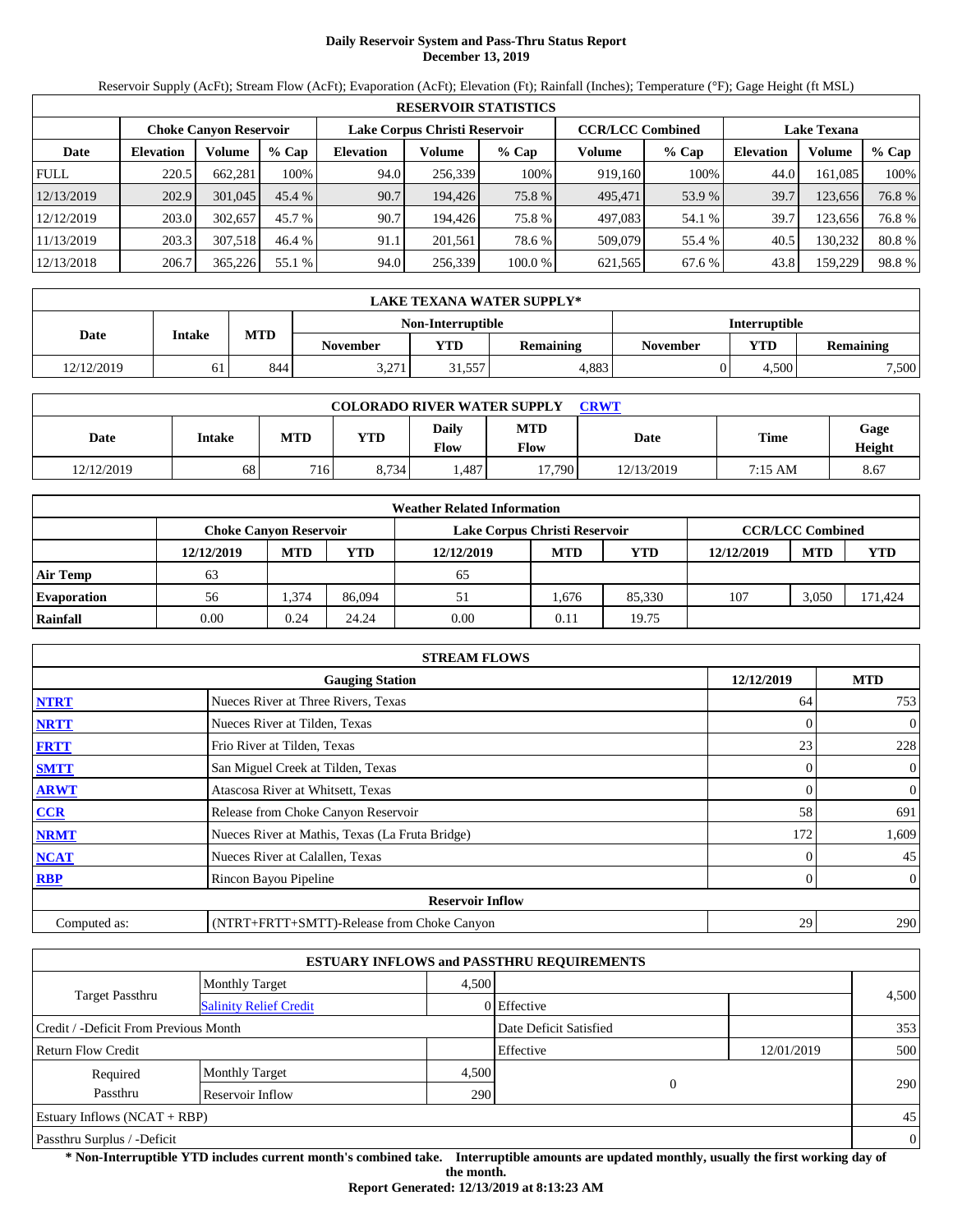# Daily Reservoir System and Pass-Thru Status Report
## December 13, 2019

Reservoir Supply (AcFt); Stream Flow (AcFt); Evaporation (AcFt); Elevation (Ft); Rainfall (Inches); Temperature (°F); Gage Height (ft MSL)

| RESERVOIR STATISTICS | | | | | | | | | | | |
|---|---|---|---|---|---|---|---|---|---|---|---|
| | Choke Canyon Reservoir | | | Lake Corpus Christi Reservoir | | | CCR/LCC Combined | | Lake Texana | | |
| Date | Elevation | Volume | % Cap | Elevation | Volume | % Cap | Volume | % Cap | Elevation | Volume | % Cap |
| FULL | 220.5 | 662,281 | 100% | 94.0 | 256,339 | 100% | 919,160 | 100% | 44.0 | 161,085 | 100% |
| 12/13/2019 | 202.9 | 301,045 | 45.4 % | 90.7 | 194,426 | 75.8 % | 495,471 | 53.9 % | 39.7 | 123,656 | 76.8 % |
| 12/12/2019 | 203.0 | 302,657 | 45.7 % | 90.7 | 194,426 | 75.8 % | 497,083 | 54.1 % | 39.7 | 123,656 | 76.8 % |
| 11/13/2019 | 203.3 | 307,518 | 46.4 % | 91.1 | 201,561 | 78.6 % | 509,079 | 55.4 % | 40.5 | 130,232 | 80.8 % |
| 12/13/2018 | 206.7 | 365,226 | 55.1 % | 94.0 | 256,339 | 100.0 % | 621,565 | 67.6 % | 43.8 | 159,229 | 98.8 % |

| LAKE TEXANA WATER SUPPLY* | | | | | | | |
|---|---|---|---|---|---|---|---|
| Date | Intake | MTD | Non-Interruptible | | | Interruptible | | |
| | | | November | YTD | Remaining | November | YTD | Remaining |
| 12/12/2019 | 61 | 844 | 3,271 | 31,557 | 4,883 | 0 | 4,500 | 7,500 |

| COLORADO RIVER WATER SUPPLY CRWT | | | | | | | | |
|---|---|---|---|---|---|---|---|---|
| Date | Intake | MTD | YTD | Daily Flow | MTD Flow | Date | Time | Gage Height |
| 12/12/2019 | 68 | 716 | 8,734 | 1,487 | 17,790 | 12/13/2019 | 7:15 AM | 8.67 |

| Weather Related Information | | | | | | | | | |
|---|---|---|---|---|---|---|---|---|---|
| | Choke Canyon Reservoir | | | Lake Corpus Christi Reservoir | | | CCR/LCC Combined | | |
| | 12/12/2019 | MTD | YTD | 12/12/2019 | MTD | YTD | 12/12/2019 | MTD | YTD |
| Air Temp | 63 | | | 65 | | | | | |
| Evaporation | 56 | 1,374 | 86,094 | 51 | 1,676 | 85,330 | 107 | 3,050 | 171,424 |
| Rainfall | 0.00 | 0.24 | 24.24 | 0.00 | 0.11 | 19.75 | | | |

| STREAM FLOWS | | | |
|---|---|---|---|
| | Gauging Station | 12/12/2019 | MTD |
| NTRT | Nueces River at Three Rivers, Texas | 64 | 753 |
| NRTT | Nueces River at Tilden, Texas | 0 | 0 |
| FRTT | Frio River at Tilden, Texas | 23 | 228 |
| SMTT | San Miguel Creek at Tilden, Texas | 0 | 0 |
| ARWT | Atascosa River at Whitsett, Texas | 0 | 0 |
| CCR | Release from Choke Canyon Reservoir | 58 | 691 |
| NRMT | Nueces River at Mathis, Texas (La Fruta Bridge) | 172 | 1,609 |
| NCAT | Nueces River at Calallen, Texas | 0 | 45 |
| RBP | Rincon Bayou Pipeline | 0 | 0 |
| | **Reservoir Inflow** | | |
| Computed as: | (NTRT+FRTT+SMTT)-Release from Choke Canyon | 29 | 290 |

| ESTUARY INFLOWS and PASSTHRU REQUIREMENTS | | | | | |
|---|---|---|---|---|---|
| Target Passthru | Monthly Target | 4,500 | | | 4,500 |
| | Salinity Relief Credit | 0 | Effective | | |
| Credit / -Deficit From Previous Month | | | Date Deficit Satisfied | | 353 |
| Return Flow Credit | | | Effective | 12/01/2019 | 500 |
| Required Passthru | Monthly Target | 4,500 | 0 | | 290 |
| | Reservoir Inflow | 290 | | | |
| Estuary Inflows (NCAT + RBP) | | | | | 45 |
| Passthru Surplus / -Deficit | | | | | 0 |

**\* Non-Interruptible YTD includes current month's combined take. Interruptible amounts are updated monthly, usually the first working day of the month.**

**Report Generated: 12/13/2019 at 8:13:23 AM**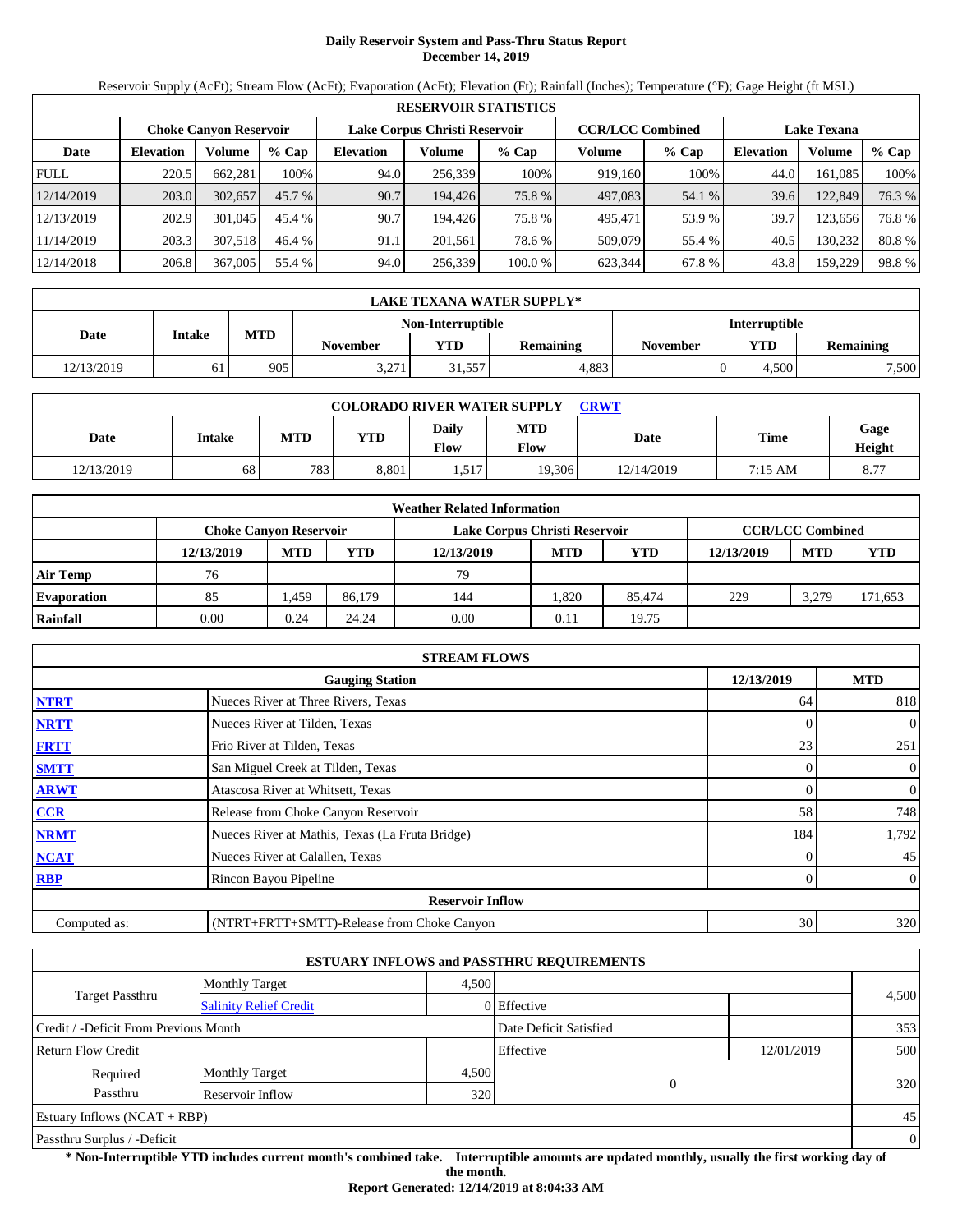# Daily Reservoir System and Pass-Thru Status Report
## December 14, 2019

Reservoir Supply (AcFt); Stream Flow (AcFt); Evaporation (AcFt); Elevation (Ft); Rainfall (Inches); Temperature (°F); Gage Height (ft MSL)

| RESERVOIR STATISTICS | | | | | | | | | | | |
|---|---|---|---|---|---|---|---|---|---|---|---|
| | Choke Canyon Reservoir | | | Lake Corpus Christi Reservoir | | | CCR/LCC Combined | | Lake Texana | | |
| Date | Elevation | Volume | % Cap | Elevation | Volume | % Cap | Volume | % Cap | Elevation | Volume | % Cap |
| FULL | 220.5 | 662,281 | 100% | 94.0 | 256,339 | 100% | 919,160 | 100% | 44.0 | 161,085 | 100% |
| 12/14/2019 | 203.0 | 302,657 | 45.7 % | 90.7 | 194,426 | 75.8 % | 497,083 | 54.1 % | 39.6 | 122,849 | 76.3 % |
| 12/13/2019 | 202.9 | 301,045 | 45.4 % | 90.7 | 194,426 | 75.8 % | 495,471 | 53.9 % | 39.7 | 123,656 | 76.8 % |
| 11/14/2019 | 203.3 | 307,518 | 46.4 % | 91.1 | 201,561 | 78.6 % | 509,079 | 55.4 % | 40.5 | 130,232 | 80.8 % |
| 12/14/2018 | 206.8 | 367,005 | 55.4 % | 94.0 | 256,339 | 100.0 % | 623,344 | 67.8 % | 43.8 | 159,229 | 98.8 % |

| LAKE TEXANA WATER SUPPLY* | | | | | | | | |
|---|---|---|---|---|---|---|---|---|
| Date | Intake | MTD | Non-Interruptible | | | Interruptible | | |
| | | | November | YTD | Remaining | November | YTD | Remaining |
| 12/13/2019 | 61 | 905 | 3,271 | 31,557 | 4,883 | 0 | 4,500 | 7,500 |

| COLORADO RIVER WATER SUPPLY CRWT | | | | | | | | |
|---|---|---|---|---|---|---|---|---|
| Date | Intake | MTD | YTD | Daily Flow | MTD Flow | Date | Time | Gage Height |
| 12/13/2019 | 68 | 783 | 8,801 | 1,517 | 19,306 | 12/14/2019 | 7:15 AM | 8.77 |

| Weather Related Information | | | | | | | | | |
|---|---|---|---|---|---|---|---|---|---|
| | Choke Canyon Reservoir | | | Lake Corpus Christi Reservoir | | | CCR/LCC Combined | | |
| | 12/13/2019 | MTD | YTD | 12/13/2019 | MTD | YTD | 12/13/2019 | MTD | YTD |
| Air Temp | 76 | | | 79 | | | | | |
| Evaporation | 85 | 1,459 | 86,179 | 144 | 1,820 | 85,474 | 229 | 3,279 | 171,653 |
| Rainfall | 0.00 | 0.24 | 24.24 | 0.00 | 0.11 | 19.75 | | | |

| STREAM FLOWS | | | |
|---|---|---|---|
| | Gauging Station | 12/13/2019 | MTD |
| NTRT | Nueces River at Three Rivers, Texas | 64 | 818 |
| NRTT | Nueces River at Tilden, Texas | 0 | 0 |
| FRTT | Frio River at Tilden, Texas | 23 | 251 |
| SMTT | San Miguel Creek at Tilden, Texas | 0 | 0 |
| ARWT | Atascosa River at Whitsett, Texas | 0 | 0 |
| CCR | Release from Choke Canyon Reservoir | 58 | 748 |
| NRMT | Nueces River at Mathis, Texas (La Fruta Bridge) | 184 | 1,792 |
| NCAT | Nueces River at Calallen, Texas | 0 | 45 |
| RBP | Rincon Bayou Pipeline | 0 | 0 |
| **Reservoir Inflow** | | | |
| Computed as: | (NTRT+FRTT+SMTT)-Release from Choke Canyon | 30 | 320 |

| ESTUARY INFLOWS and PASSTHRU REQUIREMENTS | | | | | |
|---|---|---|---|---|---|
| Target Passthru | Monthly Target | 4,500 | | | 4,500 |
| | Salinity Relief Credit | 0 | Effective | | |
| Credit / -Deficit From Previous Month | | | Date Deficit Satisfied | | 353 |
| Return Flow Credit | | | Effective | 12/01/2019 | 500 |
| Required Passthru | Monthly Target | 4,500 | 0 | | 320 |
| | Reservoir Inflow | 320 | | | |
| Estuary Inflows (NCAT + RBP) | | | | | 45 |
| Passthru Surplus / -Deficit | | | | | 0 |

**\* Non-Interruptible YTD includes current month's combined take. Interruptible amounts are updated monthly, usually the first working day of the month.**

**Report Generated: 12/14/2019 at 8:04:33 AM**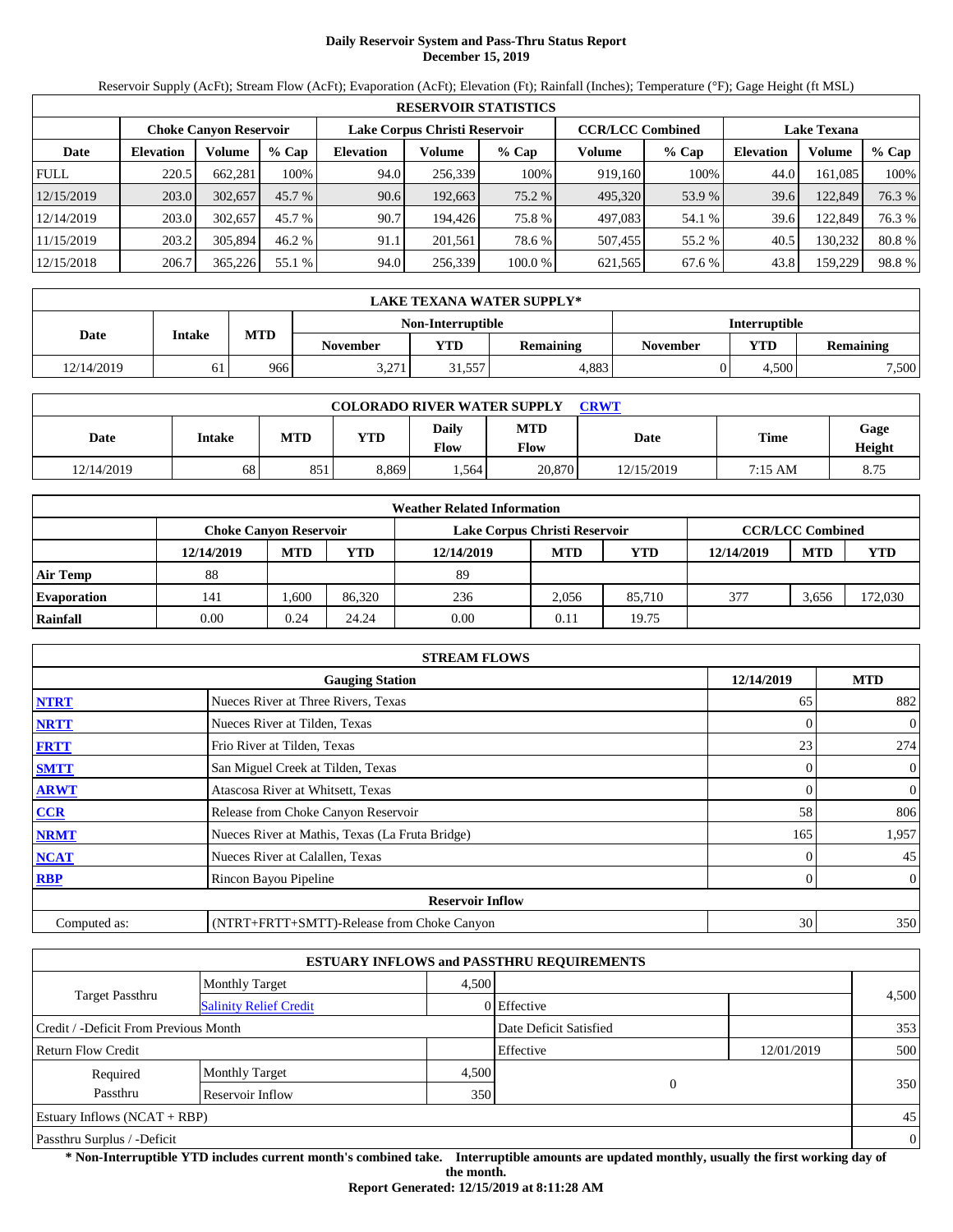# Daily Reservoir System and Pass-Thru Status Report
## December 15, 2019

Reservoir Supply (AcFt); Stream Flow (AcFt); Evaporation (AcFt); Elevation (Ft); Rainfall (Inches); Temperature (°F); Gage Height (ft MSL)

| RESERVOIR STATISTICS | | | | | | | | | | | |
|---|---|---|---|---|---|---|---|---|---|---|---|
| | Choke Canyon Reservoir | | | Lake Corpus Christi Reservoir | | | CCR/LCC Combined | | Lake Texana | | |
| Date | Elevation | Volume | % Cap | Elevation | Volume | % Cap | Volume | % Cap | Elevation | Volume | % Cap |
| FULL | 220.5 | 662,281 | 100% | 94.0 | 256,339 | 100% | 919,160 | 100% | 44.0 | 161,085 | 100% |
| 12/15/2019 | 203.0 | 302,657 | 45.7 % | 90.6 | 192,663 | 75.2 % | 495,320 | 53.9 % | 39.6 | 122,849 | 76.3 % |
| 12/14/2019 | 203.0 | 302,657 | 45.7 % | 90.7 | 194,426 | 75.8 % | 497,083 | 54.1 % | 39.6 | 122,849 | 76.3 % |
| 11/15/2019 | 203.2 | 305,894 | 46.2 % | 91.1 | 201,561 | 78.6 % | 507,455 | 55.2 % | 40.5 | 130,232 | 80.8 % |
| 12/15/2018 | 206.7 | 365,226 | 55.1 % | 94.0 | 256,339 | 100.0 % | 621,565 | 67.6 % | 43.8 | 159,229 | 98.8 % |

| LAKE TEXANA WATER SUPPLY* | | | | | | | | |
|---|---|---|---|---|---|---|---|---|
| Date | Intake | MTD | Non-Interruptible | | | Interruptible | | |
| | | | November | YTD | Remaining | November | YTD | Remaining |
| 12/14/2019 | 61 | 966 | 3,271 | 31,557 | 4,883 | 0 | 4,500 | 7,500 |

| COLORADO RIVER WATER SUPPLY CRWT | | | | | | | | |
|---|---|---|---|---|---|---|---|---|
| Date | Intake | MTD | YTD | Daily Flow | MTD Flow | Date | Time | Gage Height |
| 12/14/2019 | 68 | 851 | 8,869 | 1,564 | 20,870 | 12/15/2019 | 7:15 AM | 8.75 |

| Weather Related Information | | | | | | | | | |
|---|---|---|---|---|---|---|---|---|---|
| | Choke Canyon Reservoir | | | Lake Corpus Christi Reservoir | | | CCR/LCC Combined | | |
| | 12/14/2019 | MTD | YTD | 12/14/2019 | MTD | YTD | 12/14/2019 | MTD | YTD |
| Air Temp | 88 | | | 89 | | | | | |
| Evaporation | 141 | 1,600 | 86,320 | 236 | 2,056 | 85,710 | 377 | 3,656 | 172,030 |
| Rainfall | 0.00 | 0.24 | 24.24 | 0.00 | 0.11 | 19.75 | | | |

| STREAM FLOWS | | | |
|---|---|---|---|
| | Gauging Station | 12/14/2019 | MTD |
| NTRT | Nueces River at Three Rivers, Texas | 65 | 882 |
| NRTT | Nueces River at Tilden, Texas | 0 | 0 |
| FRTT | Frio River at Tilden, Texas | 23 | 274 |
| SMTT | San Miguel Creek at Tilden, Texas | 0 | 0 |
| ARWT | Atascosa River at Whitsett, Texas | 0 | 0 |
| CCR | Release from Choke Canyon Reservoir | 58 | 806 |
| NRMT | Nueces River at Mathis, Texas (La Fruta Bridge) | 165 | 1,957 |
| NCAT | Nueces River at Calallen, Texas | 0 | 45 |
| RBP | Rincon Bayou Pipeline | 0 | 0 |
| Reservoir Inflow | | | |
| Computed as: | (NTRT+FRTT+SMTT)-Release from Choke Canyon | 30 | 350 |

| ESTUARY INFLOWS and PASSTHRU REQUIREMENTS | | | | | |
|---|---|---|---|---|---|
| Target Passthru | Monthly Target | 4,500 | | | 4,500 |
| | Salinity Relief Credit | 0 | Effective | | |
| Credit / -Deficit From Previous Month | | | Date Deficit Satisfied | | 353 |
| Return Flow Credit | | | Effective | 12/01/2019 | 500 |
| Required Passthru | Monthly Target | 4,500 | 0 | | 350 |
| | Reservoir Inflow | 350 | | | |
| Estuary Inflows (NCAT + RBP) | | | | | 45 |
| Passthru Surplus / -Deficit | | | | | 0 |

**\* Non-Interruptible YTD includes current month's combined take. Interruptible amounts are updated monthly, usually the first working day of the month.**

**Report Generated: 12/15/2019 at 8:11:28 AM**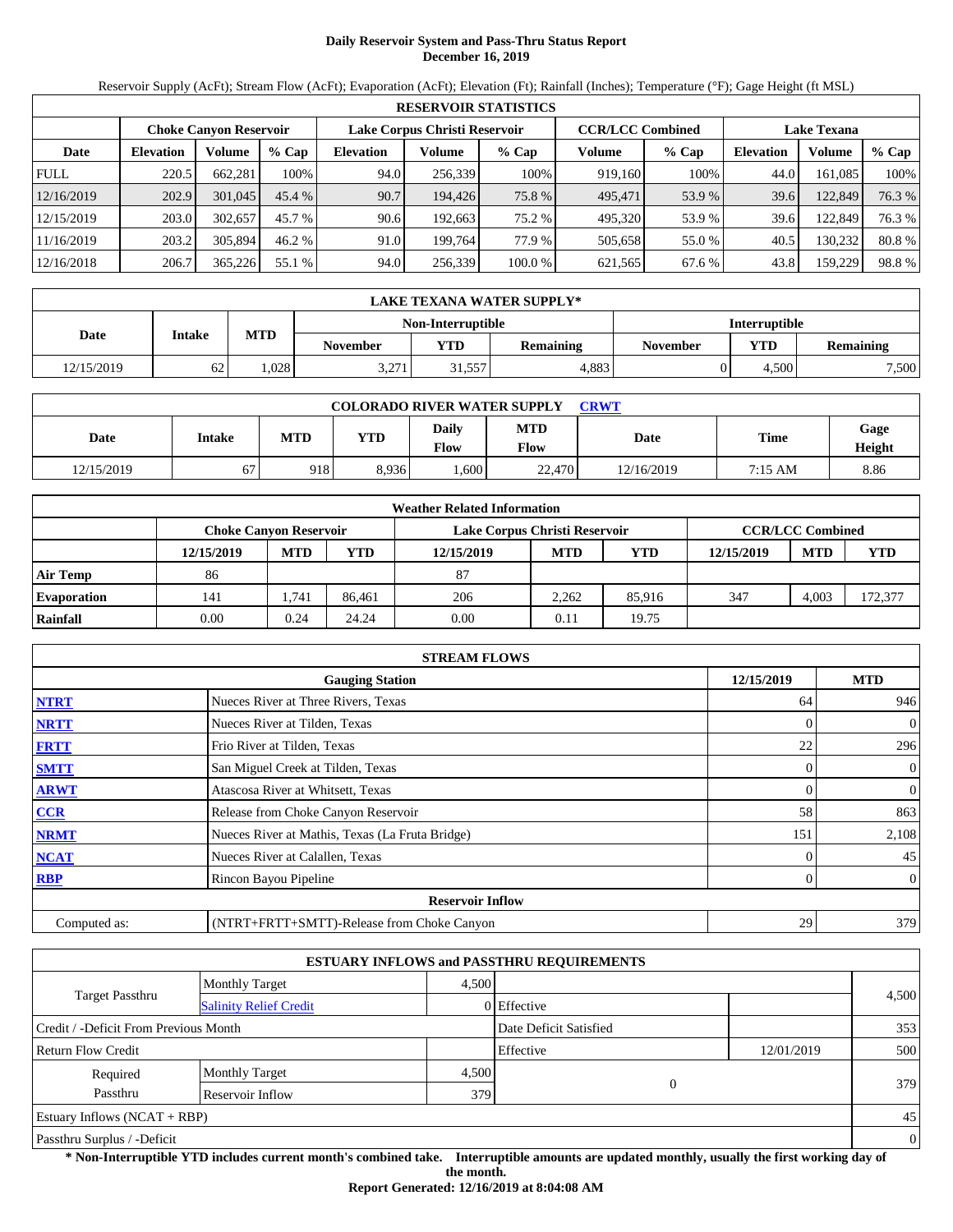# Daily Reservoir System and Pass-Thru Status Report
## December 16, 2019

Reservoir Supply (AcFt); Stream Flow (AcFt); Evaporation (AcFt); Elevation (Ft); Rainfall (Inches); Temperature (°F); Gage Height (ft MSL)

| RESERVOIR STATISTICS | | | | | | | | | | | |
|---|---|---|---|---|---|---|---|---|---|---|---|
| | Choke Canyon Reservoir | | | Lake Corpus Christi Reservoir | | | CCR/LCC Combined | | Lake Texana | | |
| Date | Elevation | Volume | % Cap | Elevation | Volume | % Cap | Volume | % Cap | Elevation | Volume | % Cap |
| FULL | 220.5 | 662,281 | 100% | 94.0 | 256,339 | 100% | 919,160 | 100% | 44.0 | 161,085 | 100% |
| 12/16/2019 | 202.9 | 301,045 | 45.4 % | 90.7 | 194,426 | 75.8 % | 495,471 | 53.9 % | 39.6 | 122,849 | 76.3 % |
| 12/15/2019 | 203.0 | 302,657 | 45.7 % | 90.6 | 192,663 | 75.2 % | 495,320 | 53.9 % | 39.6 | 122,849 | 76.3 % |
| 11/16/2019 | 203.2 | 305,894 | 46.2 % | 91.0 | 199,764 | 77.9 % | 505,658 | 55.0 % | 40.5 | 130,232 | 80.8 % |
| 12/16/2018 | 206.7 | 365,226 | 55.1 % | 94.0 | 256,339 | 100.0 % | 621,565 | 67.6 % | 43.8 | 159,229 | 98.8 % |

| LAKE TEXANA WATER SUPPLY* | | | | | | | | |
|---|---|---|---|---|---|---|---|---|
| Date | Intake | MTD | Non-Interruptible | | | Interruptible | | |
| | | | November | YTD | Remaining | November | YTD | Remaining |
| 12/15/2019 | 62 | 1,028 | 3,271 | 31,557 | 4,883 | 0 | 4,500 | 7,500 |

| COLORADO RIVER WATER SUPPLY [CRWT](#) | | | | | | | | |
|---|---|---|---|---|---|---|---|---|
| Date | Intake | MTD | YTD | Daily Flow | MTD Flow | Date | Time | Gage Height |
| 12/15/2019 | 67 | 918 | 8,936 | 1,600 | 22,470 | 12/16/2019 | 7:15 AM | 8.86 |

| Weather Related Information | | | | | | | | | |
|---|---|---|---|---|---|---|---|---|---|
| | Choke Canyon Reservoir | | | Lake Corpus Christi Reservoir | | | CCR/LCC Combined | | |
| | 12/15/2019 | MTD | YTD | 12/15/2019 | MTD | YTD | 12/15/2019 | MTD | YTD |
| Air Temp | 86 | | | 87 | | | | | |
| Evaporation | 141 | 1,741 | 86,461 | 206 | 2,262 | 85,916 | 347 | 4,003 | 172,377 |
| Rainfall | 0.00 | 0.24 | 24.24 | 0.00 | 0.11 | 19.75 | | | |

| STREAM FLOWS | | | |
|---|---|---|---|
| | Gauging Station | 12/15/2019 | MTD |
| NTRT | Nueces River at Three Rivers, Texas | 64 | 946 |
| NRTT | Nueces River at Tilden, Texas | 0 | 0 |
| FRTT | Frio River at Tilden, Texas | 22 | 296 |
| SMTT | San Miguel Creek at Tilden, Texas | 0 | 0 |
| ARWT | Atascosa River at Whitsett, Texas | 0 | 0 |
| CCR | Release from Choke Canyon Reservoir | 58 | 863 |
| NRMT | Nueces River at Mathis, Texas (La Fruta Bridge) | 151 | 2,108 |
| NCAT | Nueces River at Calallen, Texas | 0 | 45 |
| RBP | Rincon Bayou Pipeline | 0 | 0 |
| **Reservoir Inflow** | | | |
| Computed as: | (NTRT+FRTT+SMTT)-Release from Choke Canyon | 29 | 379 |

| ESTUARY INFLOWS and PASSTHRU REQUIREMENTS | | | | | |
|---|---|---|---|---|---|
| Target Passthru | Monthly Target | 4,500 | | | 4,500 |
| | Salinity Relief Credit | 0 | Effective | | |
| Credit / -Deficit From Previous Month | | | Date Deficit Satisfied | | 353 |
| Return Flow Credit | | | Effective | 12/01/2019 | 500 |
| Required Passthru | Monthly Target | 4,500 | 0 | | 379 |
| | Reservoir Inflow | 379 | | | |
| Estuary Inflows (NCAT + RBP) | | | | | 45 |
| Passthru Surplus / -Deficit | | | | | 0 |

**\* Non-Interruptible YTD includes current month's combined take. Interruptible amounts are updated monthly, usually the first working day of the month.**

**Report Generated: 12/16/2019 at 8:04:08 AM**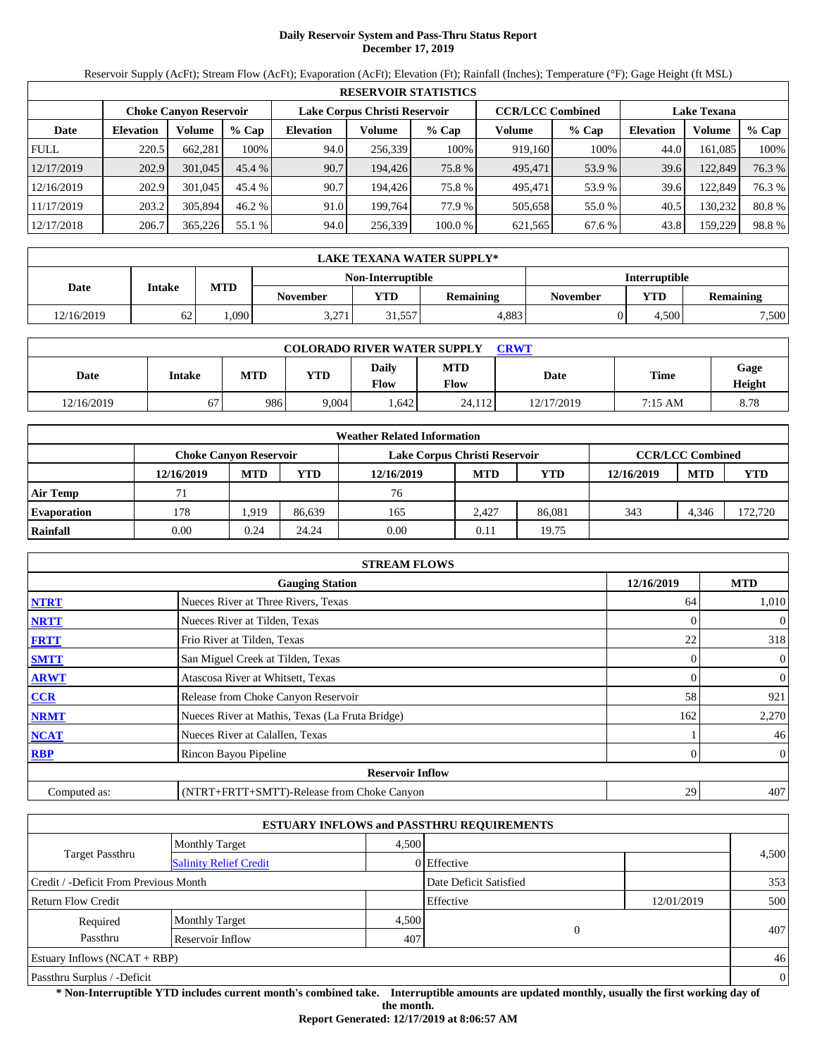# Daily Reservoir System and Pass-Thru Status Report
## December 17, 2019

Reservoir Supply (AcFt); Stream Flow (AcFt); Evaporation (AcFt); Elevation (Ft); Rainfall (Inches); Temperature (°F); Gage Height (ft MSL)

| RESERVOIR STATISTICS | | | | | | | | | | | |
|---|---|---|---|---|---|---|---|---|---|---|---|
| | Choke Canyon Reservoir | | | Lake Corpus Christi Reservoir | | | CCR/LCC Combined | | Lake Texana | | |
| Date | Elevation | Volume | % Cap | Elevation | Volume | % Cap | Volume | % Cap | Elevation | Volume | % Cap |
| FULL | 220.5 | 662,281 | 100% | 94.0 | 256,339 | 100% | 919,160 | 100% | 44.0 | 161,085 | 100% |
| 12/17/2019 | 202.9 | 301,045 | 45.4 % | 90.7 | 194,426 | 75.8 % | 495,471 | 53.9 % | 39.6 | 122,849 | 76.3 % |
| 12/16/2019 | 202.9 | 301,045 | 45.4 % | 90.7 | 194,426 | 75.8 % | 495,471 | 53.9 % | 39.6 | 122,849 | 76.3 % |
| 11/17/2019 | 203.2 | 305,894 | 46.2 % | 91.0 | 199,764 | 77.9 % | 505,658 | 55.0 % | 40.5 | 130,232 | 80.8 % |
| 12/17/2018 | 206.7 | 365,226 | 55.1 % | 94.0 | 256,339 | 100.0 % | 621,565 | 67.6 % | 43.8 | 159,229 | 98.8 % |

| LAKE TEXANA WATER SUPPLY* | | | | | | | | |
|---|---|---|---|---|---|---|---|---|
| Date | Intake | MTD | Non-Interruptible | | | Interruptible | | |
| | | | November | YTD | Remaining | November | YTD | Remaining |
| 12/16/2019 | 62 | 1,090 | 3,271 | 31,557 | 4,883 | 0 | 4,500 | 7,500 |

| COLORADO RIVER WATER SUPPLY CRWT | | | | | | | | |
|---|---|---|---|---|---|---|---|---|
| Date | Intake | MTD | YTD | Daily Flow | MTD Flow | Date | Time | Gage Height |
| 12/16/2019 | 67 | 986 | 9,004 | 1,642 | 24,112 | 12/17/2019 | 7:15 AM | 8.78 |

| Weather Related Information | | | | | | | | | |
|---|---|---|---|---|---|---|---|---|---|
| | Choke Canyon Reservoir | | | Lake Corpus Christi Reservoir | | | CCR/LCC Combined | | |
| | 12/16/2019 | MTD | YTD | 12/16/2019 | MTD | YTD | 12/16/2019 | MTD | YTD |
| Air Temp | 71 | | | 76 | | | | | |
| Evaporation | 178 | 1,919 | 86,639 | 165 | 2,427 | 86,081 | 343 | 4,346 | 172,720 |
| Rainfall | 0.00 | 0.24 | 24.24 | 0.00 | 0.11 | 19.75 | | | |

| STREAM FLOWS | | | |
|---|---|---|---|
| | Gauging Station | 12/16/2019 | MTD |
| NTRT | Nueces River at Three Rivers, Texas | 64 | 1,010 |
| NRTT | Nueces River at Tilden, Texas | 0 | 0 |
| FRTT | Frio River at Tilden, Texas | 22 | 318 |
| SMTT | San Miguel Creek at Tilden, Texas | 0 | 0 |
| ARWT | Atascosa River at Whitsett, Texas | 0 | 0 |
| CCR | Release from Choke Canyon Reservoir | 58 | 921 |
| NRMT | Nueces River at Mathis, Texas (La Fruta Bridge) | 162 | 2,270 |
| NCAT | Nueces River at Calallen, Texas | 1 | 46 |
| RBP | Rincon Bayou Pipeline | 0 | 0 |
| | **Reservoir Inflow** | | |
| Computed as: | (NTRT+FRTT+SMTT)-Release from Choke Canyon | 29 | 407 |

| ESTUARY INFLOWS and PASSTHRU REQUIREMENTS | | | | | |
|---|---|---|---|---|---|
| Target Passthru | Monthly Target | 4,500 | | | 4,500 |
| | Salinity Relief Credit | 0 | Effective | | |
| Credit / -Deficit From Previous Month | | | Date Deficit Satisfied | | 353 |
| Return Flow Credit | | | Effective | 12/01/2019 | 500 |
| Required Passthru | Monthly Target | 4,500 | 0 | | 407 |
| | Reservoir Inflow | 407 | | | |
| Estuary Inflows (NCAT + RBP) | | | | | 46 |
| Passthru Surplus / -Deficit | | | | | 0 |

**\* Non-Interruptible YTD includes current month's combined take. Interruptible amounts are updated monthly, usually the first working day of the month.**

**Report Generated: 12/17/2019 at 8:06:57 AM**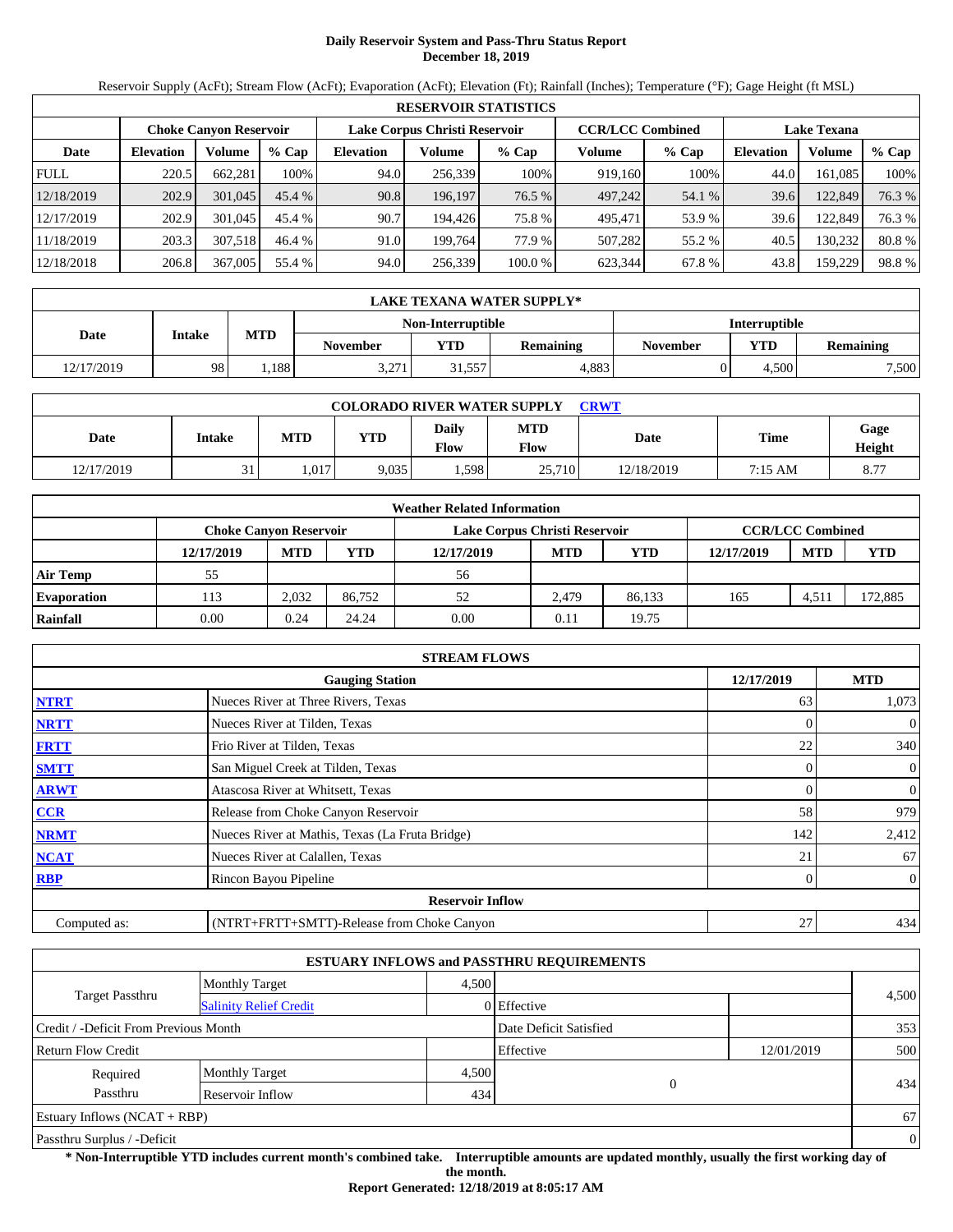# Daily Reservoir System and Pass-Thru Status Report
## December 18, 2019

Reservoir Supply (AcFt); Stream Flow (AcFt); Evaporation (AcFt); Elevation (Ft); Rainfall (Inches); Temperature (°F); Gage Height (ft MSL)

| RESERVOIR STATISTICS | | | | | | | | | | | |
|---|---|---|---|---|---|---|---|---|---|---|---|
| | Choke Canyon Reservoir | | | Lake Corpus Christi Reservoir | | | CCR/LCC Combined | | Lake Texana | | |
| Date | Elevation | Volume | % Cap | Elevation | Volume | % Cap | Volume | % Cap | Elevation | Volume | % Cap |
| FULL | 220.5 | 662,281 | 100% | 94.0 | 256,339 | 100% | 919,160 | 100% | 44.0 | 161,085 | 100% |
| 12/18/2019 | 202.9 | 301,045 | 45.4 % | 90.8 | 196,197 | 76.5 % | 497,242 | 54.1 % | 39.6 | 122,849 | 76.3 % |
| 12/17/2019 | 202.9 | 301,045 | 45.4 % | 90.7 | 194,426 | 75.8 % | 495,471 | 53.9 % | 39.6 | 122,849 | 76.3 % |
| 11/18/2019 | 203.3 | 307,518 | 46.4 % | 91.0 | 199,764 | 77.9 % | 507,282 | 55.2 % | 40.5 | 130,232 | 80.8 % |
| 12/18/2018 | 206.8 | 367,005 | 55.4 % | 94.0 | 256,339 | 100.0 % | 623,344 | 67.8 % | 43.8 | 159,229 | 98.8 % |

| LAKE TEXANA WATER SUPPLY* | | | | | | | | |
|---|---|---|---|---|---|---|---|---|
| Date | Intake | MTD | Non-Interruptible | | | Interruptible | | |
| | | | November | YTD | Remaining | November | YTD | Remaining |
| 12/17/2019 | 98 | 1,188 | 3,271 | 31,557 | 4,883 | 0 | 4,500 | 7,500 |

| COLORADO RIVER WATER SUPPLY CRWT | | | | | | | | |
|---|---|---|---|---|---|---|---|---|
| Date | Intake | MTD | YTD | Daily Flow | MTD Flow | Date | Time | Gage Height |
| 12/17/2019 | 31 | 1,017 | 9,035 | 1,598 | 25,710 | 12/18/2019 | 7:15 AM | 8.77 |

| Weather Related Information | | | | | | | | | |
|---|---|---|---|---|---|---|---|---|---|
| | Choke Canyon Reservoir | | | Lake Corpus Christi Reservoir | | | CCR/LCC Combined | | |
| | 12/17/2019 | MTD | YTD | 12/17/2019 | MTD | YTD | 12/17/2019 | MTD | YTD |
| Air Temp | 55 | | | 56 | | | | | |
| Evaporation | 113 | 2,032 | 86,752 | 52 | 2,479 | 86,133 | 165 | 4,511 | 172,885 |
| Rainfall | 0.00 | 0.24 | 24.24 | 0.00 | 0.11 | 19.75 | | | |

| STREAM FLOWS | | | |
|---|---|---|---|
| | Gauging Station | 12/17/2019 | MTD |
| NTRT | Nueces River at Three Rivers, Texas | 63 | 1,073 |
| NRTT | Nueces River at Tilden, Texas | 0 | 0 |
| FRTT | Frio River at Tilden, Texas | 22 | 340 |
| SMTT | San Miguel Creek at Tilden, Texas | 0 | 0 |
| ARWT | Atascosa River at Whitsett, Texas | 0 | 0 |
| CCR | Release from Choke Canyon Reservoir | 58 | 979 |
| NRMT | Nueces River at Mathis, Texas (La Fruta Bridge) | 142 | 2,412 |
| NCAT | Nueces River at Calallen, Texas | 21 | 67 |
| RBP | Rincon Bayou Pipeline | 0 | 0 |
| | Reservoir Inflow | | |
| Computed as: | (NTRT+FRTT+SMTT)-Release from Choke Canyon | 27 | 434 |

| ESTUARY INFLOWS and PASSTHRU REQUIREMENTS | | | | | |
|---|---|---|---|---|---|
| Target Passthru | Monthly Target | 4,500 | | | 4,500 |
| | Salinity Relief Credit | 0 | Effective | | |
| Credit / -Deficit From Previous Month | | | Date Deficit Satisfied | | 353 |
| Return Flow Credit | | | Effective | 12/01/2019 | 500 |
| Required Passthru | Monthly Target | 4,500 | 0 | | 434 |
| | Reservoir Inflow | 434 | | | |
| Estuary Inflows (NCAT + RBP) | | | | | 67 |
| Passthru Surplus / -Deficit | | | | | 0 |

**\* Non-Interruptible YTD includes current month's combined take. Interruptible amounts are updated monthly, usually the first working day of the month.**

**Report Generated: 12/18/2019 at 8:05:17 AM**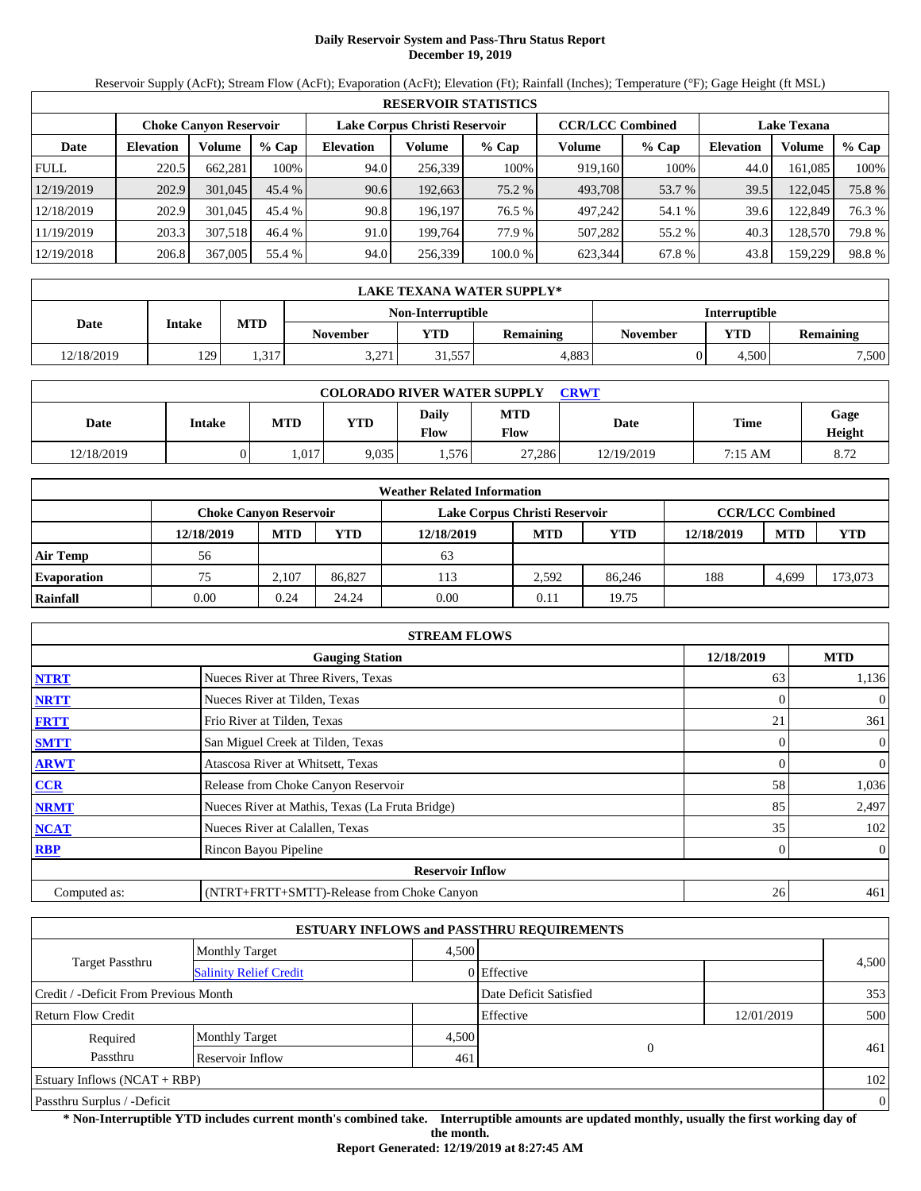# Daily Reservoir System and Pass-Thru Status Report
## December 19, 2019

Reservoir Supply (AcFt); Stream Flow (AcFt); Evaporation (AcFt); Elevation (Ft); Rainfall (Inches); Temperature (°F); Gage Height (ft MSL)

| RESERVOIR STATISTICS | | | | | | | | | | | |
|---|---|---|---|---|---|---|---|---|---|---|---|
| | Choke Canyon Reservoir | | | Lake Corpus Christi Reservoir | | | CCR/LCC Combined | | Lake Texana | | |
| Date | Elevation | Volume | % Cap | Elevation | Volume | % Cap | Volume | % Cap | Elevation | Volume | % Cap |
| FULL | 220.5 | 662,281 | 100% | 94.0 | 256,339 | 100% | 919,160 | 100% | 44.0 | 161,085 | 100% |
| 12/19/2019 | 202.9 | 301,045 | 45.4 % | 90.6 | 192,663 | 75.2 % | 493,708 | 53.7 % | 39.5 | 122,045 | 75.8 % |
| 12/18/2019 | 202.9 | 301,045 | 45.4 % | 90.8 | 196,197 | 76.5 % | 497,242 | 54.1 % | 39.6 | 122,849 | 76.3 % |
| 11/19/2019 | 203.3 | 307,518 | 46.4 % | 91.0 | 199,764 | 77.9 % | 507,282 | 55.2 % | 40.3 | 128,570 | 79.8 % |
| 12/19/2018 | 206.8 | 367,005 | 55.4 % | 94.0 | 256,339 | 100.0 % | 623,344 | 67.8 % | 43.8 | 159,229 | 98.8 % |

| LAKE TEXANA WATER SUPPLY* | | | | | | | | |
|---|---|---|---|---|---|---|---|---|
| Date | Intake | MTD | Non-Interruptible | | | Interruptible | | |
| | | | November | YTD | Remaining | November | YTD | Remaining |
| 12/18/2019 | 129 | 1,317 | 3,271 | 31,557 | 4,883 | 0 | 4,500 | 7,500 |

| COLORADO RIVER WATER SUPPLY CRWT | | | | | | | | |
|---|---|---|---|---|---|---|---|---|
| Date | Intake | MTD | YTD | Daily Flow | MTD Flow | Date | Time | Gage Height |
| 12/18/2019 | 0 | 1,017 | 9,035 | 1,576 | 27,286 | 12/19/2019 | 7:15 AM | 8.72 |

| Weather Related Information | | | | | | | | | |
|---|---|---|---|---|---|---|---|---|---|
| | Choke Canyon Reservoir | | | Lake Corpus Christi Reservoir | | | CCR/LCC Combined | | |
| | 12/18/2019 | MTD | YTD | 12/18/2019 | MTD | YTD | 12/18/2019 | MTD | YTD |
| Air Temp | 56 | | | 63 | | | | | |
| Evaporation | 75 | 2,107 | 86,827 | 113 | 2,592 | 86,246 | 188 | 4,699 | 173,073 |
| Rainfall | 0.00 | 0.24 | 24.24 | 0.00 | 0.11 | 19.75 | | | |

| STREAM FLOWS | | | |
|---|---|---|---|
| | Gauging Station | 12/18/2019 | MTD |
| NTRT | Nueces River at Three Rivers, Texas | 63 | 1,136 |
| NRTT | Nueces River at Tilden, Texas | 0 | 0 |
| FRTT | Frio River at Tilden, Texas | 21 | 361 |
| SMTT | San Miguel Creek at Tilden, Texas | 0 | 0 |
| ARWT | Atascosa River at Whitsett, Texas | 0 | 0 |
| CCR | Release from Choke Canyon Reservoir | 58 | 1,036 |
| NRMT | Nueces River at Mathis, Texas (La Fruta Bridge) | 85 | 2,497 |
| NCAT | Nueces River at Calallen, Texas | 35 | 102 |
| RBP | Rincon Bayou Pipeline | 0 | 0 |
| | Reservoir Inflow | | |
| Computed as: | (NTRT+FRTT+SMTT)-Release from Choke Canyon | 26 | 461 |

| ESTUARY INFLOWS and PASSTHRU REQUIREMENTS | | | | | |
|---|---|---|---|---|---|
| Target Passthru | Monthly Target | 4,500 | | | 4,500 |
| | Salinity Relief Credit | 0 | Effective | | |
| Credit / -Deficit From Previous Month | | | Date Deficit Satisfied | | 353 |
| Return Flow Credit | | | Effective | 12/01/2019 | 500 |
| Required Passthru | Monthly Target | 4,500 | 0 | | 461 |
| | Reservoir Inflow | 461 | | | |
| Estuary Inflows (NCAT + RBP) | | | | | 102 |
| Passthru Surplus / -Deficit | | | | | 0 |

**\* Non-Interruptible YTD includes current month's combined take. Interruptible amounts are updated monthly, usually the first working day of the month.**

**Report Generated: 12/19/2019 at 8:27:45 AM**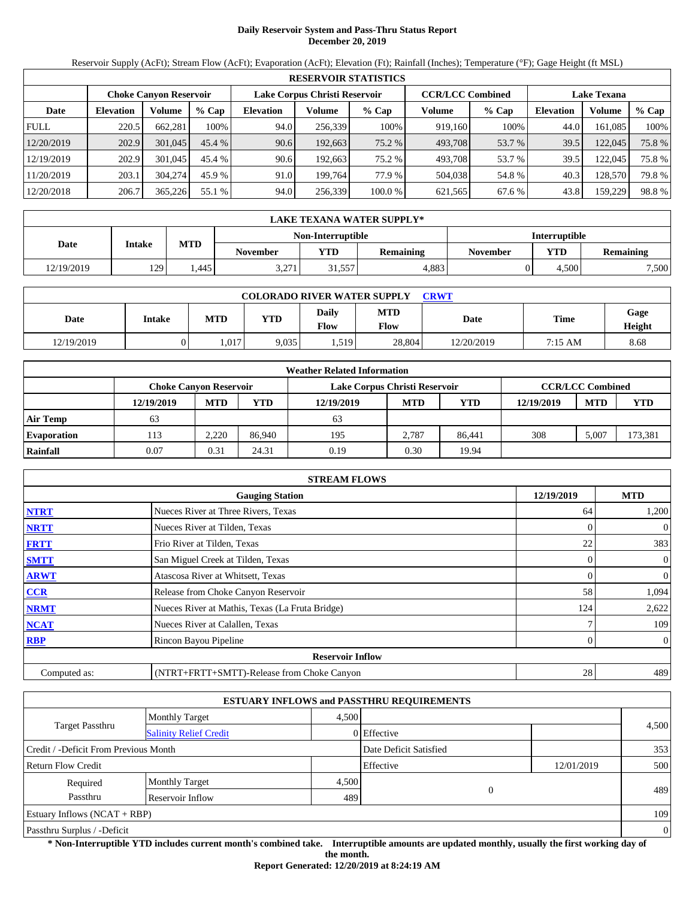# Daily Reservoir System and Pass-Thru Status Report
## December 20, 2019

Reservoir Supply (AcFt); Stream Flow (AcFt); Evaporation (AcFt); Elevation (Ft); Rainfall (Inches); Temperature (°F); Gage Height (ft MSL)

| RESERVOIR STATISTICS | | | | | | | | | | | |
|---|---|---|---|---|---|---|---|---|---|---|---|
| | Choke Canyon Reservoir | | | Lake Corpus Christi Reservoir | | | CCR/LCC Combined | | Lake Texana | | |
| Date | Elevation | Volume | % Cap | Elevation | Volume | % Cap | Volume | % Cap | Elevation | Volume | % Cap |
| FULL | 220.5 | 662,281 | 100% | 94.0 | 256,339 | 100% | 919,160 | 100% | 44.0 | 161,085 | 100% |
| 12/20/2019 | 202.9 | 301,045 | 45.4 % | 90.6 | 192,663 | 75.2 % | 493,708 | 53.7 % | 39.5 | 122,045 | 75.8 % |
| 12/19/2019 | 202.9 | 301,045 | 45.4 % | 90.6 | 192,663 | 75.2 % | 493,708 | 53.7 % | 39.5 | 122,045 | 75.8 % |
| 11/20/2019 | 203.1 | 304,274 | 45.9 % | 91.0 | 199,764 | 77.9 % | 504,038 | 54.8 % | 40.3 | 128,570 | 79.8 % |
| 12/20/2018 | 206.7 | 365,226 | 55.1 % | 94.0 | 256,339 | 100.0 % | 621,565 | 67.6 % | 43.8 | 159,229 | 98.8 % |

| LAKE TEXANA WATER SUPPLY* | | | | | | | | |
|---|---|---|---|---|---|---|---|---|
| Date | Intake | MTD | Non-Interruptible | | | Interruptible | | |
| | | | November | YTD | Remaining | November | YTD | Remaining |
| 12/19/2019 | 129 | 1,445 | 3,271 | 31,557 | 4,883 | 0 | 4,500 | 7,500 |

| COLORADO RIVER WATER SUPPLY CRWT | | | | | | | | |
|---|---|---|---|---|---|---|---|---|
| Date | Intake | MTD | YTD | Daily Flow | MTD Flow | Date | Time | Gage Height |
| 12/19/2019 | 0 | 1,017 | 9,035 | 1,519 | 28,804 | 12/20/2019 | 7:15 AM | 8.68 |

| Weather Related Information | | | | | | | | | |
|---|---|---|---|---|---|---|---|---|---|
| | Choke Canyon Reservoir | | | Lake Corpus Christi Reservoir | | | CCR/LCC Combined | | |
| | 12/19/2019 | MTD | YTD | 12/19/2019 | MTD | YTD | 12/19/2019 | MTD | YTD |
| Air Temp | 63 | | | 63 | | | | | |
| Evaporation | 113 | 2,220 | 86,940 | 195 | 2,787 | 86,441 | 308 | 5,007 | 173,381 |
| Rainfall | 0.07 | 0.31 | 24.31 | 0.19 | 0.30 | 19.94 | | | |

| STREAM FLOWS | | | |
|---|---|---|---|
| | Gauging Station | 12/19/2019 | MTD |
| NTRT | Nueces River at Three Rivers, Texas | 64 | 1,200 |
| NRTT | Nueces River at Tilden, Texas | 0 | 0 |
| FRTT | Frio River at Tilden, Texas | 22 | 383 |
| SMTT | San Miguel Creek at Tilden, Texas | 0 | 0 |
| ARWT | Atascosa River at Whitsett, Texas | 0 | 0 |
| CCR | Release from Choke Canyon Reservoir | 58 | 1,094 |
| NRMT | Nueces River at Mathis, Texas (La Fruta Bridge) | 124 | 2,622 |
| NCAT | Nueces River at Calallen, Texas | 7 | 109 |
| RBP | Rincon Bayou Pipeline | 0 | 0 |
| Reservoir Inflow | | | |
| Computed as: | (NTRT+FRTT+SMTT)-Release from Choke Canyon | 28 | 489 |

| ESTUARY INFLOWS and PASSTHRU REQUIREMENTS | | | | | |
|---|---|---|---|---|---|
| Target Passthru | Monthly Target | 4,500 | | | 4,500 |
| | Salinity Relief Credit | 0 | Effective | | |
| Credit / -Deficit From Previous Month | | | Date Deficit Satisfied | | 353 |
| Return Flow Credit | | | Effective | 12/01/2019 | 500 |
| Required Passthru | Monthly Target | 4,500 | 0 | | 489 |
| | Reservoir Inflow | 489 | | | |
| Estuary Inflows (NCAT + RBP) | | | | | 109 |
| Passthru Surplus / -Deficit | | | | | 0 |

**\* Non-Interruptible YTD includes current month's combined take. Interruptible amounts are updated monthly, usually the first working day of the month.**

**Report Generated: 12/20/2019 at 8:24:19 AM**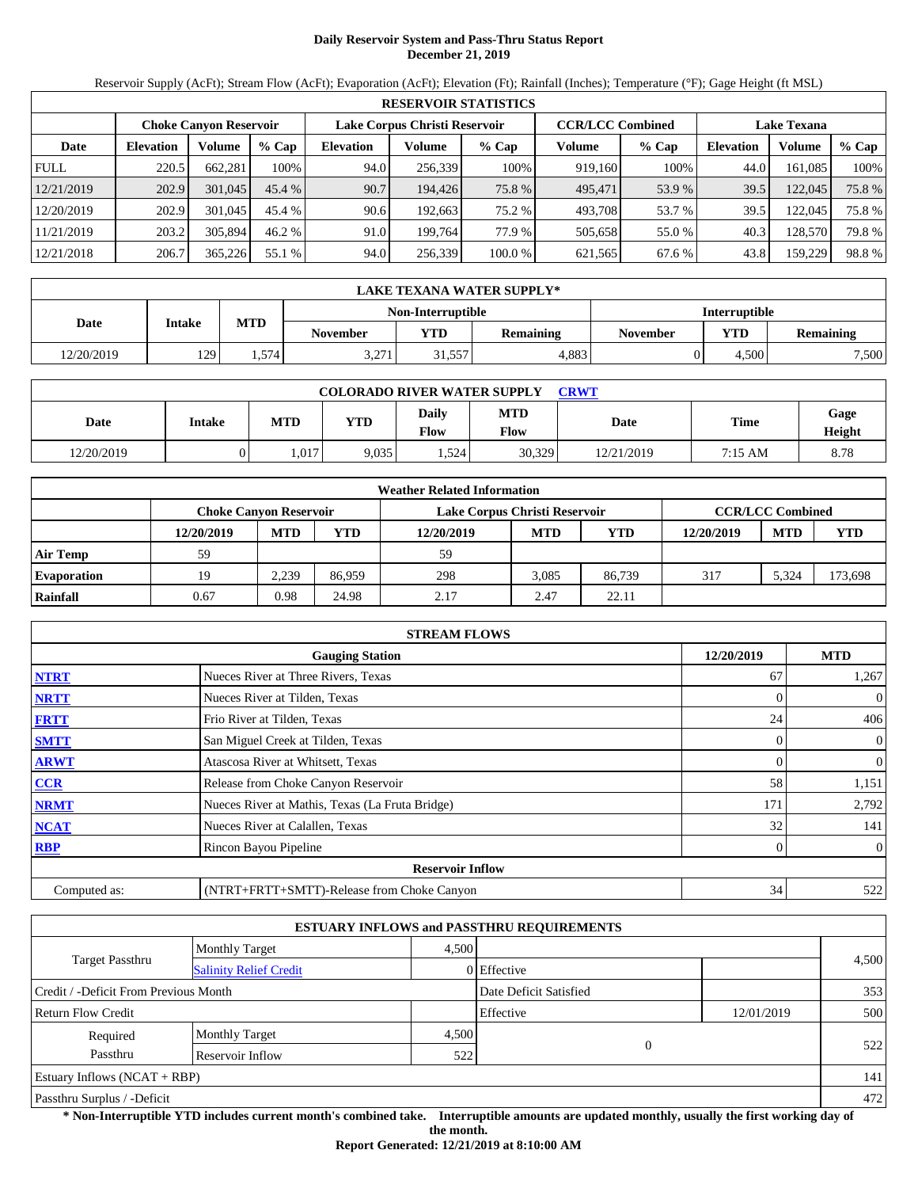# Daily Reservoir System and Pass-Thru Status Report
## December 21, 2019

Reservoir Supply (AcFt); Stream Flow (AcFt); Evaporation (AcFt); Elevation (Ft); Rainfall (Inches); Temperature (°F); Gage Height (ft MSL)

| RESERVOIR STATISTICS | | | | | | | | | | | |
|---|---|---|---|---|---|---|---|---|---|---|---|
| | Choke Canyon Reservoir | | | Lake Corpus Christi Reservoir | | | CCR/LCC Combined | | Lake Texana | | |
| Date | Elevation | Volume | % Cap | Elevation | Volume | % Cap | Volume | % Cap | Elevation | Volume | % Cap |
| FULL | 220.5 | 662,281 | 100% | 94.0 | 256,339 | 100% | 919,160 | 100% | 44.0 | 161,085 | 100% |
| 12/21/2019 | 202.9 | 301,045 | 45.4 % | 90.7 | 194,426 | 75.8 % | 495,471 | 53.9 % | 39.5 | 122,045 | 75.8 % |
| 12/20/2019 | 202.9 | 301,045 | 45.4 % | 90.6 | 192,663 | 75.2 % | 493,708 | 53.7 % | 39.5 | 122,045 | 75.8 % |
| 11/21/2019 | 203.2 | 305,894 | 46.2 % | 91.0 | 199,764 | 77.9 % | 505,658 | 55.0 % | 40.3 | 128,570 | 79.8 % |
| 12/21/2018 | 206.7 | 365,226 | 55.1 % | 94.0 | 256,339 | 100.0 % | 621,565 | 67.6 % | 43.8 | 159,229 | 98.8 % |

| LAKE TEXANA WATER SUPPLY* | | | | | | | | |
|---|---|---|---|---|---|---|---|---|
| Date | Intake | MTD | Non-Interruptible | | | Interruptible | | |
| | | | November | YTD | Remaining | November | YTD | Remaining |
| 12/20/2019 | 129 | 1,574 | 3,271 | 31,557 | 4,883 | 0 | 4,500 | 7,500 |

| COLORADO RIVER WATER SUPPLY CRWT | | | | | | | | |
|---|---|---|---|---|---|---|---|---|
| Date | Intake | MTD | YTD | Daily Flow | MTD Flow | Date | Time | Gage Height |
| 12/20/2019 | 0 | 1,017 | 9,035 | 1,524 | 30,329 | 12/21/2019 | 7:15 AM | 8.78 |

| Weather Related Information | | | | | | | | | |
|---|---|---|---|---|---|---|---|---|---|
| | Choke Canyon Reservoir | | | Lake Corpus Christi Reservoir | | | CCR/LCC Combined | | |
| | 12/20/2019 | MTD | YTD | 12/20/2019 | MTD | YTD | 12/20/2019 | MTD | YTD |
| Air Temp | 59 | | | 59 | | | | | |
| Evaporation | 19 | 2,239 | 86,959 | 298 | 3,085 | 86,739 | 317 | 5,324 | 173,698 |
| Rainfall | 0.67 | 0.98 | 24.98 | 2.17 | 2.47 | 22.11 | | | |

| STREAM FLOWS | | | |
|---|---|---|---|
| | Gauging Station | 12/20/2019 | MTD |
| NTRT | Nueces River at Three Rivers, Texas | 67 | 1,267 |
| NRTT | Nueces River at Tilden, Texas | 0 | 0 |
| FRTT | Frio River at Tilden, Texas | 24 | 406 |
| SMTT | San Miguel Creek at Tilden, Texas | 0 | 0 |
| ARWT | Atascosa River at Whitsett, Texas | 0 | 0 |
| CCR | Release from Choke Canyon Reservoir | 58 | 1,151 |
| NRMT | Nueces River at Mathis, Texas (La Fruta Bridge) | 171 | 2,792 |
| NCAT | Nueces River at Calallen, Texas | 32 | 141 |
| RBP | Rincon Bayou Pipeline | 0 | 0 |
| | **Reservoir Inflow** | | |
| Computed as: | (NTRT+FRTT+SMTT)-Release from Choke Canyon | 34 | 522 |

| ESTUARY INFLOWS and PASSTHRU REQUIREMENTS | | | | | |
|---|---|---|---|---|---|
| Target Passthru | Monthly Target | 4,500 | | | 4,500 |
| | Salinity Relief Credit | 0 | Effective | | |
| Credit / -Deficit From Previous Month | | | Date Deficit Satisfied | | 353 |
| Return Flow Credit | | | Effective | 12/01/2019 | 500 |
| Required Passthru | Monthly Target | 4,500 | 0 | | 522 |
| | Reservoir Inflow | 522 | | | |
| Estuary Inflows (NCAT + RBP) | | | | | 141 |
| Passthru Surplus / -Deficit | | | | | 472 |

**\* Non-Interruptible YTD includes current month's combined take. Interruptible amounts are updated monthly, usually the first working day of the month.**

**Report Generated: 12/21/2019 at 8:10:00 AM**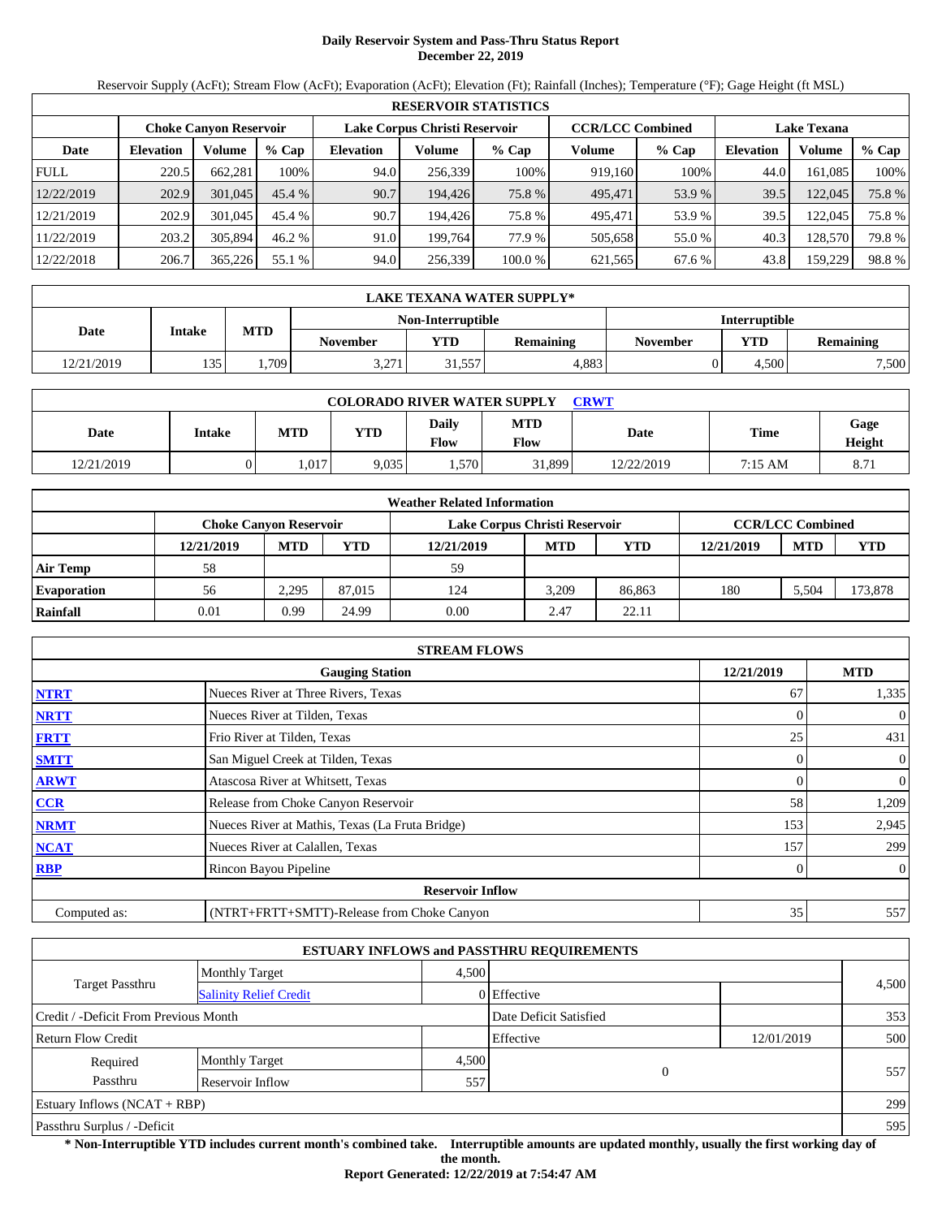# Daily Reservoir System and Pass-Thru Status Report
## December 22, 2019

Reservoir Supply (AcFt); Stream Flow (AcFt); Evaporation (AcFt); Elevation (Ft); Rainfall (Inches); Temperature (°F); Gage Height (ft MSL)

| RESERVOIR STATISTICS | | | | | | | | | | | |
|---|---|---|---|---|---|---|---|---|---|---|---|
| | Choke Canyon Reservoir | | | Lake Corpus Christi Reservoir | | | CCR/LCC Combined | | Lake Texana | | |
| Date | Elevation | Volume | % Cap | Elevation | Volume | % Cap | Volume | % Cap | Elevation | Volume | % Cap |
| FULL | 220.5 | 662,281 | 100% | 94.0 | 256,339 | 100% | 919,160 | 100% | 44.0 | 161,085 | 100% |
| 12/22/2019 | 202.9 | 301,045 | 45.4 % | 90.7 | 194,426 | 75.8 % | 495,471 | 53.9 % | 39.5 | 122,045 | 75.8 % |
| 12/21/2019 | 202.9 | 301,045 | 45.4 % | 90.7 | 194,426 | 75.8 % | 495,471 | 53.9 % | 39.5 | 122,045 | 75.8 % |
| 11/22/2019 | 203.2 | 305,894 | 46.2 % | 91.0 | 199,764 | 77.9 % | 505,658 | 55.0 % | 40.3 | 128,570 | 79.8 % |
| 12/22/2018 | 206.7 | 365,226 | 55.1 % | 94.0 | 256,339 | 100.0 % | 621,565 | 67.6 % | 43.8 | 159,229 | 98.8 % |

| LAKE TEXANA WATER SUPPLY* | | | | | | | | |
|---|---|---|---|---|---|---|---|---|
| Date | Intake | MTD | Non-Interruptible | | | Interruptible | | |
| | | | November | YTD | Remaining | November | YTD | Remaining |
| 12/21/2019 | 135 | 1,709 | 3,271 | 31,557 | 4,883 | 0 | 4,500 | 7,500 |

| COLORADO RIVER WATER SUPPLY CRWT | | | | | | | | |
|---|---|---|---|---|---|---|---|---|
| Date | Intake | MTD | YTD | Daily Flow | MTD Flow | Date | Time | Gage Height |
| 12/21/2019 | 0 | 1,017 | 9,035 | 1,570 | 31,899 | 12/22/2019 | 7:15 AM | 8.71 |

| Weather Related Information | | | | | | | | | |
|---|---|---|---|---|---|---|---|---|---|
| | Choke Canyon Reservoir | | | Lake Corpus Christi Reservoir | | | CCR/LCC Combined | | |
| | 12/21/2019 | MTD | YTD | 12/21/2019 | MTD | YTD | 12/21/2019 | MTD | YTD |
| Air Temp | 58 | | | 59 | | | | | |
| Evaporation | 56 | 2,295 | 87,015 | 124 | 3,209 | 86,863 | 180 | 5,504 | 173,878 |
| Rainfall | 0.01 | 0.99 | 24.99 | 0.00 | 2.47 | 22.11 | | | |

| STREAM FLOWS | | | |
|---|---|---|---|
| | Gauging Station | 12/21/2019 | MTD |
| NTRT | Nueces River at Three Rivers, Texas | 67 | 1,335 |
| NRTT | Nueces River at Tilden, Texas | 0 | 0 |
| FRTT | Frio River at Tilden, Texas | 25 | 431 |
| SMTT | San Miguel Creek at Tilden, Texas | 0 | 0 |
| ARWT | Atascosa River at Whitsett, Texas | 0 | 0 |
| CCR | Release from Choke Canyon Reservoir | 58 | 1,209 |
| NRMT | Nueces River at Mathis, Texas (La Fruta Bridge) | 153 | 2,945 |
| NCAT | Nueces River at Calallen, Texas | 157 | 299 |
| RBP | Rincon Bayou Pipeline | 0 | 0 |
| **Reservoir Inflow** | | | |
| Computed as: | (NTRT+FRTT+SMTT)-Release from Choke Canyon | 35 | 557 |

| ESTUARY INFLOWS and PASSTHRU REQUIREMENTS | | | | | |
|---|---|---|---|---|---|
| Target Passthru | Monthly Target | 4,500 | | | 4,500 |
| | Salinity Relief Credit | 0 | Effective | | |
| Credit / -Deficit From Previous Month | | | Date Deficit Satisfied | | 353 |
| Return Flow Credit | | | Effective | 12/01/2019 | 500 |
| Required Passthru | Monthly Target | 4,500 | 0 | | 557 |
| | Reservoir Inflow | 557 | | | |
| Estuary Inflows (NCAT + RBP) | | | | | 299 |
| Passthru Surplus / -Deficit | | | | | 595 |

**\* Non-Interruptible YTD includes current month's combined take. Interruptible amounts are updated monthly, usually the first working day of the month.**

**Report Generated: 12/22/2019 at 7:54:47 AM**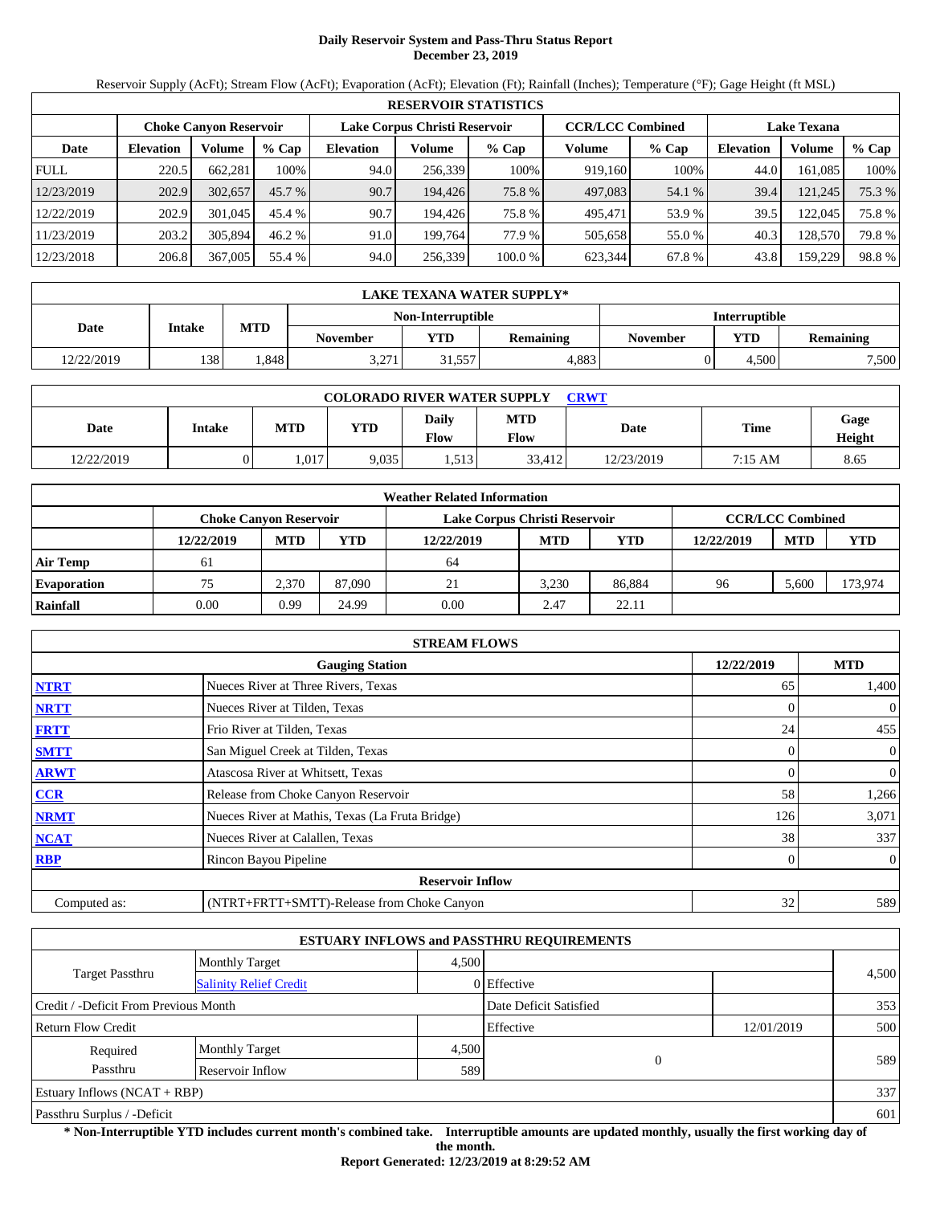# Daily Reservoir System and Pass-Thru Status Report
## December 23, 2019

Reservoir Supply (AcFt); Stream Flow (AcFt); Evaporation (AcFt); Elevation (Ft); Rainfall (Inches); Temperature (°F); Gage Height (ft MSL)

| RESERVOIR STATISTICS | | | | | | | | | | | |
|---|---|---|---|---|---|---|---|---|---|---|---|
| | Choke Canyon Reservoir | | | Lake Corpus Christi Reservoir | | | CCR/LCC Combined | | Lake Texana | | |
| Date | Elevation | Volume | % Cap | Elevation | Volume | % Cap | Volume | % Cap | Elevation | Volume | % Cap |
| FULL | 220.5 | 662,281 | 100% | 94.0 | 256,339 | 100% | 919,160 | 100% | 44.0 | 161,085 | 100% |
| 12/23/2019 | 202.9 | 302,657 | 45.7 % | 90.7 | 194,426 | 75.8 % | 497,083 | 54.1 % | 39.4 | 121,245 | 75.3 % |
| 12/22/2019 | 202.9 | 301,045 | 45.4 % | 90.7 | 194,426 | 75.8 % | 495,471 | 53.9 % | 39.5 | 122,045 | 75.8 % |
| 11/23/2019 | 203.2 | 305,894 | 46.2 % | 91.0 | 199,764 | 77.9 % | 505,658 | 55.0 % | 40.3 | 128,570 | 79.8 % |
| 12/23/2018 | 206.8 | 367,005 | 55.4 % | 94.0 | 256,339 | 100.0 % | 623,344 | 67.8 % | 43.8 | 159,229 | 98.8 % |

| LAKE TEXANA WATER SUPPLY* | | | | | | | |
|---|---|---|---|---|---|---|---|
| Date | Intake | MTD | Non-Interruptible | | | Interruptible | | |
| | | | November | YTD | Remaining | November | YTD | Remaining |
| 12/22/2019 | 138 | 1,848 | 3,271 | 31,557 | 4,883 | 0 | 4,500 | 7,500 |

| COLORADO RIVER WATER SUPPLY CRWT | | | | | | | | |
|---|---|---|---|---|---|---|---|---|
| Date | Intake | MTD | YTD | Daily Flow | MTD Flow | Date | Time | Gage Height |
| 12/22/2019 | 0 | 1,017 | 9,035 | 1,513 | 33,412 | 12/23/2019 | 7:15 AM | 8.65 |

| Weather Related Information | | | | | | | | | |
|---|---|---|---|---|---|---|---|---|---|
| | Choke Canyon Reservoir | | | Lake Corpus Christi Reservoir | | | CCR/LCC Combined | | |
| | 12/22/2019 | MTD | YTD | 12/22/2019 | MTD | YTD | 12/22/2019 | MTD | YTD |
| Air Temp | 61 | | | 64 | | | | | |
| Evaporation | 75 | 2,370 | 87,090 | 21 | 3,230 | 86,884 | 96 | 5,600 | 173,974 |
| Rainfall | 0.00 | 0.99 | 24.99 | 0.00 | 2.47 | 22.11 | | | |

| STREAM FLOWS | | | |
|---|---|---|---|
| | Gauging Station | 12/22/2019 | MTD |
| NTRT | Nueces River at Three Rivers, Texas | 65 | 1,400 |
| NRTT | Nueces River at Tilden, Texas | 0 | 0 |
| FRTT | Frio River at Tilden, Texas | 24 | 455 |
| SMTT | San Miguel Creek at Tilden, Texas | 0 | 0 |
| ARWT | Atascosa River at Whitsett, Texas | 0 | 0 |
| CCR | Release from Choke Canyon Reservoir | 58 | 1,266 |
| NRMT | Nueces River at Mathis, Texas (La Fruta Bridge) | 126 | 3,071 |
| NCAT | Nueces River at Calallen, Texas | 38 | 337 |
| RBP | Rincon Bayou Pipeline | 0 | 0 |
| | **Reservoir Inflow** | | |
| Computed as: | (NTRT+FRTT+SMTT)-Release from Choke Canyon | 32 | 589 |

| ESTUARY INFLOWS and PASSTHRU REQUIREMENTS | | | | | |
|---|---|---|---|---|---|
| Target Passthru | Monthly Target | 4,500 | | | 4,500 |
| | Salinity Relief Credit | 0 | Effective | | |
| Credit / -Deficit From Previous Month | | | Date Deficit Satisfied | | 353 |
| Return Flow Credit | | | Effective | 12/01/2019 | 500 |
| Required Passthru | Monthly Target | 4,500 | 0 | | 589 |
| | Reservoir Inflow | 589 | | | |
| Estuary Inflows (NCAT + RBP) | | | | | 337 |
| Passthru Surplus / -Deficit | | | | | 601 |

**\* Non-Interruptible YTD includes current month's combined take. Interruptible amounts are updated monthly, usually the first working day of the month.**

**Report Generated: 12/23/2019 at 8:29:52 AM**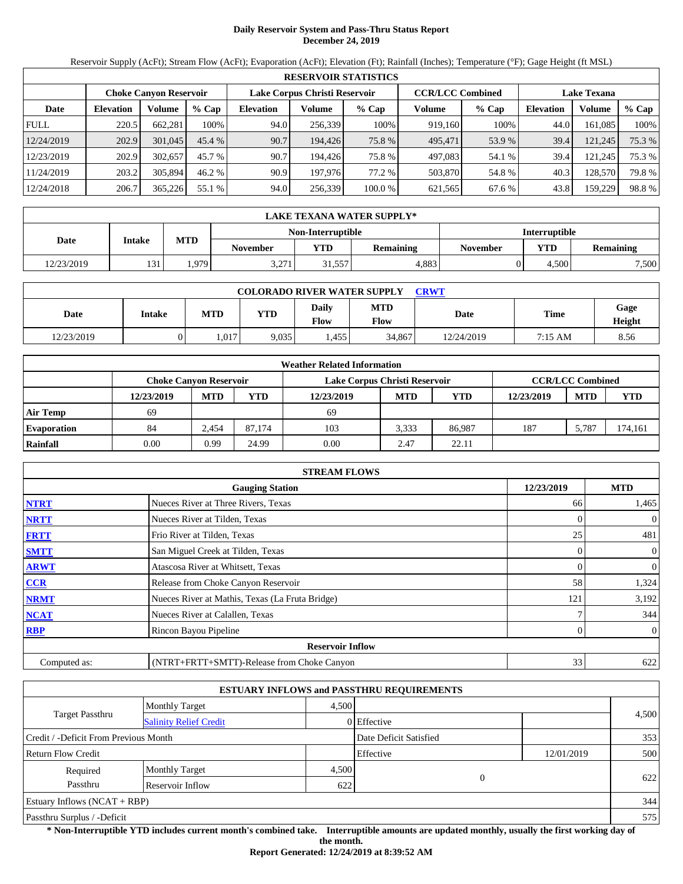# Daily Reservoir System and Pass-Thru Status Report
## December 24, 2019

Reservoir Supply (AcFt); Stream Flow (AcFt); Evaporation (AcFt); Elevation (Ft); Rainfall (Inches); Temperature (°F); Gage Height (ft MSL)

| RESERVOIR STATISTICS | | | | | | | | | | | |
|---|---|---|---|---|---|---|---|---|---|---|---|
| | Choke Canyon Reservoir | | | Lake Corpus Christi Reservoir | | | CCR/LCC Combined | | Lake Texana | | |
| Date | Elevation | Volume | % Cap | Elevation | Volume | % Cap | Volume | % Cap | Elevation | Volume | % Cap |
| FULL | 220.5 | 662,281 | 100% | 94.0 | 256,339 | 100% | 919,160 | 100% | 44.0 | 161,085 | 100% |
| 12/24/2019 | 202.9 | 301,045 | 45.4 % | 90.7 | 194,426 | 75.8 % | 495,471 | 53.9 % | 39.4 | 121,245 | 75.3 % |
| 12/23/2019 | 202.9 | 302,657 | 45.7 % | 90.7 | 194,426 | 75.8 % | 497,083 | 54.1 % | 39.4 | 121,245 | 75.3 % |
| 11/24/2019 | 203.2 | 305,894 | 46.2 % | 90.9 | 197,976 | 77.2 % | 503,870 | 54.8 % | 40.3 | 128,570 | 79.8 % |
| 12/24/2018 | 206.7 | 365,226 | 55.1 % | 94.0 | 256,339 | 100.0 % | 621,565 | 67.6 % | 43.8 | 159,229 | 98.8 % |

| LAKE TEXANA WATER SUPPLY* | | | | | | | | |
|---|---|---|---|---|---|---|---|---|
| Date | Intake | MTD | Non-Interruptible | | | Interruptible | | |
| | | | November | YTD | Remaining | November | YTD | Remaining |
| 12/23/2019 | 131 | 1,979 | 3,271 | 31,557 | 4,883 | 0 | 4,500 | 7,500 |

| COLORADO RIVER WATER SUPPLY CRWT | | | | | | | | |
|---|---|---|---|---|---|---|---|---|
| Date | Intake | MTD | YTD | Daily Flow | MTD Flow | Date | Time | Gage Height |
| 12/23/2019 | 0 | 1,017 | 9,035 | 1,455 | 34,867 | 12/24/2019 | 7:15 AM | 8.56 |

| Weather Related Information | | | | | | | | | |
|---|---|---|---|---|---|---|---|---|---|
| | Choke Canyon Reservoir | | | Lake Corpus Christi Reservoir | | | CCR/LCC Combined | | |
| | 12/23/2019 | MTD | YTD | 12/23/2019 | MTD | YTD | 12/23/2019 | MTD | YTD |
| Air Temp | 69 | | | 69 | | | | | |
| Evaporation | 84 | 2,454 | 87,174 | 103 | 3,333 | 86,987 | 187 | 5,787 | 174,161 |
| Rainfall | 0.00 | 0.99 | 24.99 | 0.00 | 2.47 | 22.11 | | | |

| STREAM FLOWS | | | |
|---|---|---|---|
| | Gauging Station | 12/23/2019 | MTD |
| NTRT | Nueces River at Three Rivers, Texas | 66 | 1,465 |
| NRTT | Nueces River at Tilden, Texas | 0 | 0 |
| FRTT | Frio River at Tilden, Texas | 25 | 481 |
| SMTT | San Miguel Creek at Tilden, Texas | 0 | 0 |
| ARWT | Atascosa River at Whitsett, Texas | 0 | 0 |
| CCR | Release from Choke Canyon Reservoir | 58 | 1,324 |
| NRMT | Nueces River at Mathis, Texas (La Fruta Bridge) | 121 | 3,192 |
| NCAT | Nueces River at Calallen, Texas | 7 | 344 |
| RBP | Rincon Bayou Pipeline | 0 | 0 |
| **Reservoir Inflow** | | | |
| Computed as: | (NTRT+FRTT+SMTT)-Release from Choke Canyon | 33 | 622 |

| ESTUARY INFLOWS and PASSTHRU REQUIREMENTS | | | | | |
|---|---|---|---|---|---|
| Target Passthru | Monthly Target | 4,500 | | | 4,500 |
| | Salinity Relief Credit | 0 | Effective | | |
| Credit / -Deficit From Previous Month | | | Date Deficit Satisfied | | 353 |
| Return Flow Credit | | | Effective | 12/01/2019 | 500 |
| Required Passthru | Monthly Target | 4,500 | 0 | | 622 |
| | Reservoir Inflow | 622 | | | |
| Estuary Inflows (NCAT + RBP) | | | | | 344 |
| Passthru Surplus / -Deficit | | | | | 575 |

**\* Non-Interruptible YTD includes current month's combined take. Interruptible amounts are updated monthly, usually the first working day of the month.**

**Report Generated: 12/24/2019 at 8:39:52 AM**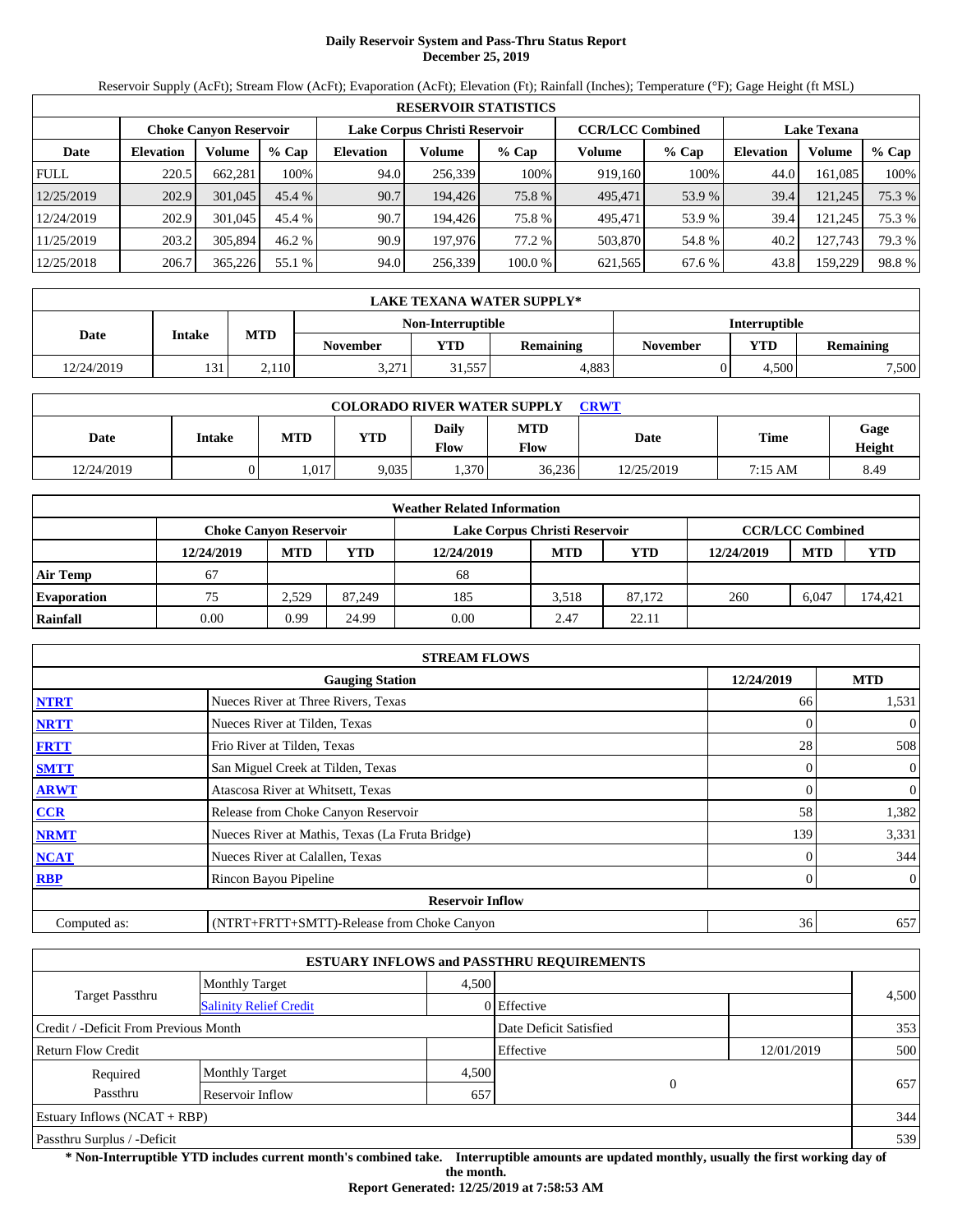# Daily Reservoir System and Pass-Thru Status Report
## December 25, 2019

Reservoir Supply (AcFt); Stream Flow (AcFt); Evaporation (AcFt); Elevation (Ft); Rainfall (Inches); Temperature (°F); Gage Height (ft MSL)

| RESERVOIR STATISTICS | | | | | | | | | | | |
|---|---|---|---|---|---|---|---|---|---|---|---|
| | Choke Canyon Reservoir | | | Lake Corpus Christi Reservoir | | | CCR/LCC Combined | | Lake Texana | | |
| Date | Elevation | Volume | % Cap | Elevation | Volume | % Cap | Volume | % Cap | Elevation | Volume | % Cap |
| FULL | 220.5 | 662,281 | 100% | 94.0 | 256,339 | 100% | 919,160 | 100% | 44.0 | 161,085 | 100% |
| 12/25/2019 | 202.9 | 301,045 | 45.4 % | 90.7 | 194,426 | 75.8 % | 495,471 | 53.9 % | 39.4 | 121,245 | 75.3 % |
| 12/24/2019 | 202.9 | 301,045 | 45.4 % | 90.7 | 194,426 | 75.8 % | 495,471 | 53.9 % | 39.4 | 121,245 | 75.3 % |
| 11/25/2019 | 203.2 | 305,894 | 46.2 % | 90.9 | 197,976 | 77.2 % | 503,870 | 54.8 % | 40.2 | 127,743 | 79.3 % |
| 12/25/2018 | 206.7 | 365,226 | 55.1 % | 94.0 | 256,339 | 100.0 % | 621,565 | 67.6 % | 43.8 | 159,229 | 98.8 % |

| LAKE TEXANA WATER SUPPLY* | | | | | | | | |
|---|---|---|---|---|---|---|---|---|
| Date | Intake | MTD | Non-Interruptible | | | Interruptible | | |
| | | | November | YTD | Remaining | November | YTD | Remaining |
| 12/24/2019 | 131 | 2,110 | 3,271 | 31,557 | 4,883 | 0 | 4,500 | 7,500 |

| COLORADO RIVER WATER SUPPLY CRWT | | | | | | | | |
|---|---|---|---|---|---|---|---|---|
| Date | Intake | MTD | YTD | Daily Flow | MTD Flow | Date | Time | Gage Height |
| 12/24/2019 | 0 | 1,017 | 9,035 | 1,370 | 36,236 | 12/25/2019 | 7:15 AM | 8.49 |

| Weather Related Information | | | | | | | | | |
|---|---|---|---|---|---|---|---|---|---|
| | Choke Canyon Reservoir | | | Lake Corpus Christi Reservoir | | | CCR/LCC Combined | | |
| | 12/24/2019 | MTD | YTD | 12/24/2019 | MTD | YTD | 12/24/2019 | MTD | YTD |
| Air Temp | 67 | | | 68 | | | | | |
| Evaporation | 75 | 2,529 | 87,249 | 185 | 3,518 | 87,172 | 260 | 6,047 | 174,421 |
| Rainfall | 0.00 | 0.99 | 24.99 | 0.00 | 2.47 | 22.11 | | | |

| STREAM FLOWS | | | |
|---|---|---|---|
| | Gauging Station | 12/24/2019 | MTD |
| NTRT | Nueces River at Three Rivers, Texas | 66 | 1,531 |
| NRTT | Nueces River at Tilden, Texas | 0 | 0 |
| FRTT | Frio River at Tilden, Texas | 28 | 508 |
| SMTT | San Miguel Creek at Tilden, Texas | 0 | 0 |
| ARWT | Atascosa River at Whitsett, Texas | 0 | 0 |
| CCR | Release from Choke Canyon Reservoir | 58 | 1,382 |
| NRMT | Nueces River at Mathis, Texas (La Fruta Bridge) | 139 | 3,331 |
| NCAT | Nueces River at Calallen, Texas | 0 | 344 |
| RBP | Rincon Bayou Pipeline | 0 | 0 |
| | Reservoir Inflow | | |
| Computed as: | (NTRT+FRTT+SMTT)-Release from Choke Canyon | 36 | 657 |

| ESTUARY INFLOWS and PASSTHRU REQUIREMENTS | | | | | |
|---|---|---|---|---|---|
| Target Passthru | Monthly Target | 4,500 | | | 4,500 |
| | Salinity Relief Credit | 0 | Effective | | |
| Credit / -Deficit From Previous Month | | | Date Deficit Satisfied | | 353 |
| Return Flow Credit | | | Effective | 12/01/2019 | 500 |
| Required Passthru | Monthly Target | 4,500 | 0 | | 657 |
| | Reservoir Inflow | 657 | | | |
| Estuary Inflows (NCAT + RBP) | | | | | 344 |
| Passthru Surplus / -Deficit | | | | | 539 |

**\* Non-Interruptible YTD includes current month's combined take. Interruptible amounts are updated monthly, usually the first working day of the month.**

**Report Generated: 12/25/2019 at 7:58:53 AM**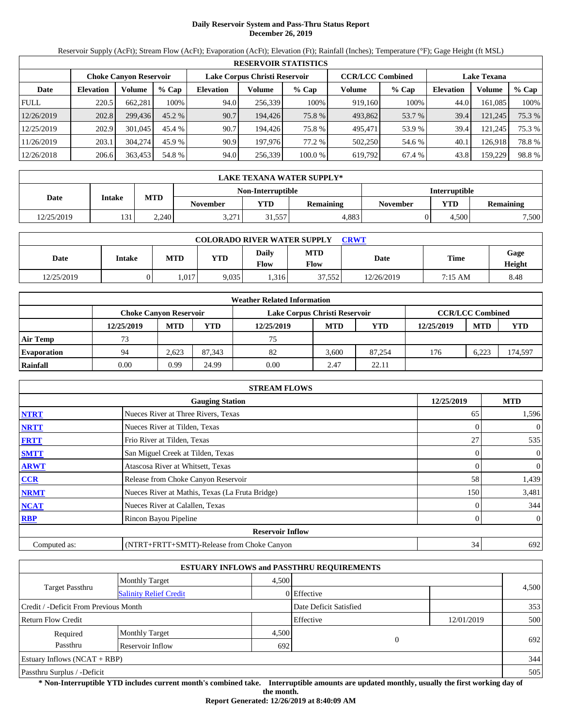# Daily Reservoir System and Pass-Thru Status Report
## December 26, 2019

Reservoir Supply (AcFt); Stream Flow (AcFt); Evaporation (AcFt); Elevation (Ft); Rainfall (Inches); Temperature (°F); Gage Height (ft MSL)

| RESERVOIR STATISTICS | | | | | | | | | | | |
|---|---|---|---|---|---|---|---|---|---|---|---|
| | Choke Canyon Reservoir | | | Lake Corpus Christi Reservoir | | | CCR/LCC Combined | | Lake Texana | | |
| Date | Elevation | Volume | % Cap | Elevation | Volume | % Cap | Volume | % Cap | Elevation | Volume | % Cap |
| FULL | 220.5 | 662,281 | 100% | 94.0 | 256,339 | 100% | 919,160 | 100% | 44.0 | 161,085 | 100% |
| 12/26/2019 | 202.8 | 299,436 | 45.2 % | 90.7 | 194,426 | 75.8 % | 493,862 | 53.7 % | 39.4 | 121,245 | 75.3 % |
| 12/25/2019 | 202.9 | 301,045 | 45.4 % | 90.7 | 194,426 | 75.8 % | 495,471 | 53.9 % | 39.4 | 121,245 | 75.3 % |
| 11/26/2019 | 203.1 | 304,274 | 45.9 % | 90.9 | 197,976 | 77.2 % | 502,250 | 54.6 % | 40.1 | 126,918 | 78.8 % |
| 12/26/2018 | 206.6 | 363,453 | 54.8 % | 94.0 | 256,339 | 100.0 % | 619,792 | 67.4 % | 43.8 | 159,229 | 98.8 % |

| LAKE TEXANA WATER SUPPLY* | | | | | | | | |
|---|---|---|---|---|---|---|---|---|
| Date | Intake | MTD | Non-Interruptible | | | Interruptible | | |
| | | | November | YTD | Remaining | November | YTD | Remaining |
| 12/25/2019 | 131 | 2,240 | 3,271 | 31,557 | 4,883 | 0 | 4,500 | 7,500 |

| COLORADO RIVER WATER SUPPLY [CRWT] | | | | | | | | |
|---|---|---|---|---|---|---|---|---|
| Date | Intake | MTD | YTD | Daily Flow | MTD Flow | Date | Time | Gage Height |
| 12/25/2019 | 0 | 1,017 | 9,035 | 1,316 | 37,552 | 12/26/2019 | 7:15 AM | 8.48 |

| Weather Related Information | | | | | | | | | |
|---|---|---|---|---|---|---|---|---|---|
| | Choke Canyon Reservoir | | | Lake Corpus Christi Reservoir | | | CCR/LCC Combined | | |
| | 12/25/2019 | MTD | YTD | 12/25/2019 | MTD | YTD | 12/25/2019 | MTD | YTD |
| Air Temp | 73 | | | 75 | | | | | |
| Evaporation | 94 | 2,623 | 87,343 | 82 | 3,600 | 87,254 | 176 | 6,223 | 174,597 |
| Rainfall | 0.00 | 0.99 | 24.99 | 0.00 | 2.47 | 22.11 | | | |

| STREAM FLOWS | | | |
|---|---|---|---|
| | Gauging Station | 12/25/2019 | MTD |
| NTRT | Nueces River at Three Rivers, Texas | 65 | 1,596 |
| NRTT | Nueces River at Tilden, Texas | 0 | 0 |
| FRTT | Frio River at Tilden, Texas | 27 | 535 |
| SMTT | San Miguel Creek at Tilden, Texas | 0 | 0 |
| ARWT | Atascosa River at Whitsett, Texas | 0 | 0 |
| CCR | Release from Choke Canyon Reservoir | 58 | 1,439 |
| NRMT | Nueces River at Mathis, Texas (La Fruta Bridge) | 150 | 3,481 |
| NCAT | Nueces River at Calallen, Texas | 0 | 344 |
| RBP | Rincon Bayou Pipeline | 0 | 0 |
| **Reservoir Inflow** | | | |
| Computed as: | (NTRT+FRTT+SMTT)-Release from Choke Canyon | 34 | 692 |

| ESTUARY INFLOWS and PASSTHRU REQUIREMENTS | | | | | |
|---|---|---|---|---|---|
| Target Passthru | Monthly Target | 4,500 | | | 4,500 |
| | Salinity Relief Credit | 0 | Effective | | |
| Credit / -Deficit From Previous Month | | | Date Deficit Satisfied | | 353 |
| Return Flow Credit | | | Effective | 12/01/2019 | 500 |
| Required Passthru | Monthly Target | 4,500 | 0 | | 692 |
| | Reservoir Inflow | 692 | | | |
| Estuary Inflows (NCAT + RBP) | | | | | 344 |
| Passthru Surplus / -Deficit | | | | | 505 |

**\* Non-Interruptible YTD includes current month's combined take. Interruptible amounts are updated monthly, usually the first working day of the month.**

**Report Generated: 12/26/2019 at 8:40:09 AM**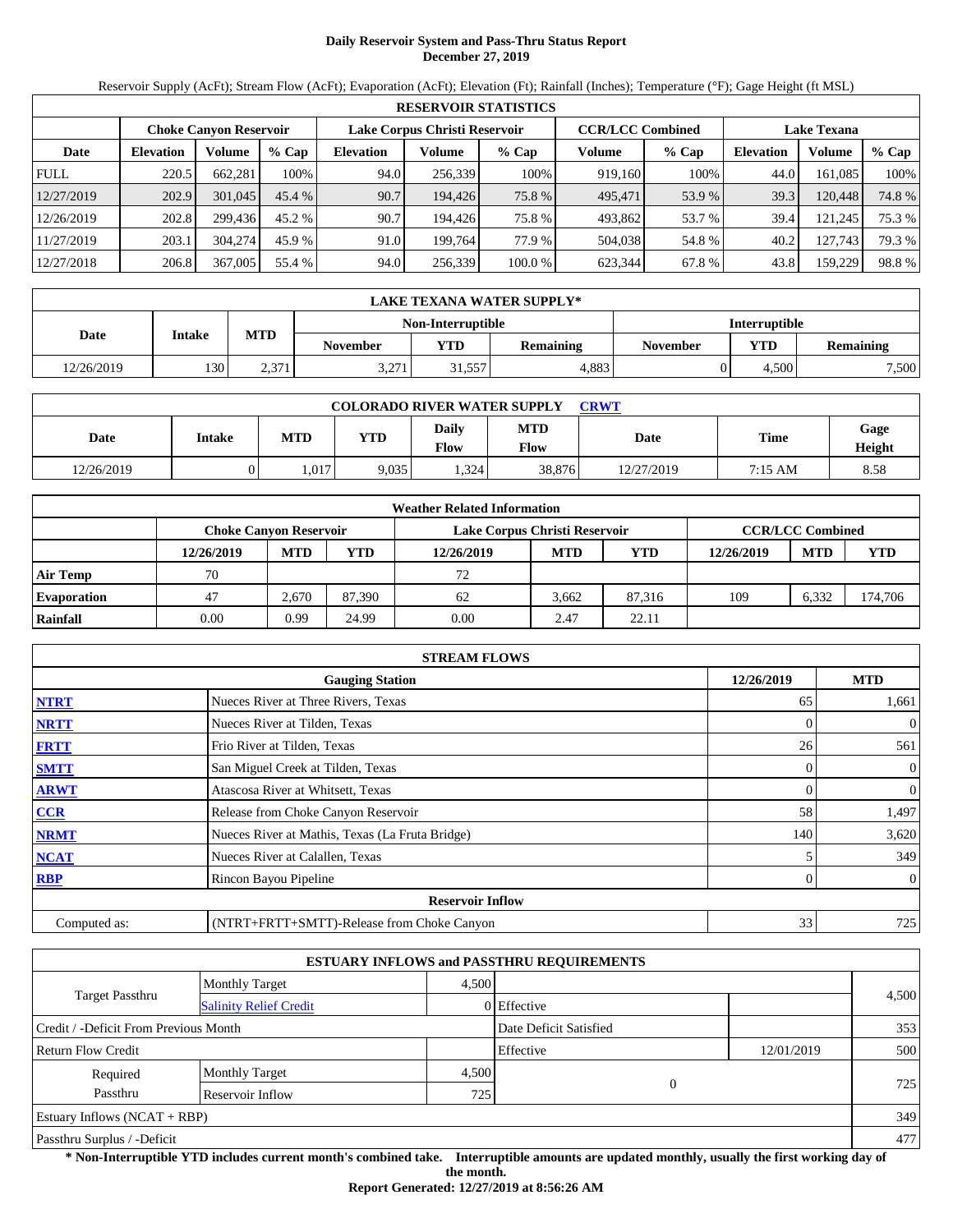# Daily Reservoir System and Pass-Thru Status Report
## December 27, 2019

Reservoir Supply (AcFt); Stream Flow (AcFt); Evaporation (AcFt); Elevation (Ft); Rainfall (Inches); Temperature (°F); Gage Height (ft MSL)

| RESERVOIR STATISTICS | | | | | | | | | | | |
|---|---|---|---|---|---|---|---|---|---|---|---|
| | Choke Canyon Reservoir | | | Lake Corpus Christi Reservoir | | | CCR/LCC Combined | | Lake Texana | | |
| Date | Elevation | Volume | % Cap | Elevation | Volume | % Cap | Volume | % Cap | Elevation | Volume | % Cap |
| FULL | 220.5 | 662,281 | 100% | 94.0 | 256,339 | 100% | 919,160 | 100% | 44.0 | 161,085 | 100% |
| 12/27/2019 | 202.9 | 301,045 | 45.4 % | 90.7 | 194,426 | 75.8 % | 495,471 | 53.9 % | 39.3 | 120,448 | 74.8 % |
| 12/26/2019 | 202.8 | 299,436 | 45.2 % | 90.7 | 194,426 | 75.8 % | 493,862 | 53.7 % | 39.4 | 121,245 | 75.3 % |
| 11/27/2019 | 203.1 | 304,274 | 45.9 % | 91.0 | 199,764 | 77.9 % | 504,038 | 54.8 % | 40.2 | 127,743 | 79.3 % |
| 12/27/2018 | 206.8 | 367,005 | 55.4 % | 94.0 | 256,339 | 100.0 % | 623,344 | 67.8 % | 43.8 | 159,229 | 98.8 % |

| LAKE TEXANA WATER SUPPLY* | | | | | | | | |
|---|---|---|---|---|---|---|---|---|
| Date | Intake | MTD | Non-Interruptible | | | Interruptible | | |
| | | | November | YTD | Remaining | November | YTD | Remaining |
| 12/26/2019 | 130 | 2,371 | 3,271 | 31,557 | 4,883 | 0 | 4,500 | 7,500 |

| COLORADO RIVER WATER SUPPLY CRWT | | | | | | | | |
|---|---|---|---|---|---|---|---|---|
| Date | Intake | MTD | YTD | Daily Flow | MTD Flow | Date | Time | Gage Height |
| 12/26/2019 | 0 | 1,017 | 9,035 | 1,324 | 38,876 | 12/27/2019 | 7:15 AM | 8.58 |

| Weather Related Information | | | | | | | | | |
|---|---|---|---|---|---|---|---|---|---|
| | Choke Canyon Reservoir | | | Lake Corpus Christi Reservoir | | | CCR/LCC Combined | | |
| | 12/26/2019 | MTD | YTD | 12/26/2019 | MTD | YTD | 12/26/2019 | MTD | YTD |
| Air Temp | 70 | | | 72 | | | | | |
| Evaporation | 47 | 2,670 | 87,390 | 62 | 3,662 | 87,316 | 109 | 6,332 | 174,706 |
| Rainfall | 0.00 | 0.99 | 24.99 | 0.00 | 2.47 | 22.11 | | | |

| STREAM FLOWS | | | |
|---|---|---|---|
| | Gauging Station | 12/26/2019 | MTD |
| NTRT | Nueces River at Three Rivers, Texas | 65 | 1,661 |
| NRTT | Nueces River at Tilden, Texas | 0 | 0 |
| FRTT | Frio River at Tilden, Texas | 26 | 561 |
| SMTT | San Miguel Creek at Tilden, Texas | 0 | 0 |
| ARWT | Atascosa River at Whitsett, Texas | 0 | 0 |
| CCR | Release from Choke Canyon Reservoir | 58 | 1,497 |
| NRMT | Nueces River at Mathis, Texas (La Fruta Bridge) | 140 | 3,620 |
| NCAT | Nueces River at Calallen, Texas | 5 | 349 |
| RBP | Rincon Bayou Pipeline | 0 | 0 |
| | **Reservoir Inflow** | | |
| Computed as: | (NTRT+FRTT+SMTT)-Release from Choke Canyon | 33 | 725 |

| ESTUARY INFLOWS and PASSTHRU REQUIREMENTS | | | | | |
|---|---|---|---|---|---|
| Target Passthru | Monthly Target | 4,500 | | | 4,500 |
| | Salinity Relief Credit | 0 | Effective | | |
| Credit / -Deficit From Previous Month | | | Date Deficit Satisfied | | 353 |
| Return Flow Credit | | | Effective | 12/01/2019 | 500 |
| Required Passthru | Monthly Target | 4,500 | 0 | | 725 |
| | Reservoir Inflow | 725 | | | |
| Estuary Inflows (NCAT + RBP) | | | | | 349 |
| Passthru Surplus / -Deficit | | | | | 477 |

**\* Non-Interruptible YTD includes current month's combined take. Interruptible amounts are updated monthly, usually the first working day of the month.**

**Report Generated: 12/27/2019 at 8:56:26 AM**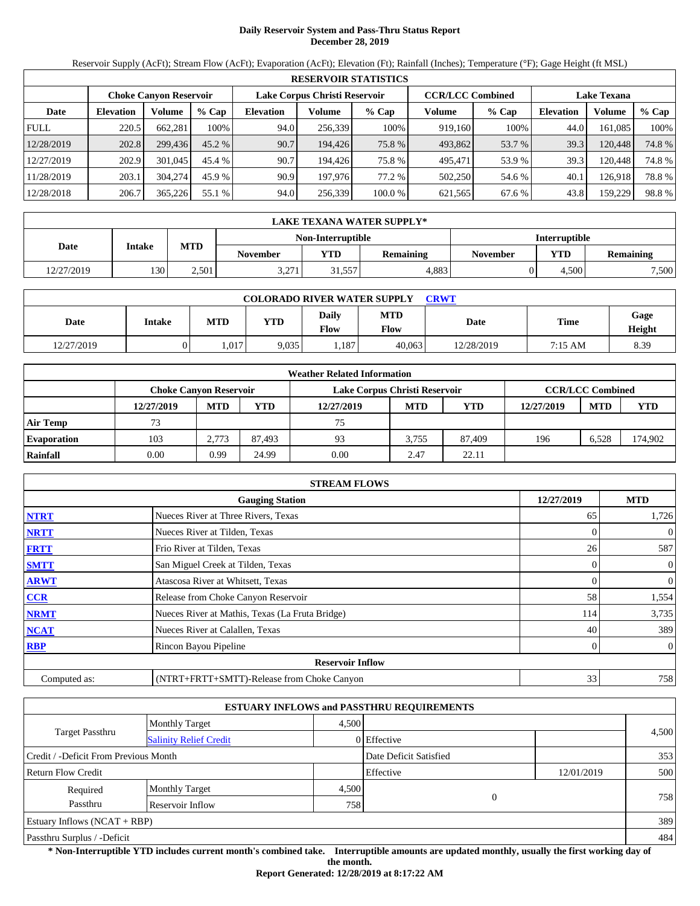# Daily Reservoir System and Pass-Thru Status Report
## December 28, 2019

Reservoir Supply (AcFt); Stream Flow (AcFt); Evaporation (AcFt); Elevation (Ft); Rainfall (Inches); Temperature (°F); Gage Height (ft MSL)

| RESERVOIR STATISTICS | | | | | | | | | | | |
|---|---|---|---|---|---|---|---|---|---|---|---|
| | Choke Canyon Reservoir | | | Lake Corpus Christi Reservoir | | | CCR/LCC Combined | | Lake Texana | | |
| Date | Elevation | Volume | % Cap | Elevation | Volume | % Cap | Volume | % Cap | Elevation | Volume | % Cap |
| FULL | 220.5 | 662,281 | 100% | 94.0 | 256,339 | 100% | 919,160 | 100% | 44.0 | 161,085 | 100% |
| 12/28/2019 | 202.8 | 299,436 | 45.2 % | 90.7 | 194,426 | 75.8 % | 493,862 | 53.7 % | 39.3 | 120,448 | 74.8 % |
| 12/27/2019 | 202.9 | 301,045 | 45.4 % | 90.7 | 194,426 | 75.8 % | 495,471 | 53.9 % | 39.3 | 120,448 | 74.8 % |
| 11/28/2019 | 203.1 | 304,274 | 45.9 % | 90.9 | 197,976 | 77.2 % | 502,250 | 54.6 % | 40.1 | 126,918 | 78.8 % |
| 12/28/2018 | 206.7 | 365,226 | 55.1 % | 94.0 | 256,339 | 100.0 % | 621,565 | 67.6 % | 43.8 | 159,229 | 98.8 % |

| LAKE TEXANA WATER SUPPLY* | | | | | | | | |
|---|---|---|---|---|---|---|---|---|
| Date | Intake | MTD | Non-Interruptible | | | Interruptible | | |
| | | | November | YTD | Remaining | November | YTD | Remaining |
| 12/27/2019 | 130 | 2,501 | 3,271 | 31,557 | 4,883 | 0 | 4,500 | 7,500 |

| COLORADO RIVER WATER SUPPLY CRWT | | | | | | | | |
|---|---|---|---|---|---|---|---|---|
| Date | Intake | MTD | YTD | Daily Flow | MTD Flow | Date | Time | Gage Height |
| 12/27/2019 | 0 | 1,017 | 9,035 | 1,187 | 40,063 | 12/28/2019 | 7:15 AM | 8.39 |

| Weather Related Information | | | | | | | | | |
|---|---|---|---|---|---|---|---|---|---|
| | Choke Canyon Reservoir | | | Lake Corpus Christi Reservoir | | | CCR/LCC Combined | | |
| | 12/27/2019 | MTD | YTD | 12/27/2019 | MTD | YTD | 12/27/2019 | MTD | YTD |
| Air Temp | 73 | | | 75 | | | | | |
| Evaporation | 103 | 2,773 | 87,493 | 93 | 3,755 | 87,409 | 196 | 6,528 | 174,902 |
| Rainfall | 0.00 | 0.99 | 24.99 | 0.00 | 2.47 | 22.11 | | | |

| STREAM FLOWS | | | |
|---|---|---|---|
| | Gauging Station | 12/27/2019 | MTD |
| NTRT | Nueces River at Three Rivers, Texas | 65 | 1,726 |
| NRTT | Nueces River at Tilden, Texas | 0 | 0 |
| FRTT | Frio River at Tilden, Texas | 26 | 587 |
| SMTT | San Miguel Creek at Tilden, Texas | 0 | 0 |
| ARWT | Atascosa River at Whitsett, Texas | 0 | 0 |
| CCR | Release from Choke Canyon Reservoir | 58 | 1,554 |
| NRMT | Nueces River at Mathis, Texas (La Fruta Bridge) | 114 | 3,735 |
| NCAT | Nueces River at Calallen, Texas | 40 | 389 |
| RBP | Rincon Bayou Pipeline | 0 | 0 |
| Reservoir Inflow | | | |
| Computed as: | (NTRT+FRTT+SMTT)-Release from Choke Canyon | 33 | 758 |

| ESTUARY INFLOWS and PASSTHRU REQUIREMENTS | | | | | |
|---|---|---|---|---|---|
| Target Passthru | Monthly Target | 4,500 | | | 4,500 |
| | Salinity Relief Credit | 0 | Effective | | |
| Credit / -Deficit From Previous Month | | | Date Deficit Satisfied | | 353 |
| Return Flow Credit | | | Effective | 12/01/2019 | 500 |
| Required Passthru | Monthly Target | 4,500 | 0 | | 758 |
| | Reservoir Inflow | 758 | | | |
| Estuary Inflows (NCAT + RBP) | | | | | 389 |
| Passthru Surplus / -Deficit | | | | | 484 |

**\* Non-Interruptible YTD includes current month's combined take. Interruptible amounts are updated monthly, usually the first working day of the month.**

**Report Generated: 12/28/2019 at 8:17:22 AM**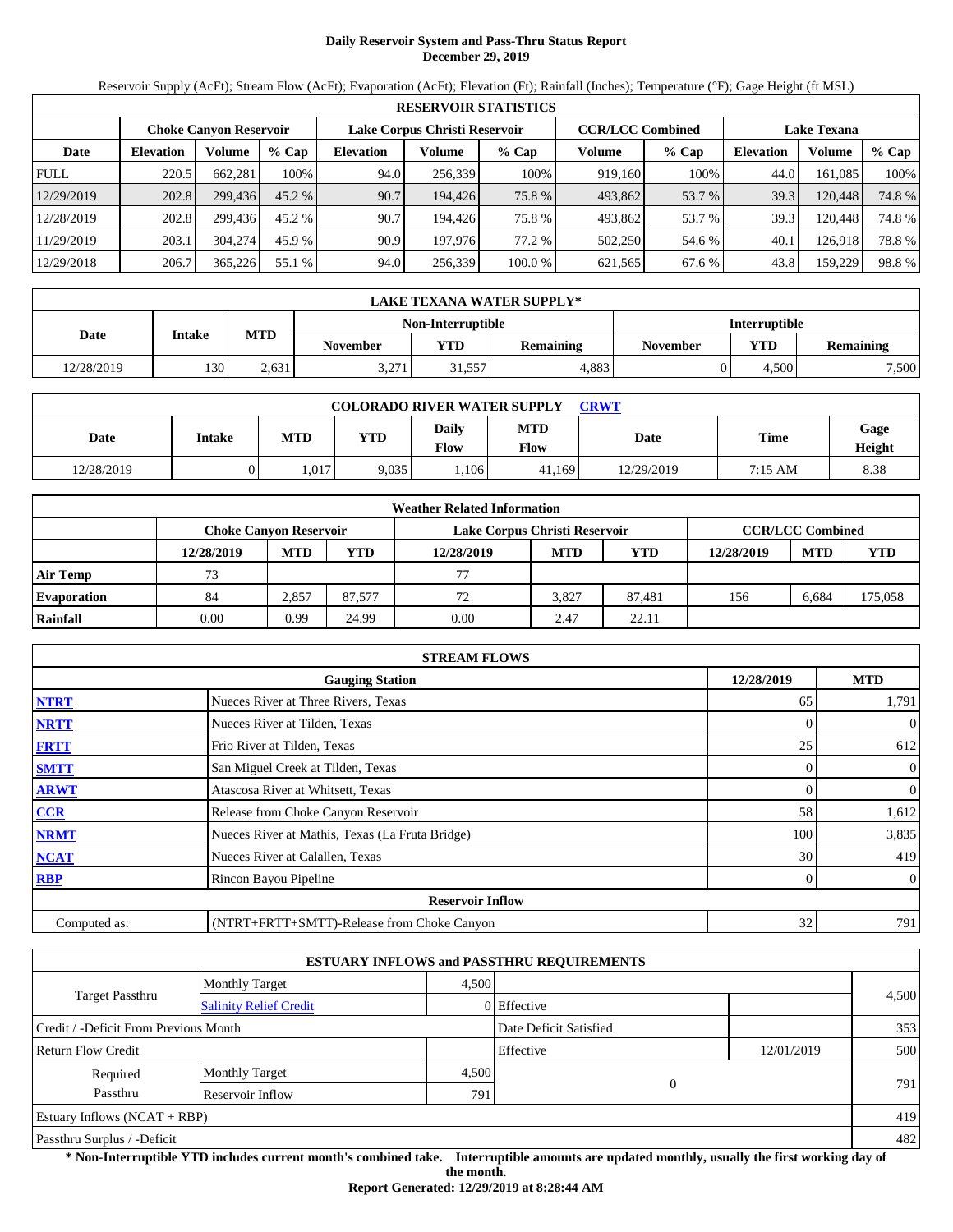# Daily Reservoir System and Pass-Thru Status Report
## December 29, 2019

Reservoir Supply (AcFt); Stream Flow (AcFt); Evaporation (AcFt); Elevation (Ft); Rainfall (Inches); Temperature (°F); Gage Height (ft MSL)

| RESERVOIR STATISTICS | | | | | | | | | | | |
|---|---|---|---|---|---|---|---|---|---|---|---|
| | Choke Canyon Reservoir | | | Lake Corpus Christi Reservoir | | | CCR/LCC Combined | | Lake Texana | | |
| Date | Elevation | Volume | % Cap | Elevation | Volume | % Cap | Volume | % Cap | Elevation | Volume | % Cap |
| FULL | 220.5 | 662,281 | 100% | 94.0 | 256,339 | 100% | 919,160 | 100% | 44.0 | 161,085 | 100% |
| 12/29/2019 | 202.8 | 299,436 | 45.2 % | 90.7 | 194,426 | 75.8 % | 493,862 | 53.7 % | 39.3 | 120,448 | 74.8 % |
| 12/28/2019 | 202.8 | 299,436 | 45.2 % | 90.7 | 194,426 | 75.8 % | 493,862 | 53.7 % | 39.3 | 120,448 | 74.8 % |
| 11/29/2019 | 203.1 | 304,274 | 45.9 % | 90.9 | 197,976 | 77.2 % | 502,250 | 54.6 % | 40.1 | 126,918 | 78.8 % |
| 12/29/2018 | 206.7 | 365,226 | 55.1 % | 94.0 | 256,339 | 100.0 % | 621,565 | 67.6 % | 43.8 | 159,229 | 98.8 % |

| LAKE TEXANA WATER SUPPLY* | | | | | | | | |
|---|---|---|---|---|---|---|---|---|
| Date | Intake | MTD | Non-Interruptible | | | Interruptible | | |
| | | | November | YTD | Remaining | November | YTD | Remaining |
| 12/28/2019 | 130 | 2,631 | 3,271 | 31,557 | 4,883 | 0 | 4,500 | 7,500 |

| COLORADO RIVER WATER SUPPLY CRWT | | | | | | | | |
|---|---|---|---|---|---|---|---|---|
| Date | Intake | MTD | YTD | Daily Flow | MTD Flow | Date | Time | Gage Height |
| 12/28/2019 | 0 | 1,017 | 9,035 | 1,106 | 41,169 | 12/29/2019 | 7:15 AM | 8.38 |

| Weather Related Information | | | | | | | | | |
|---|---|---|---|---|---|---|---|---|---|
| | Choke Canyon Reservoir | | | Lake Corpus Christi Reservoir | | | CCR/LCC Combined | | |
| | 12/28/2019 | MTD | YTD | 12/28/2019 | MTD | YTD | 12/28/2019 | MTD | YTD |
| Air Temp | 73 | | | 77 | | | | | |
| Evaporation | 84 | 2,857 | 87,577 | 72 | 3,827 | 87,481 | 156 | 6,684 | 175,058 |
| Rainfall | 0.00 | 0.99 | 24.99 | 0.00 | 2.47 | 22.11 | | | |

| STREAM FLOWS | | | |
|---|---|---|---|
| | Gauging Station | 12/28/2019 | MTD |
| NTRT | Nueces River at Three Rivers, Texas | 65 | 1,791 |
| NRTT | Nueces River at Tilden, Texas | 0 | 0 |
| FRTT | Frio River at Tilden, Texas | 25 | 612 |
| SMTT | San Miguel Creek at Tilden, Texas | 0 | 0 |
| ARWT | Atascosa River at Whitsett, Texas | 0 | 0 |
| CCR | Release from Choke Canyon Reservoir | 58 | 1,612 |
| NRMT | Nueces River at Mathis, Texas (La Fruta Bridge) | 100 | 3,835 |
| NCAT | Nueces River at Calallen, Texas | 30 | 419 |
| RBP | Rincon Bayou Pipeline | 0 | 0 |
| **Reservoir Inflow** | | | |
| Computed as: | (NTRT+FRTT+SMTT)-Release from Choke Canyon | 32 | 791 |

| ESTUARY INFLOWS and PASSTHRU REQUIREMENTS | | | | | |
|---|---|---|---|---|---|
| Target Passthru | Monthly Target | 4,500 | | | 4,500 |
| | Salinity Relief Credit | 0 | Effective | | |
| Credit / -Deficit From Previous Month | | | Date Deficit Satisfied | | 353 |
| Return Flow Credit | | | Effective | 12/01/2019 | 500 |
| Required Passthru | Monthly Target | 4,500 | 0 | | 791 |
| | Reservoir Inflow | 791 | | | |
| Estuary Inflows (NCAT + RBP) | | | | | 419 |
| Passthru Surplus / -Deficit | | | | | 482 |

**\* Non-Interruptible YTD includes current month's combined take. Interruptible amounts are updated monthly, usually the first working day of the month.**

**Report Generated: 12/29/2019 at 8:28:44 AM**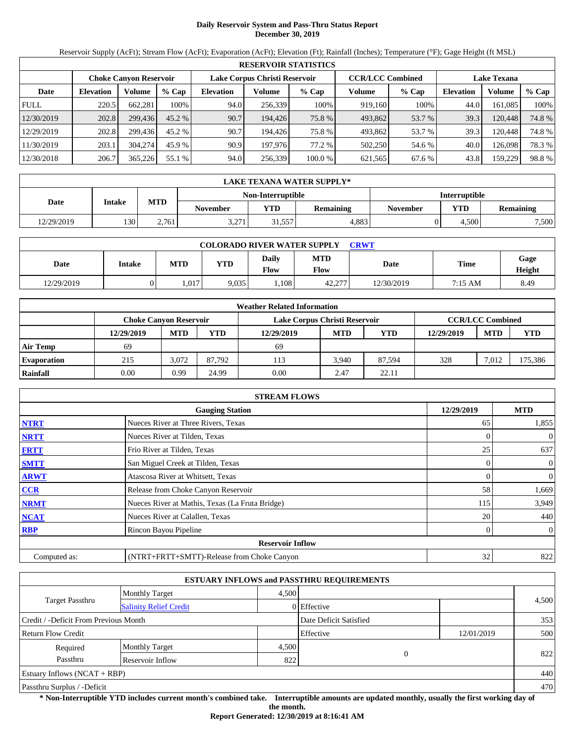# Daily Reservoir System and Pass-Thru Status Report
## December 30, 2019

Reservoir Supply (AcFt); Stream Flow (AcFt); Evaporation (AcFt); Elevation (Ft); Rainfall (Inches); Temperature (°F); Gage Height (ft MSL)

| RESERVOIR STATISTICS | | | | | | | | | | | |
|---|---|---|---|---|---|---|---|---|---|---|---|
| | Choke Canyon Reservoir | | | Lake Corpus Christi Reservoir | | | CCR/LCC Combined | | Lake Texana | | |
| Date | Elevation | Volume | % Cap | Elevation | Volume | % Cap | Volume | % Cap | Elevation | Volume | % Cap |
| FULL | 220.5 | 662,281 | 100% | 94.0 | 256,339 | 100% | 919,160 | 100% | 44.0 | 161,085 | 100% |
| 12/30/2019 | 202.8 | 299,436 | 45.2 % | 90.7 | 194,426 | 75.8 % | 493,862 | 53.7 % | 39.3 | 120,448 | 74.8 % |
| 12/29/2019 | 202.8 | 299,436 | 45.2 % | 90.7 | 194,426 | 75.8 % | 493,862 | 53.7 % | 39.3 | 120,448 | 74.8 % |
| 11/30/2019 | 203.1 | 304,274 | 45.9 % | 90.9 | 197,976 | 77.2 % | 502,250 | 54.6 % | 40.0 | 126,098 | 78.3 % |
| 12/30/2018 | 206.7 | 365,226 | 55.1 % | 94.0 | 256,339 | 100.0 % | 621,565 | 67.6 % | 43.8 | 159,229 | 98.8 % |

| LAKE TEXANA WATER SUPPLY* | | | | | | | | |
|---|---|---|---|---|---|---|---|---|
| Date | Intake | MTD | Non-Interruptible | | | Interruptible | | |
| | | | November | YTD | Remaining | November | YTD | Remaining |
| 12/29/2019 | 130 | 2,761 | 3,271 | 31,557 | 4,883 | 0 | 4,500 | 7,500 |

| COLORADO RIVER WATER SUPPLY CRWT | | | | | | | | |
|---|---|---|---|---|---|---|---|---|
| Date | Intake | MTD | YTD | Daily Flow | MTD Flow | Date | Time | Gage Height |
| 12/29/2019 | 0 | 1,017 | 9,035 | 1,108 | 42,277 | 12/30/2019 | 7:15 AM | 8.49 |

| Weather Related Information | | | | | | | | | |
|---|---|---|---|---|---|---|---|---|---|
| | Choke Canyon Reservoir | | | Lake Corpus Christi Reservoir | | | CCR/LCC Combined | | |
| | 12/29/2019 | MTD | YTD | 12/29/2019 | MTD | YTD | 12/29/2019 | MTD | YTD |
| Air Temp | 69 | | | 69 | | | | | |
| Evaporation | 215 | 3,072 | 87,792 | 113 | 3,940 | 87,594 | 328 | 7,012 | 175,386 |
| Rainfall | 0.00 | 0.99 | 24.99 | 0.00 | 2.47 | 22.11 | | | |

| STREAM FLOWS | | | |
|---|---|---|---|
| | Gauging Station | 12/29/2019 | MTD |
| NTRT | Nueces River at Three Rivers, Texas | 65 | 1,855 |
| NRTT | Nueces River at Tilden, Texas | 0 | 0 |
| FRTT | Frio River at Tilden, Texas | 25 | 637 |
| SMTT | San Miguel Creek at Tilden, Texas | 0 | 0 |
| ARWT | Atascosa River at Whitsett, Texas | 0 | 0 |
| CCR | Release from Choke Canyon Reservoir | 58 | 1,669 |
| NRMT | Nueces River at Mathis, Texas (La Fruta Bridge) | 115 | 3,949 |
| NCAT | Nueces River at Calallen, Texas | 20 | 440 |
| RBP | Rincon Bayou Pipeline | 0 | 0 |
| | Reservoir Inflow | | |
| Computed as: | (NTRT+FRTT+SMTT)-Release from Choke Canyon | 32 | 822 |

| ESTUARY INFLOWS and PASSTHRU REQUIREMENTS | | | | | |
|---|---|---|---|---|---|
| Target Passthru | Monthly Target | 4,500 | | | 4,500 |
| | Salinity Relief Credit | 0 | Effective | | |
| Credit / -Deficit From Previous Month | | | Date Deficit Satisfied | | 353 |
| Return Flow Credit | | | Effective | 12/01/2019 | 500 |
| Required Passthru | Monthly Target | 4,500 | 0 | | 822 |
| | Reservoir Inflow | 822 | | | |
| Estuary Inflows (NCAT + RBP) | | | | | 440 |
| Passthru Surplus / -Deficit | | | | | 470 |

**\* Non-Interruptible YTD includes current month's combined take. Interruptible amounts are updated monthly, usually the first working day of the month.**

**Report Generated: 12/30/2019 at 8:16:41 AM**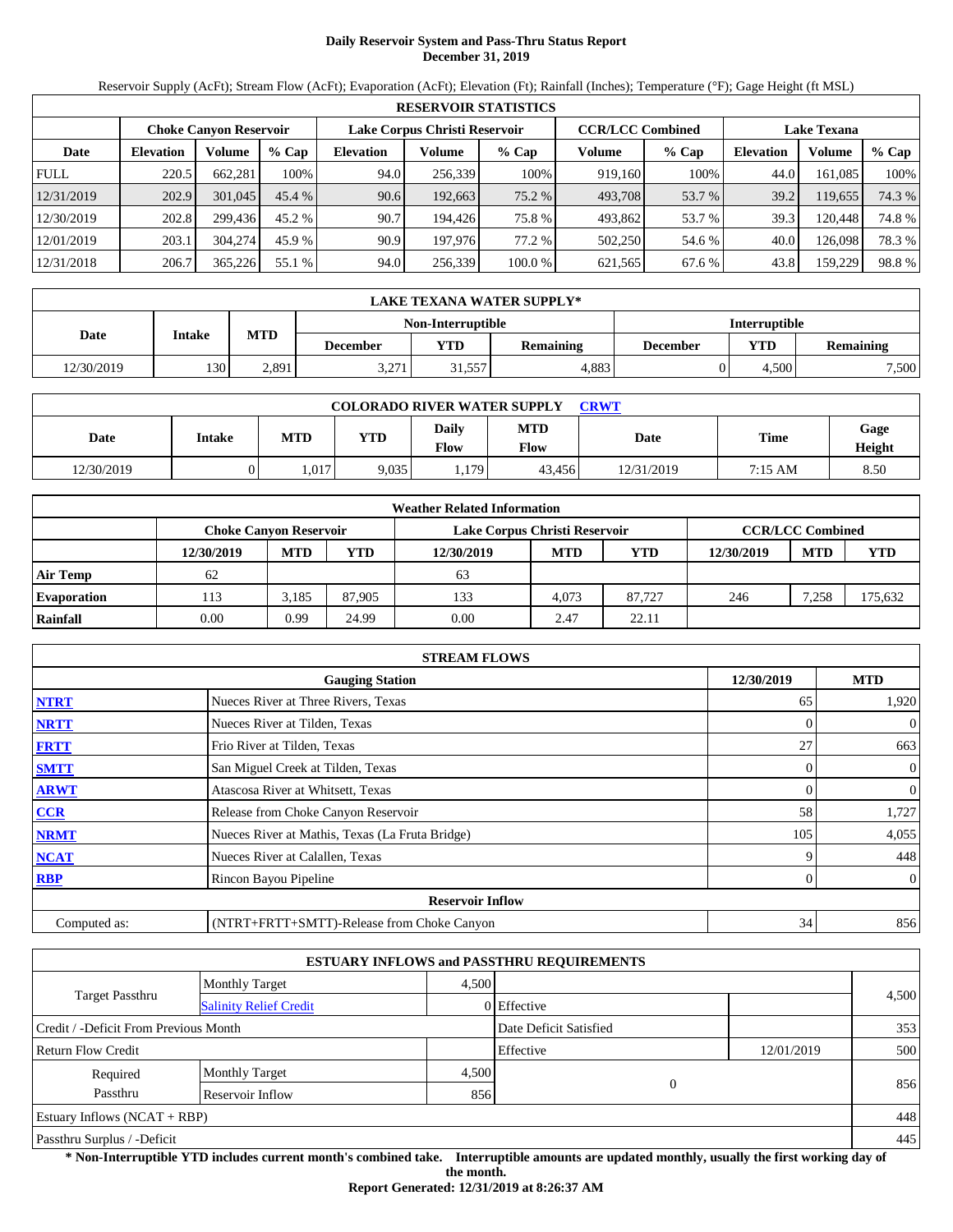# Daily Reservoir System and Pass-Thru Status Report
## December 31, 2019

Reservoir Supply (AcFt); Stream Flow (AcFt); Evaporation (AcFt); Elevation (Ft); Rainfall (Inches); Temperature (°F); Gage Height (ft MSL)

| RESERVOIR STATISTICS | | | | | | | | | | | |
|---|---|---|---|---|---|---|---|---|---|---|---|
| | Choke Canyon Reservoir | | | Lake Corpus Christi Reservoir | | | CCR/LCC Combined | | Lake Texana | | |
| Date | Elevation | Volume | % Cap | Elevation | Volume | % Cap | Volume | % Cap | Elevation | Volume | % Cap |
| FULL | 220.5 | 662,281 | 100% | 94.0 | 256,339 | 100% | 919,160 | 100% | 44.0 | 161,085 | 100% |
| 12/31/2019 | 202.9 | 301,045 | 45.4 % | 90.6 | 192,663 | 75.2 % | 493,708 | 53.7 % | 39.2 | 119,655 | 74.3 % |
| 12/30/2019 | 202.8 | 299,436 | 45.2 % | 90.7 | 194,426 | 75.8 % | 493,862 | 53.7 % | 39.3 | 120,448 | 74.8 % |
| 12/01/2019 | 203.1 | 304,274 | 45.9 % | 90.9 | 197,976 | 77.2 % | 502,250 | 54.6 % | 40.0 | 126,098 | 78.3 % |
| 12/31/2018 | 206.7 | 365,226 | 55.1 % | 94.0 | 256,339 | 100.0 % | 621,565 | 67.6 % | 43.8 | 159,229 | 98.8 % |

| LAKE TEXANA WATER SUPPLY* | | | | | | | |
|---|---|---|---|---|---|---|---|
| Date | Intake | MTD | Non-Interruptible | | | Interruptible | | |
| | | | December | YTD | Remaining | December | YTD | Remaining |
| 12/30/2019 | 130 | 2,891 | 3,271 | 31,557 | 4,883 | 0 | 4,500 | 7,500 |

| COLORADO RIVER WATER SUPPLY CRWT | | | | | | | | |
|---|---|---|---|---|---|---|---|---|
| Date | Intake | MTD | YTD | Daily Flow | MTD Flow | Date | Time | Gage Height |
| 12/30/2019 | 0 | 1,017 | 9,035 | 1,179 | 43,456 | 12/31/2019 | 7:15 AM | 8.50 |

| Weather Related Information | | | | | | | | | |
|---|---|---|---|---|---|---|---|---|---|
| | Choke Canyon Reservoir | | | Lake Corpus Christi Reservoir | | | CCR/LCC Combined | | |
| | 12/30/2019 | MTD | YTD | 12/30/2019 | MTD | YTD | 12/30/2019 | MTD | YTD |
| Air Temp | 62 | | | 63 | | | | | |
| Evaporation | 113 | 3,185 | 87,905 | 133 | 4,073 | 87,727 | 246 | 7,258 | 175,632 |
| Rainfall | 0.00 | 0.99 | 24.99 | 0.00 | 2.47 | 22.11 | | | |

| STREAM FLOWS | | | |
|---|---|---|---|
| | Gauging Station | 12/30/2019 | MTD |
| NTRT | Nueces River at Three Rivers, Texas | 65 | 1,920 |
| NRTT | Nueces River at Tilden, Texas | 0 | 0 |
| FRTT | Frio River at Tilden, Texas | 27 | 663 |
| SMTT | San Miguel Creek at Tilden, Texas | 0 | 0 |
| ARWT | Atascosa River at Whitsett, Texas | 0 | 0 |
| CCR | Release from Choke Canyon Reservoir | 58 | 1,727 |
| NRMT | Nueces River at Mathis, Texas (La Fruta Bridge) | 105 | 4,055 |
| NCAT | Nueces River at Calallen, Texas | 9 | 448 |
| RBP | Rincon Bayou Pipeline | 0 | 0 |
| | Reservoir Inflow | | |
| Computed as: | (NTRT+FRTT+SMTT)-Release from Choke Canyon | 34 | 856 |

| ESTUARY INFLOWS and PASSTHRU REQUIREMENTS | | | | | |
|---|---|---|---|---|---|
| Target Passthru | Monthly Target | 4,500 | | | 4,500 |
| | Salinity Relief Credit | 0 | Effective | | |
| Credit / -Deficit From Previous Month | | | Date Deficit Satisfied | | 353 |
| Return Flow Credit | | | Effective | 12/01/2019 | 500 |
| Required Passthru | Monthly Target | 4,500 | 0 | | 856 |
| | Reservoir Inflow | 856 | | | |
| Estuary Inflows (NCAT + RBP) | | | | | 448 |
| Passthru Surplus / -Deficit | | | | | 445 |

**\* Non-Interruptible YTD includes current month's combined take. Interruptible amounts are updated monthly, usually the first working day of the month.**

**Report Generated: 12/31/2019 at 8:26:37 AM**